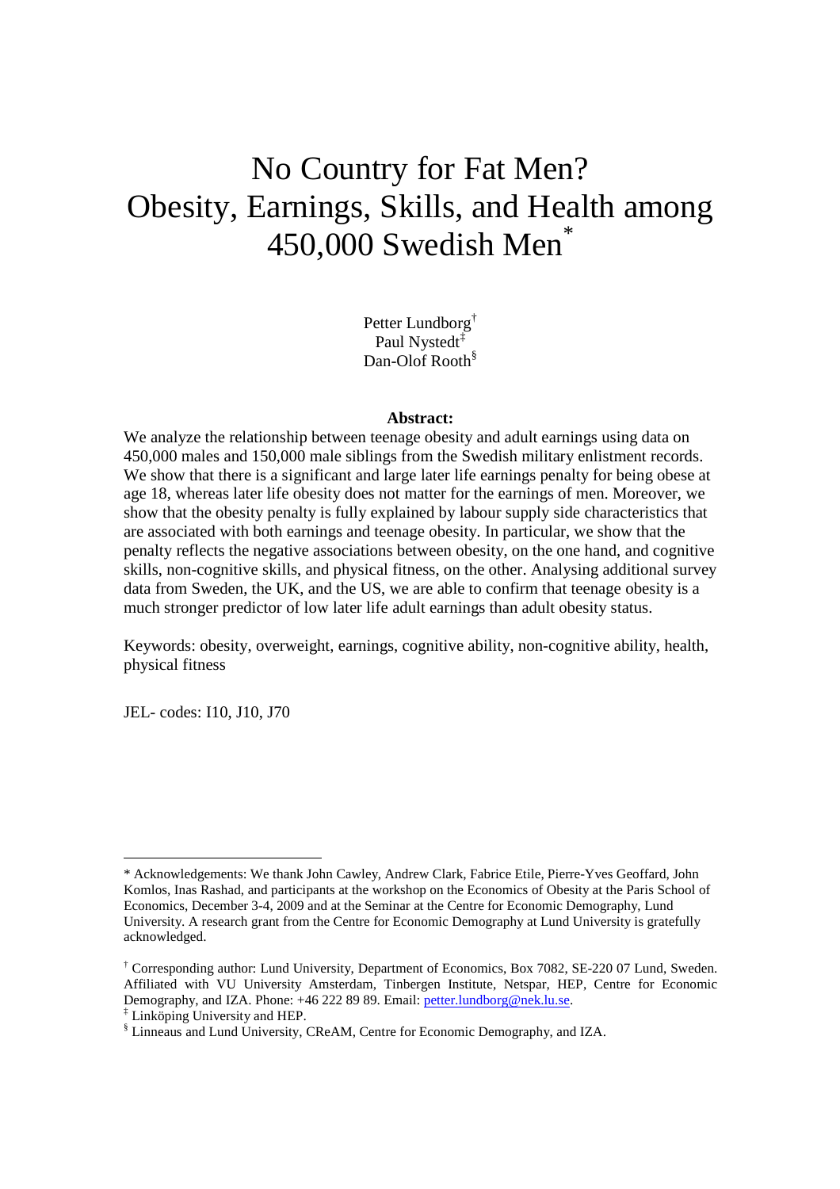# No Country for Fat Men? Obesity, Earnings, Skills, and Health among 450,000 Swedish Men*

Petter Lundborg[†]
Paul Nystedt[‡]
Dan-Olof Rooth[§]

**Abstract:**

We analyze the relationship between teenage obesity and adult earnings using data on 450,000 males and 150,000 male siblings from the Swedish military enlistment records. We show that there is a significant and large later life earnings penalty for being obese at age 18, whereas later life obesity does not matter for the earnings of men. Moreover, we show that the obesity penalty is fully explained by labour supply side characteristics that are associated with both earnings and teenage obesity. In particular, we show that the penalty reflects the negative associations between obesity, on the one hand, and cognitive skills, non-cognitive skills, and physical fitness, on the other. Analysing additional survey data from Sweden, the UK, and the US, we are able to confirm that teenage obesity is a much stronger predictor of low later life adult earnings than adult obesity status.

Keywords: obesity, overweight, earnings, cognitive ability, non-cognitive ability, health, physical fitness

JEL- codes: I10, J10, J70

---

* Acknowledgements: We thank John Cawley, Andrew Clark, Fabrice Etile, Pierre-Yves Geoffard, John Komlos, Inas Rashad, and participants at the workshop on the Economics of Obesity at the Paris School of Economics, December 3-4, 2009 and at the Seminar at the Centre for Economic Demography, Lund University. A research grant from the Centre for Economic Demography at Lund University is gratefully acknowledged.

[†] Corresponding author: Lund University, Department of Economics, Box 7082, SE-220 07 Lund, Sweden. Affiliated with VU University Amsterdam, Tinbergen Institute, Netspar, HEP, Centre for Economic Demography, and IZA. Phone: +46 222 89 89. Email: petter.lundborg@nek.lu.se.

[‡] Linköping University and HEP.

[§] Linneaus and Lund University, CReAM, Centre for Economic Demography, and IZA.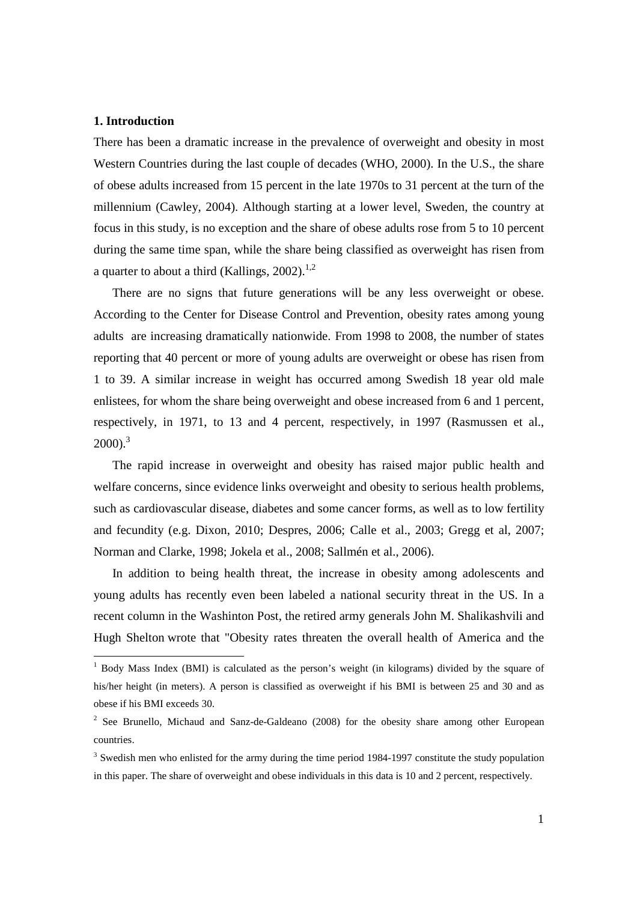## 1. Introduction

There has been a dramatic increase in the prevalence of overweight and obesity in most Western Countries during the last couple of decades (WHO, 2000). In the U.S., the share of obese adults increased from 15 percent in the late 1970s to 31 percent at the turn of the millennium (Cawley, 2004). Although starting at a lower level, Sweden, the country at focus in this study, is no exception and the share of obese adults rose from 5 to 10 percent during the same time span, while the share being classified as overweight has risen from a quarter to about a third (Kallings, 2002).[1,2]

There are no signs that future generations will be any less overweight or obese. According to the Center for Disease Control and Prevention, obesity rates among young adults are increasing dramatically nationwide. From 1998 to 2008, the number of states reporting that 40 percent or more of young adults are overweight or obese has risen from 1 to 39. A similar increase in weight has occurred among Swedish 18 year old male enlistees, for whom the share being overweight and obese increased from 6 and 1 percent, respectively, in 1971, to 13 and 4 percent, respectively, in 1997 (Rasmussen et al., 2000).[3]

The rapid increase in overweight and obesity has raised major public health and welfare concerns, since evidence links overweight and obesity to serious health problems, such as cardiovascular disease, diabetes and some cancer forms, as well as to low fertility and fecundity (e.g. Dixon, 2010; Despres, 2006; Calle et al., 2003; Gregg et al, 2007; Norman and Clarke, 1998; Jokela et al., 2008; Sallmén et al., 2006).

In addition to being health threat, the increase in obesity among adolescents and young adults has recently even been labeled a national security threat in the US. In a recent column in the Washinton Post, the retired army generals John M. Shalikashvili and Hugh Shelton wrote that "Obesity rates threaten the overall health of America and the

[1] Body Mass Index (BMI) is calculated as the person's weight (in kilograms) divided by the square of his/her height (in meters). A person is classified as overweight if his BMI is between 25 and 30 and as obese if his BMI exceeds 30.

[2] See Brunello, Michaud and Sanz-de-Galdeano (2008) for the obesity share among other European countries.

[3] Swedish men who enlisted for the army during the time period 1984-1997 constitute the study population in this paper. The share of overweight and obese individuals in this data is 10 and 2 percent, respectively.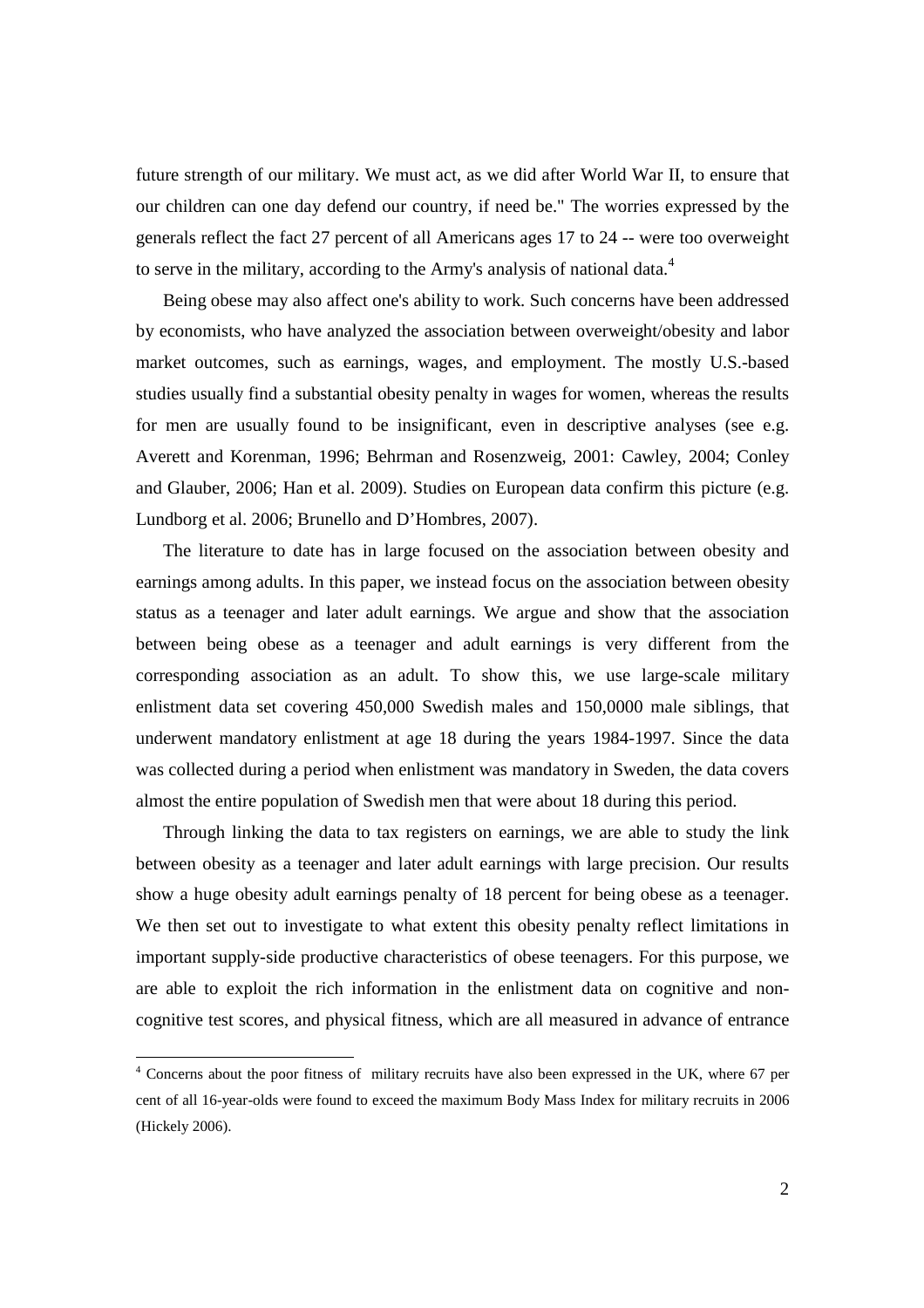future strength of our military. We must act, as we did after World War II, to ensure that our children can one day defend our country, if need be." The worries expressed by the generals reflect the fact 27 percent of all Americans ages 17 to 24 -- were too overweight to serve in the military, according to the Army's analysis of national data.[4]

Being obese may also affect one's ability to work. Such concerns have been addressed by economists, who have analyzed the association between overweight/obesity and labor market outcomes, such as earnings, wages, and employment. The mostly U.S.-based studies usually find a substantial obesity penalty in wages for women, whereas the results for men are usually found to be insignificant, even in descriptive analyses (see e.g. Averett and Korenman, 1996; Behrman and Rosenzweig, 2001: Cawley, 2004; Conley and Glauber, 2006; Han et al. 2009). Studies on European data confirm this picture (e.g. Lundborg et al. 2006; Brunello and D'Hombres, 2007).

The literature to date has in large focused on the association between obesity and earnings among adults. In this paper, we instead focus on the association between obesity status as a teenager and later adult earnings. We argue and show that the association between being obese as a teenager and adult earnings is very different from the corresponding association as an adult. To show this, we use large-scale military enlistment data set covering 450,000 Swedish males and 150,0000 male siblings, that underwent mandatory enlistment at age 18 during the years 1984-1997. Since the data was collected during a period when enlistment was mandatory in Sweden, the data covers almost the entire population of Swedish men that were about 18 during this period.

Through linking the data to tax registers on earnings, we are able to study the link between obesity as a teenager and later adult earnings with large precision. Our results show a huge obesity adult earnings penalty of 18 percent for being obese as a teenager. We then set out to investigate to what extent this obesity penalty reflect limitations in important supply-side productive characteristics of obese teenagers. For this purpose, we are able to exploit the rich information in the enlistment data on cognitive and non-cognitive test scores, and physical fitness, which are all measured in advance of entrance

[4] Concerns about the poor fitness of military recruits have also been expressed in the UK, where 67 per cent of all 16-year-olds were found to exceed the maximum Body Mass Index for military recruits in 2006 (Hickely 2006).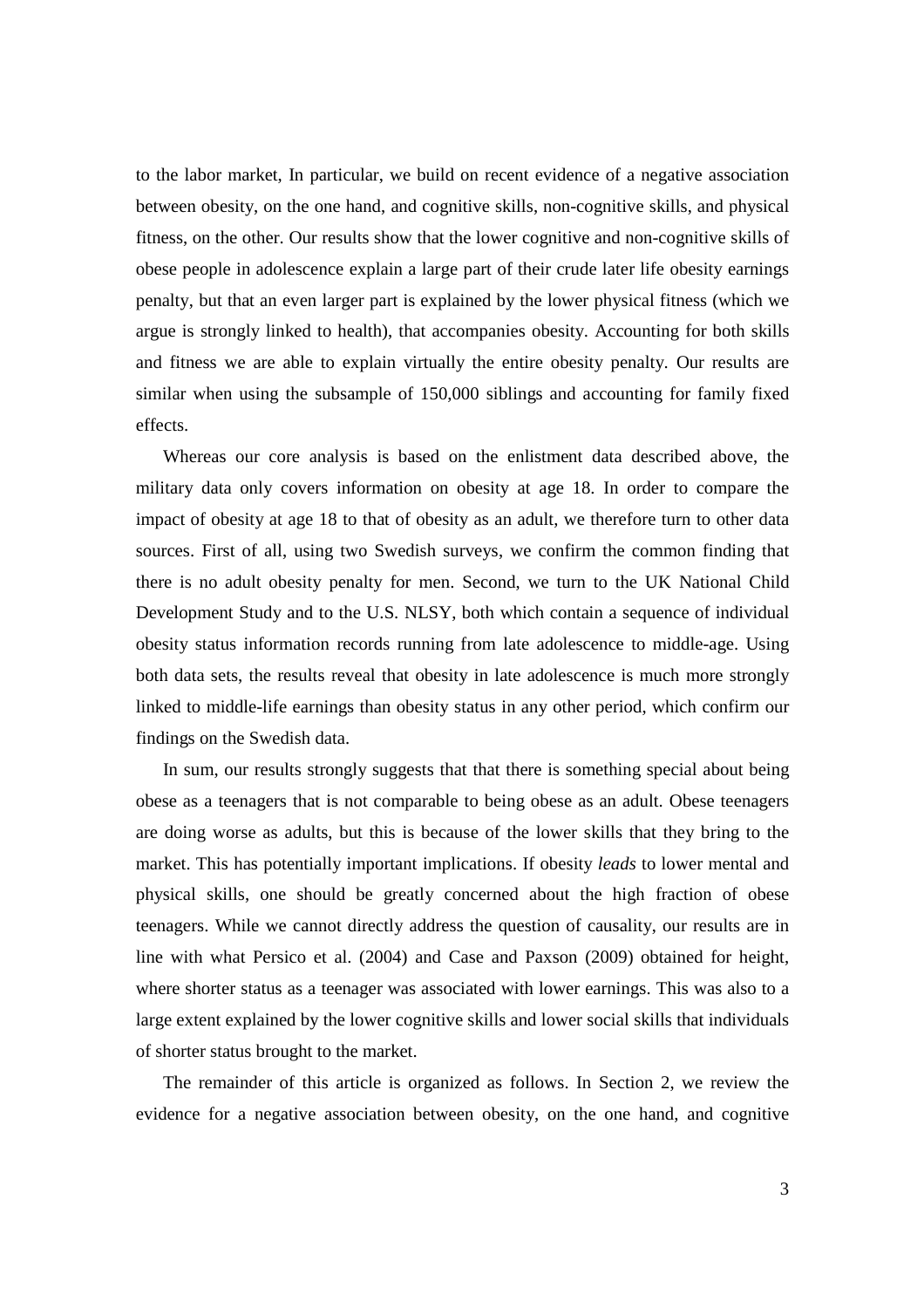to the labor market, In particular, we build on recent evidence of a negative association between obesity, on the one hand, and cognitive skills, non-cognitive skills, and physical fitness, on the other. Our results show that the lower cognitive and non-cognitive skills of obese people in adolescence explain a large part of their crude later life obesity earnings penalty, but that an even larger part is explained by the lower physical fitness (which we argue is strongly linked to health), that accompanies obesity. Accounting for both skills and fitness we are able to explain virtually the entire obesity penalty. Our results are similar when using the subsample of 150,000 siblings and accounting for family fixed effects.

Whereas our core analysis is based on the enlistment data described above, the military data only covers information on obesity at age 18. In order to compare the impact of obesity at age 18 to that of obesity as an adult, we therefore turn to other data sources. First of all, using two Swedish surveys, we confirm the common finding that there is no adult obesity penalty for men. Second, we turn to the UK National Child Development Study and to the U.S. NLSY, both which contain a sequence of individual obesity status information records running from late adolescence to middle-age. Using both data sets, the results reveal that obesity in late adolescence is much more strongly linked to middle-life earnings than obesity status in any other period, which confirm our findings on the Swedish data.

In sum, our results strongly suggests that that there is something special about being obese as a teenagers that is not comparable to being obese as an adult. Obese teenagers are doing worse as adults, but this is because of the lower skills that they bring to the market. This has potentially important implications. If obesity *leads* to lower mental and physical skills, one should be greatly concerned about the high fraction of obese teenagers. While we cannot directly address the question of causality, our results are in line with what Persico et al. (2004) and Case and Paxson (2009) obtained for height, where shorter status as a teenager was associated with lower earnings. This was also to a large extent explained by the lower cognitive skills and lower social skills that individuals of shorter status brought to the market.

The remainder of this article is organized as follows. In Section 2, we review the evidence for a negative association between obesity, on the one hand, and cognitive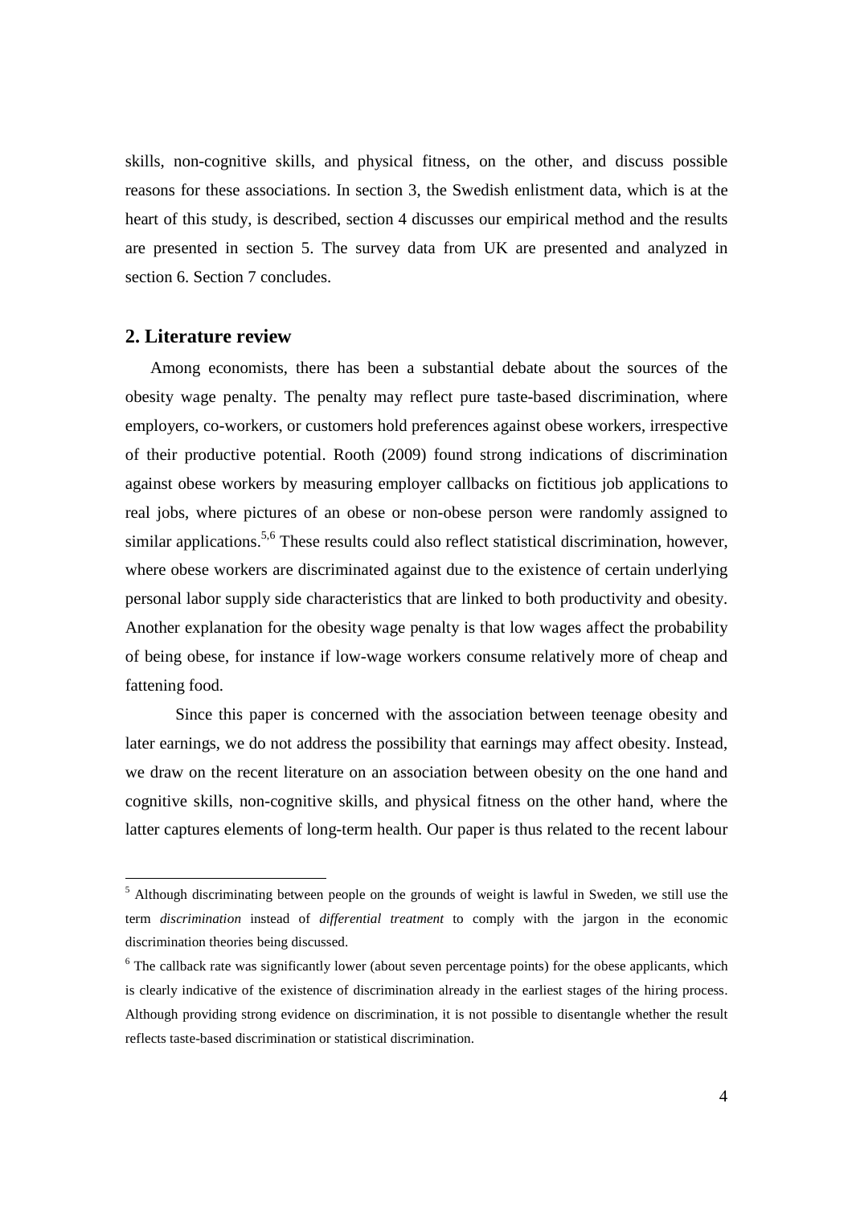skills, non-cognitive skills, and physical fitness, on the other, and discuss possible reasons for these associations. In section 3, the Swedish enlistment data, which is at the heart of this study, is described, section 4 discusses our empirical method and the results are presented in section 5. The survey data from UK are presented and analyzed in section 6. Section 7 concludes.

## 2. Literature review

Among economists, there has been a substantial debate about the sources of the obesity wage penalty. The penalty may reflect pure taste-based discrimination, where employers, co-workers, or customers hold preferences against obese workers, irrespective of their productive potential. Rooth (2009) found strong indications of discrimination against obese workers by measuring employer callbacks on fictitious job applications to real jobs, where pictures of an obese or non-obese person were randomly assigned to similar applications.[5,6] These results could also reflect statistical discrimination, however, where obese workers are discriminated against due to the existence of certain underlying personal labor supply side characteristics that are linked to both productivity and obesity. Another explanation for the obesity wage penalty is that low wages affect the probability of being obese, for instance if low-wage workers consume relatively more of cheap and fattening food.

Since this paper is concerned with the association between teenage obesity and later earnings, we do not address the possibility that earnings may affect obesity. Instead, we draw on the recent literature on an association between obesity on the one hand and cognitive skills, non-cognitive skills, and physical fitness on the other hand, where the latter captures elements of long-term health. Our paper is thus related to the recent labour

[5] Although discriminating between people on the grounds of weight is lawful in Sweden, we still use the term *discrimination* instead of *differential treatment* to comply with the jargon in the economic discrimination theories being discussed.

[6] The callback rate was significantly lower (about seven percentage points) for the obese applicants, which is clearly indicative of the existence of discrimination already in the earliest stages of the hiring process. Although providing strong evidence on discrimination, it is not possible to disentangle whether the result reflects taste-based discrimination or statistical discrimination.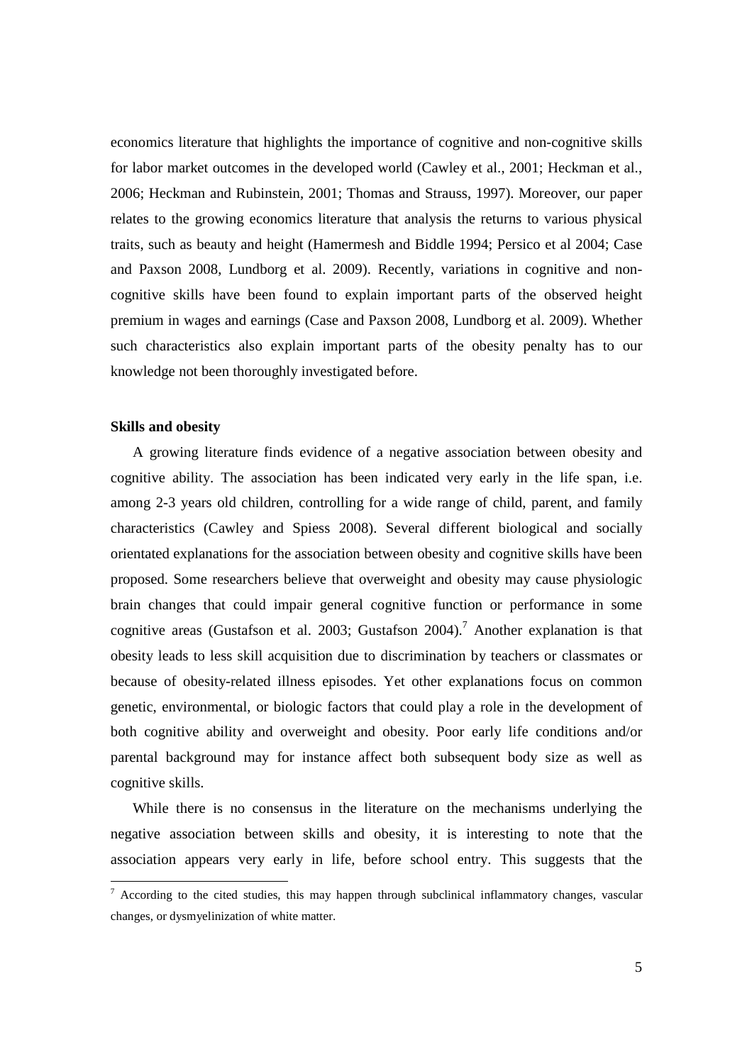economics literature that highlights the importance of cognitive and non-cognitive skills for labor market outcomes in the developed world (Cawley et al., 2001; Heckman et al., 2006; Heckman and Rubinstein, 2001; Thomas and Strauss, 1997). Moreover, our paper relates to the growing economics literature that analysis the returns to various physical traits, such as beauty and height (Hamermesh and Biddle 1994; Persico et al 2004; Case and Paxson 2008, Lundborg et al. 2009). Recently, variations in cognitive and non-cognitive skills have been found to explain important parts of the observed height premium in wages and earnings (Case and Paxson 2008, Lundborg et al. 2009). Whether such characteristics also explain important parts of the obesity penalty has to our knowledge not been thoroughly investigated before.

**Skills and obesity**

A growing literature finds evidence of a negative association between obesity and cognitive ability. The association has been indicated very early in the life span, i.e. among 2-3 years old children, controlling for a wide range of child, parent, and family characteristics (Cawley and Spiess 2008). Several different biological and socially orientated explanations for the association between obesity and cognitive skills have been proposed. Some researchers believe that overweight and obesity may cause physiologic brain changes that could impair general cognitive function or performance in some cognitive areas (Gustafson et al. 2003; Gustafson 2004).[7] Another explanation is that obesity leads to less skill acquisition due to discrimination by teachers or classmates or because of obesity-related illness episodes. Yet other explanations focus on common genetic, environmental, or biologic factors that could play a role in the development of both cognitive ability and overweight and obesity. Poor early life conditions and/or parental background may for instance affect both subsequent body size as well as cognitive skills.

While there is no consensus in the literature on the mechanisms underlying the negative association between skills and obesity, it is interesting to note that the association appears very early in life, before school entry. This suggests that the

[7] According to the cited studies, this may happen through subclinical inflammatory changes, vascular changes, or dysmyelinization of white matter.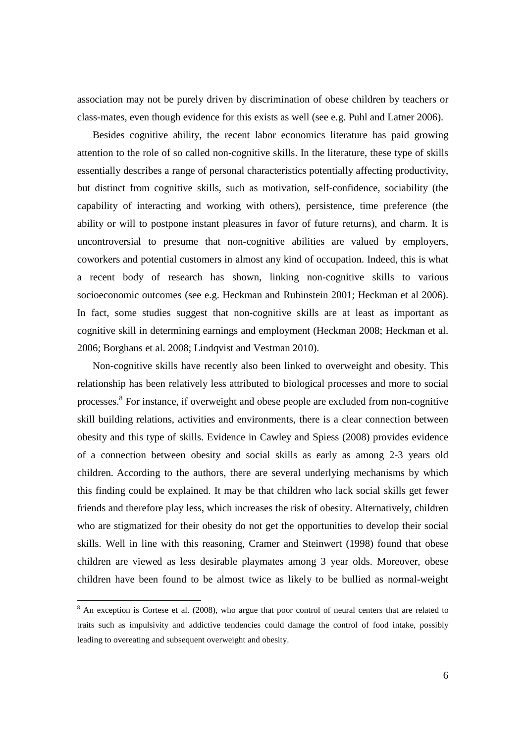association may not be purely driven by discrimination of obese children by teachers or class-mates, even though evidence for this exists as well (see e.g. Puhl and Latner 2006).

Besides cognitive ability, the recent labor economics literature has paid growing attention to the role of so called non-cognitive skills. In the literature, these type of skills essentially describes a range of personal characteristics potentially affecting productivity, but distinct from cognitive skills, such as motivation, self-confidence, sociability (the capability of interacting and working with others), persistence, time preference (the ability or will to postpone instant pleasures in favor of future returns), and charm. It is uncontroversial to presume that non-cognitive abilities are valued by employers, coworkers and potential customers in almost any kind of occupation. Indeed, this is what a recent body of research has shown, linking non-cognitive skills to various socioeconomic outcomes (see e.g. Heckman and Rubinstein 2001; Heckman et al 2006). In fact, some studies suggest that non-cognitive skills are at least as important as cognitive skill in determining earnings and employment (Heckman 2008; Heckman et al. 2006; Borghans et al. 2008; Lindqvist and Vestman 2010).

Non-cognitive skills have recently also been linked to overweight and obesity. This relationship has been relatively less attributed to biological processes and more to social processes.[8] For instance, if overweight and obese people are excluded from non-cognitive skill building relations, activities and environments, there is a clear connection between obesity and this type of skills. Evidence in Cawley and Spiess (2008) provides evidence of a connection between obesity and social skills as early as among 2-3 years old children. According to the authors, there are several underlying mechanisms by which this finding could be explained. It may be that children who lack social skills get fewer friends and therefore play less, which increases the risk of obesity. Alternatively, children who are stigmatized for their obesity do not get the opportunities to develop their social skills. Well in line with this reasoning, Cramer and Steinwert (1998) found that obese children are viewed as less desirable playmates among 3 year olds. Moreover, obese children have been found to be almost twice as likely to be bullied as normal-weight

[8] An exception is Cortese et al. (2008), who argue that poor control of neural centers that are related to traits such as impulsivity and addictive tendencies could damage the control of food intake, possibly leading to overeating and subsequent overweight and obesity.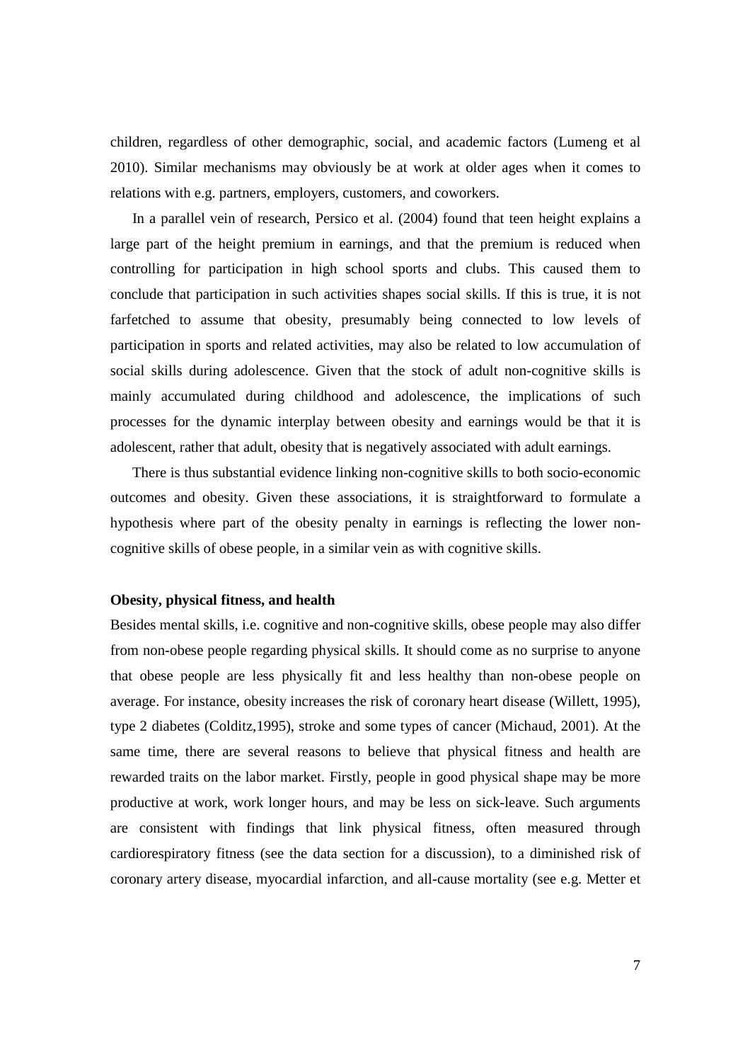children, regardless of other demographic, social, and academic factors (Lumeng et al 2010). Similar mechanisms may obviously be at work at older ages when it comes to relations with e.g. partners, employers, customers, and coworkers.

In a parallel vein of research, Persico et al. (2004) found that teen height explains a large part of the height premium in earnings, and that the premium is reduced when controlling for participation in high school sports and clubs. This caused them to conclude that participation in such activities shapes social skills. If this is true, it is not farfetched to assume that obesity, presumably being connected to low levels of participation in sports and related activities, may also be related to low accumulation of social skills during adolescence. Given that the stock of adult non-cognitive skills is mainly accumulated during childhood and adolescence, the implications of such processes for the dynamic interplay between obesity and earnings would be that it is adolescent, rather that adult, obesity that is negatively associated with adult earnings.

There is thus substantial evidence linking non-cognitive skills to both socio-economic outcomes and obesity. Given these associations, it is straightforward to formulate a hypothesis where part of the obesity penalty in earnings is reflecting the lower non-cognitive skills of obese people, in a similar vein as with cognitive skills.

**Obesity, physical fitness, and health**

Besides mental skills, i.e. cognitive and non-cognitive skills, obese people may also differ from non-obese people regarding physical skills. It should come as no surprise to anyone that obese people are less physically fit and less healthy than non-obese people on average. For instance, obesity increases the risk of coronary heart disease (Willett, 1995), type 2 diabetes (Colditz,1995), stroke and some types of cancer (Michaud, 2001). At the same time, there are several reasons to believe that physical fitness and health are rewarded traits on the labor market. Firstly, people in good physical shape may be more productive at work, work longer hours, and may be less on sick-leave. Such arguments are consistent with findings that link physical fitness, often measured through cardiorespiratory fitness (see the data section for a discussion), to a diminished risk of coronary artery disease, myocardial infarction, and all-cause mortality (see e.g. Metter et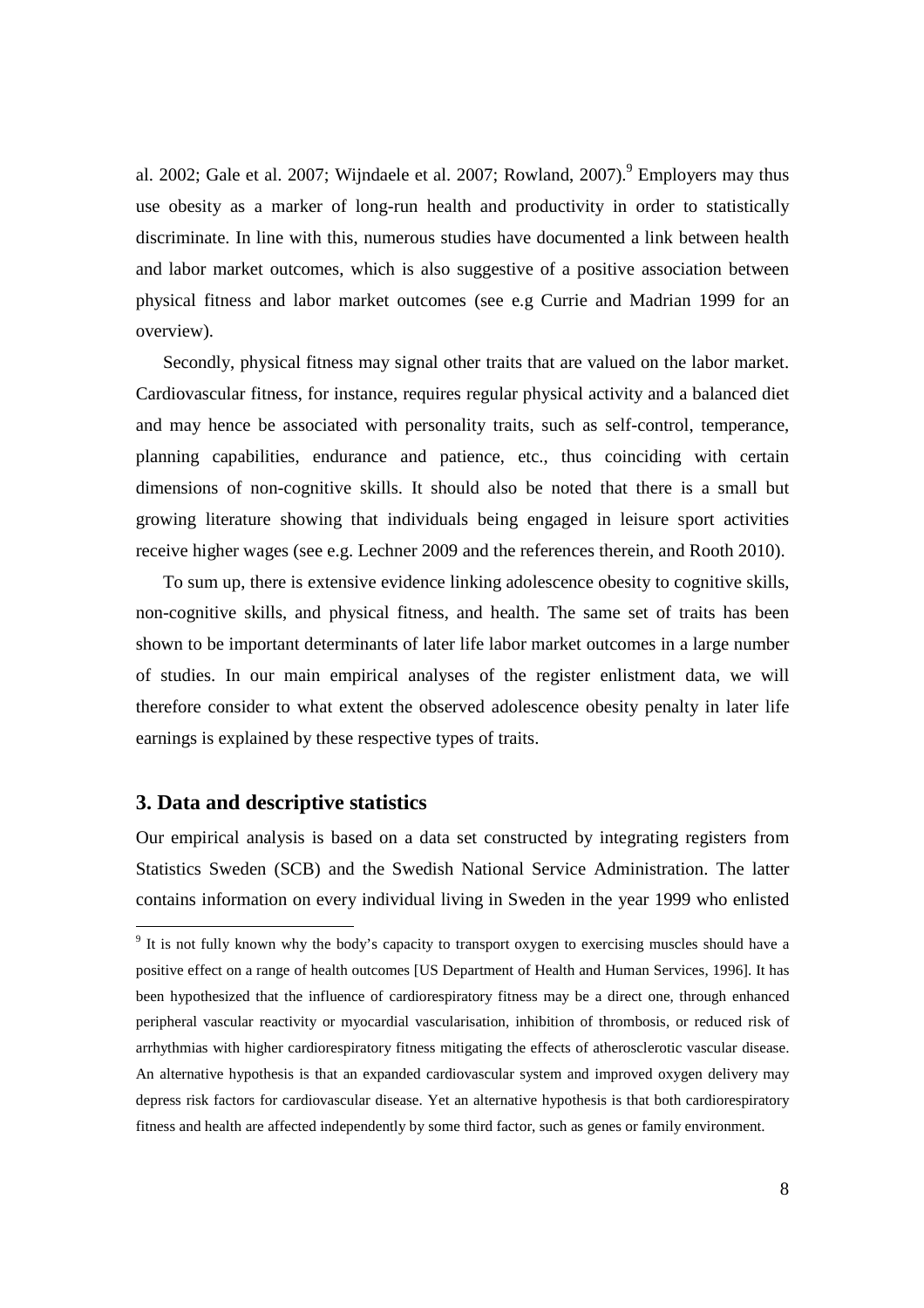al. 2002; Gale et al. 2007; Wijndaele et al. 2007; Rowland, 2007).[9] Employers may thus use obesity as a marker of long-run health and productivity in order to statistically discriminate. In line with this, numerous studies have documented a link between health and labor market outcomes, which is also suggestive of a positive association between physical fitness and labor market outcomes (see e.g Currie and Madrian 1999 for an overview).

Secondly, physical fitness may signal other traits that are valued on the labor market. Cardiovascular fitness, for instance, requires regular physical activity and a balanced diet and may hence be associated with personality traits, such as self-control, temperance, planning capabilities, endurance and patience, etc., thus coinciding with certain dimensions of non-cognitive skills. It should also be noted that there is a small but growing literature showing that individuals being engaged in leisure sport activities receive higher wages (see e.g. Lechner 2009 and the references therein, and Rooth 2010).

To sum up, there is extensive evidence linking adolescence obesity to cognitive skills, non-cognitive skills, and physical fitness, and health. The same set of traits has been shown to be important determinants of later life labor market outcomes in a large number of studies. In our main empirical analyses of the register enlistment data, we will therefore consider to what extent the observed adolescence obesity penalty in later life earnings is explained by these respective types of traits.

## 3. Data and descriptive statistics

Our empirical analysis is based on a data set constructed by integrating registers from Statistics Sweden (SCB) and the Swedish National Service Administration. The latter contains information on every individual living in Sweden in the year 1999 who enlisted

[9] It is not fully known why the body's capacity to transport oxygen to exercising muscles should have a positive effect on a range of health outcomes [US Department of Health and Human Services, 1996]. It has been hypothesized that the influence of cardiorespiratory fitness may be a direct one, through enhanced peripheral vascular reactivity or myocardial vascularisation, inhibition of thrombosis, or reduced risk of arrhythmias with higher cardiorespiratory fitness mitigating the effects of atherosclerotic vascular disease. An alternative hypothesis is that an expanded cardiovascular system and improved oxygen delivery may depress risk factors for cardiovascular disease. Yet an alternative hypothesis is that both cardiorespiratory fitness and health are affected independently by some third factor, such as genes or family environment.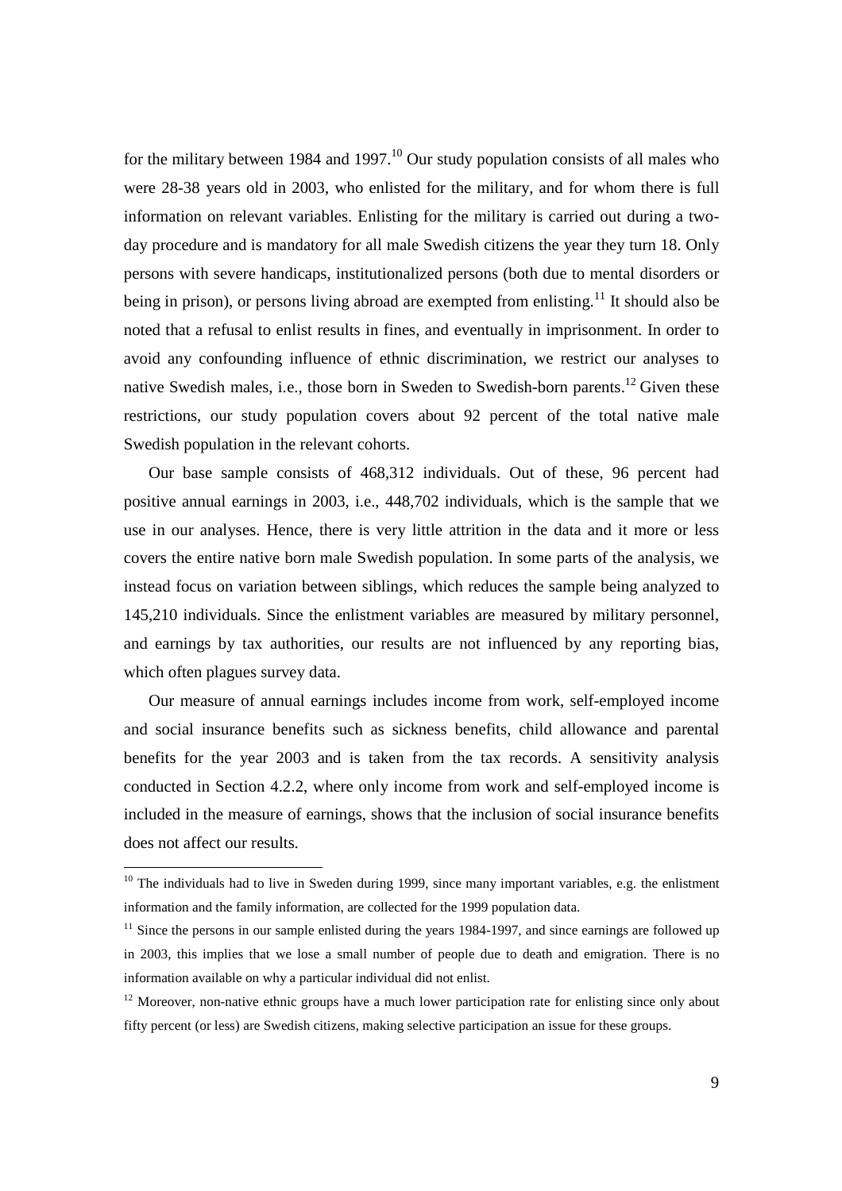for the military between 1984 and 1997.[10] Our study population consists of all males who were 28-38 years old in 2003, who enlisted for the military, and for whom there is full information on relevant variables. Enlisting for the military is carried out during a two-day procedure and is mandatory for all male Swedish citizens the year they turn 18. Only persons with severe handicaps, institutionalized persons (both due to mental disorders or being in prison), or persons living abroad are exempted from enlisting.[11] It should also be noted that a refusal to enlist results in fines, and eventually in imprisonment. In order to avoid any confounding influence of ethnic discrimination, we restrict our analyses to native Swedish males, i.e., those born in Sweden to Swedish-born parents.[12] Given these restrictions, our study population covers about 92 percent of the total native male Swedish population in the relevant cohorts.

Our base sample consists of 468,312 individuals. Out of these, 96 percent had positive annual earnings in 2003, i.e., 448,702 individuals, which is the sample that we use in our analyses. Hence, there is very little attrition in the data and it more or less covers the entire native born male Swedish population. In some parts of the analysis, we instead focus on variation between siblings, which reduces the sample being analyzed to 145,210 individuals. Since the enlistment variables are measured by military personnel, and earnings by tax authorities, our results are not influenced by any reporting bias, which often plagues survey data.

Our measure of annual earnings includes income from work, self-employed income and social insurance benefits such as sickness benefits, child allowance and parental benefits for the year 2003 and is taken from the tax records. A sensitivity analysis conducted in Section 4.2.2, where only income from work and self-employed income is included in the measure of earnings, shows that the inclusion of social insurance benefits does not affect our results.

---

[10] The individuals had to live in Sweden during 1999, since many important variables, e.g. the enlistment information and the family information, are collected for the 1999 population data.

[11] Since the persons in our sample enlisted during the years 1984-1997, and since earnings are followed up in 2003, this implies that we lose a small number of people due to death and emigration. There is no information available on why a particular individual did not enlist.

[12] Moreover, non-native ethnic groups have a much lower participation rate for enlisting since only about fifty percent (or less) are Swedish citizens, making selective participation an issue for these groups.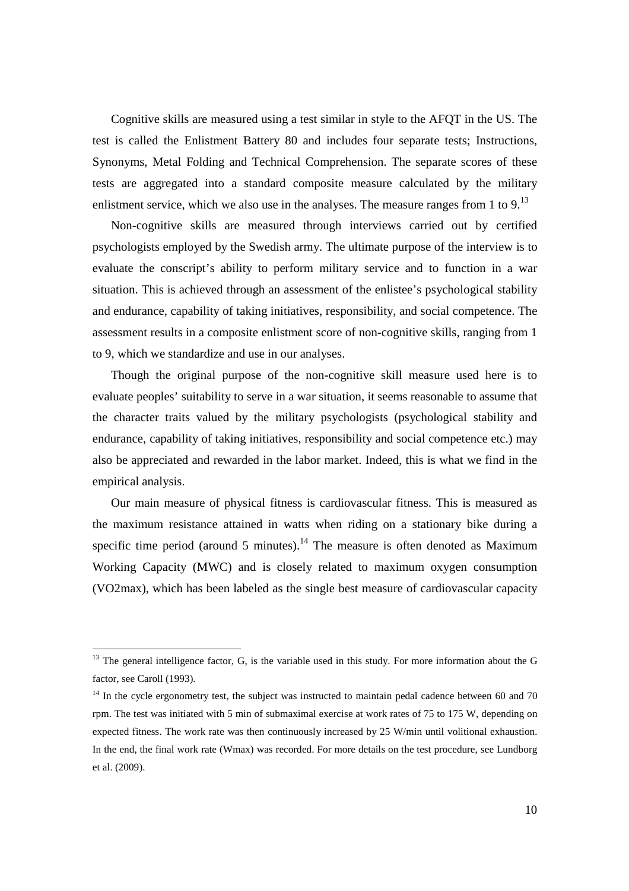Cognitive skills are measured using a test similar in style to the AFQT in the US. The test is called the Enlistment Battery 80 and includes four separate tests; Instructions, Synonyms, Metal Folding and Technical Comprehension. The separate scores of these tests are aggregated into a standard composite measure calculated by the military enlistment service, which we also use in the analyses. The measure ranges from 1 to 9.[13]

Non-cognitive skills are measured through interviews carried out by certified psychologists employed by the Swedish army. The ultimate purpose of the interview is to evaluate the conscript's ability to perform military service and to function in a war situation. This is achieved through an assessment of the enlistee's psychological stability and endurance, capability of taking initiatives, responsibility, and social competence. The assessment results in a composite enlistment score of non-cognitive skills, ranging from 1 to 9, which we standardize and use in our analyses.

Though the original purpose of the non-cognitive skill measure used here is to evaluate peoples' suitability to serve in a war situation, it seems reasonable to assume that the character traits valued by the military psychologists (psychological stability and endurance, capability of taking initiatives, responsibility and social competence etc.) may also be appreciated and rewarded in the labor market. Indeed, this is what we find in the empirical analysis.

Our main measure of physical fitness is cardiovascular fitness. This is measured as the maximum resistance attained in watts when riding on a stationary bike during a specific time period (around 5 minutes).[14] The measure is often denoted as Maximum Working Capacity (MWC) and is closely related to maximum oxygen consumption (VO2max), which has been labeled as the single best measure of cardiovascular capacity

---

[13] The general intelligence factor, G, is the variable used in this study. For more information about the G factor, see Caroll (1993).

[14] In the cycle ergonometry test, the subject was instructed to maintain pedal cadence between 60 and 70 rpm. The test was initiated with 5 min of submaximal exercise at work rates of 75 to 175 W, depending on expected fitness. The work rate was then continuously increased by 25 W/min until volitional exhaustion. In the end, the final work rate (Wmax) was recorded. For more details on the test procedure, see Lundborg et al. (2009).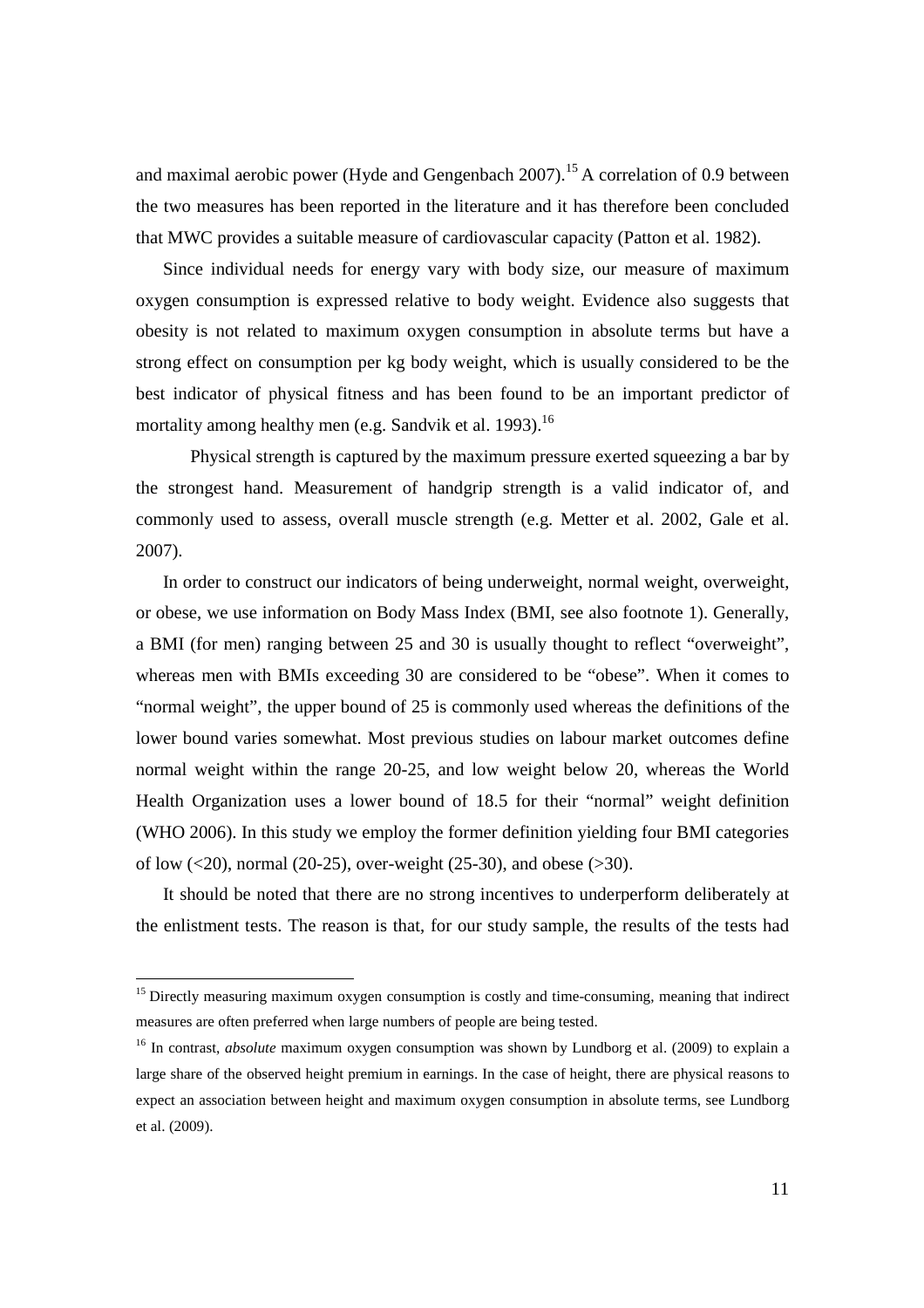and maximal aerobic power (Hyde and Gengenbach 2007).[15] A correlation of 0.9 between the two measures has been reported in the literature and it has therefore been concluded that MWC provides a suitable measure of cardiovascular capacity (Patton et al. 1982).

Since individual needs for energy vary with body size, our measure of maximum oxygen consumption is expressed relative to body weight. Evidence also suggests that obesity is not related to maximum oxygen consumption in absolute terms but have a strong effect on consumption per kg body weight, which is usually considered to be the best indicator of physical fitness and has been found to be an important predictor of mortality among healthy men (e.g. Sandvik et al. 1993).[16]

Physical strength is captured by the maximum pressure exerted squeezing a bar by the strongest hand. Measurement of handgrip strength is a valid indicator of, and commonly used to assess, overall muscle strength (e.g. Metter et al. 2002, Gale et al. 2007).

In order to construct our indicators of being underweight, normal weight, overweight, or obese, we use information on Body Mass Index (BMI, see also footnote 1). Generally, a BMI (for men) ranging between 25 and 30 is usually thought to reflect "overweight", whereas men with BMIs exceeding 30 are considered to be "obese". When it comes to "normal weight", the upper bound of 25 is commonly used whereas the definitions of the lower bound varies somewhat. Most previous studies on labour market outcomes define normal weight within the range 20-25, and low weight below 20, whereas the World Health Organization uses a lower bound of 18.5 for their "normal" weight definition (WHO 2006). In this study we employ the former definition yielding four BMI categories of low (<20), normal (20-25), over-weight (25-30), and obese (>30).

It should be noted that there are no strong incentives to underperform deliberately at the enlistment tests. The reason is that, for our study sample, the results of the tests had

---

[15] Directly measuring maximum oxygen consumption is costly and time-consuming, meaning that indirect measures are often preferred when large numbers of people are being tested.

[16] In contrast, *absolute* maximum oxygen consumption was shown by Lundborg et al. (2009) to explain a large share of the observed height premium in earnings. In the case of height, there are physical reasons to expect an association between height and maximum oxygen consumption in absolute terms, see Lundborg et al. (2009).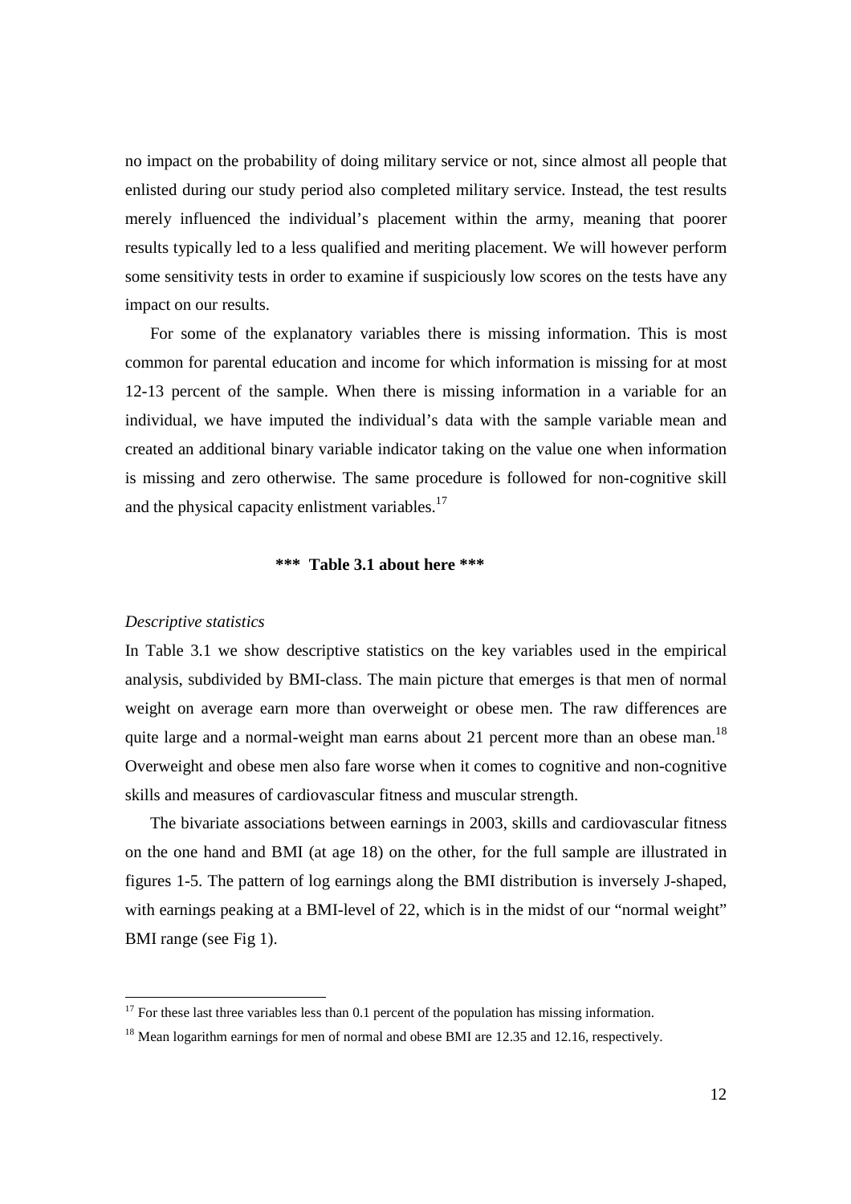no impact on the probability of doing military service or not, since almost all people that enlisted during our study period also completed military service. Instead, the test results merely influenced the individual's placement within the army, meaning that poorer results typically led to a less qualified and meriting placement. We will however perform some sensitivity tests in order to examine if suspiciously low scores on the tests have any impact on our results.

For some of the explanatory variables there is missing information. This is most common for parental education and income for which information is missing for at most 12-13 percent of the sample. When there is missing information in a variable for an individual, we have imputed the individual's data with the sample variable mean and created an additional binary variable indicator taking on the value one when information is missing and zero otherwise. The same procedure is followed for non-cognitive skill and the physical capacity enlistment variables.[17]

**\*\*\* Table 3.1 about here \*\*\***

*Descriptive statistics*

In Table 3.1 we show descriptive statistics on the key variables used in the empirical analysis, subdivided by BMI-class. The main picture that emerges is that men of normal weight on average earn more than overweight or obese men. The raw differences are quite large and a normal-weight man earns about 21 percent more than an obese man.[18] Overweight and obese men also fare worse when it comes to cognitive and non-cognitive skills and measures of cardiovascular fitness and muscular strength.

The bivariate associations between earnings in 2003, skills and cardiovascular fitness on the one hand and BMI (at age 18) on the other, for the full sample are illustrated in figures 1-5. The pattern of log earnings along the BMI distribution is inversely J-shaped, with earnings peaking at a BMI-level of 22, which is in the midst of our "normal weight" BMI range (see Fig 1).

[17] For these last three variables less than 0.1 percent of the population has missing information.

[18] Mean logarithm earnings for men of normal and obese BMI are 12.35 and 12.16, respectively.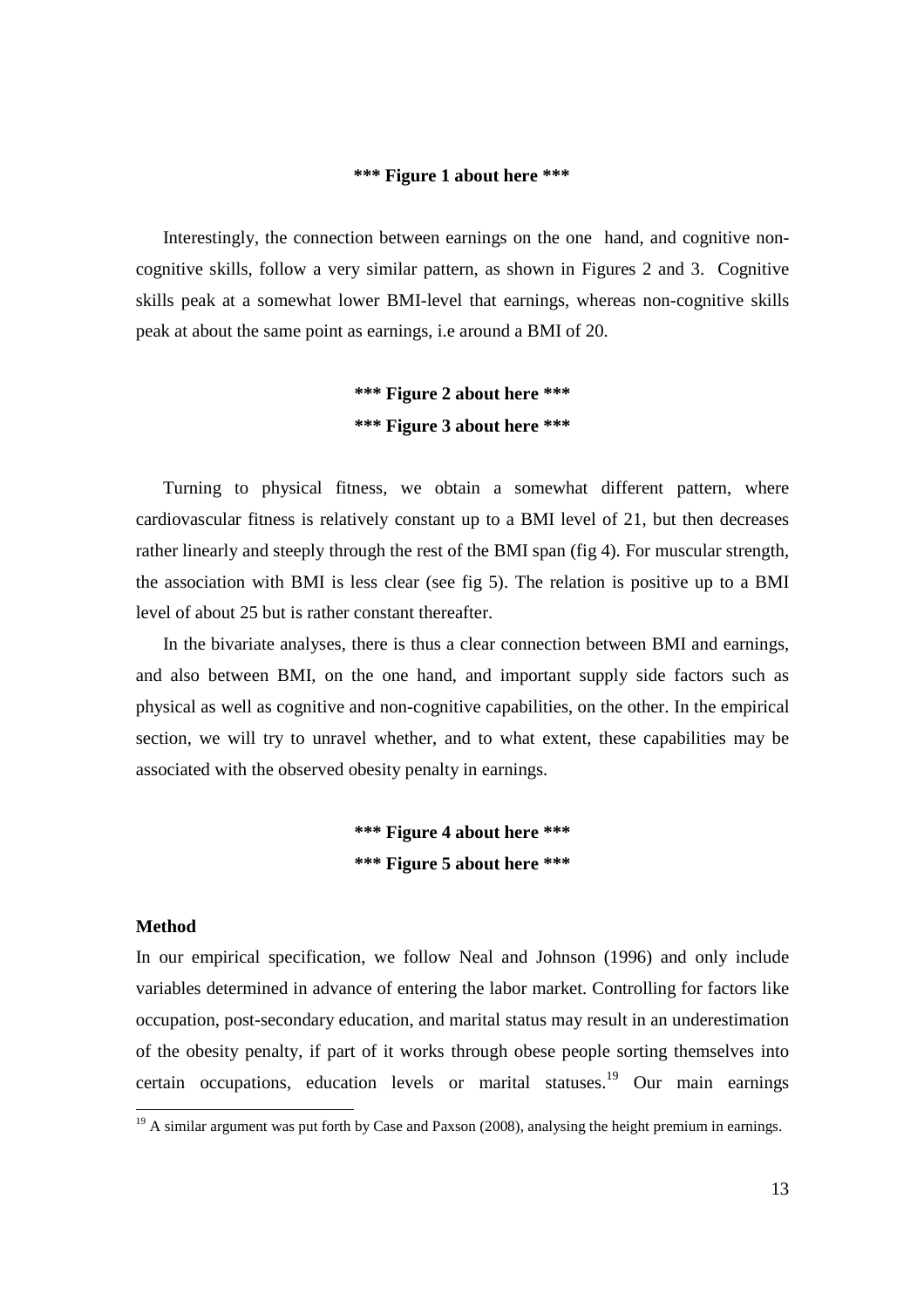**\*\*\* Figure 1 about here \*\*\***

Interestingly, the connection between earnings on the one hand, and cognitive non-cognitive skills, follow a very similar pattern, as shown in Figures 2 and 3. Cognitive skills peak at a somewhat lower BMI-level that earnings, whereas non-cognitive skills peak at about the same point as earnings, i.e around a BMI of 20.

**\*\*\* Figure 2 about here \*\*\***

**\*\*\* Figure 3 about here \*\*\***

Turning to physical fitness, we obtain a somewhat different pattern, where cardiovascular fitness is relatively constant up to a BMI level of 21, but then decreases rather linearly and steeply through the rest of the BMI span (fig 4). For muscular strength, the association with BMI is less clear (see fig 5). The relation is positive up to a BMI level of about 25 but is rather constant thereafter.

In the bivariate analyses, there is thus a clear connection between BMI and earnings, and also between BMI, on the one hand, and important supply side factors such as physical as well as cognitive and non-cognitive capabilities, on the other. In the empirical section, we will try to unravel whether, and to what extent, these capabilities may be associated with the observed obesity penalty in earnings.

**\*\*\* Figure 4 about here \*\*\***

**\*\*\* Figure 5 about here \*\*\***

**Method**

In our empirical specification, we follow Neal and Johnson (1996) and only include variables determined in advance of entering the labor market. Controlling for factors like occupation, post-secondary education, and marital status may result in an underestimation of the obesity penalty, if part of it works through obese people sorting themselves into certain occupations, education levels or marital statuses.[19] Our main earnings

[19] A similar argument was put forth by Case and Paxson (2008), analysing the height premium in earnings.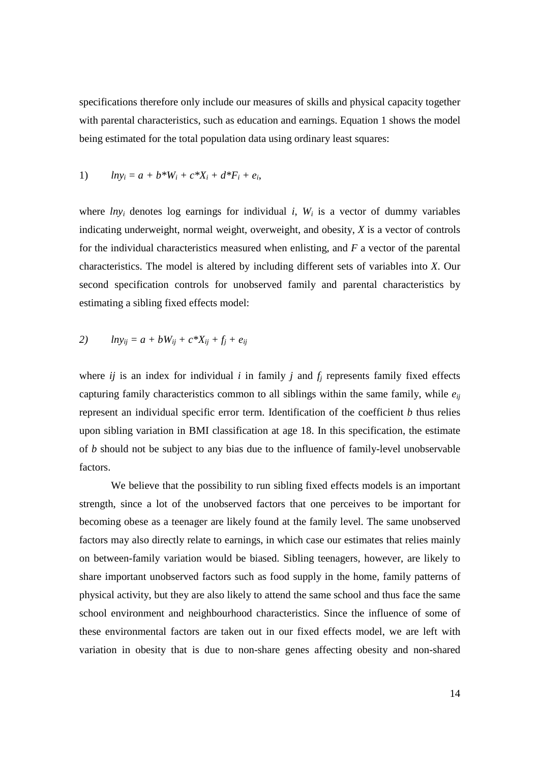specifications therefore only include our measures of skills and physical capacity together with parental characteristics, such as education and earnings. Equation 1 shows the model being estimated for the total population data using ordinary least squares:

$$1) \qquad lny_i = a + b{*}W_i + c{*}X_i + d{*}F_i + e_i,$$

where $lny_i$ denotes log earnings for individual $i$, $W_i$ is a vector of dummy variables indicating underweight, normal weight, overweight, and obesity, $X$ is a vector of controls for the individual characteristics measured when enlisting, and $F$ a vector of the parental characteristics. The model is altered by including different sets of variables into $X$. Our second specification controls for unobserved family and parental characteristics by estimating a sibling fixed effects model:

$$2) \qquad lny_{ij} = a + bW_{ij} + c{*}X_{ij} + f_j + e_{ij}$$

where $ij$ is an index for individual $i$ in family $j$ and $f_j$ represents family fixed effects capturing family characteristics common to all siblings within the same family, while $e_{ij}$ represent an individual specific error term. Identification of the coefficient $b$ thus relies upon sibling variation in BMI classification at age 18. In this specification, the estimate of $b$ should not be subject to any bias due to the influence of family-level unobservable factors.

We believe that the possibility to run sibling fixed effects models is an important strength, since a lot of the unobserved factors that one perceives to be important for becoming obese as a teenager are likely found at the family level. The same unobserved factors may also directly relate to earnings, in which case our estimates that relies mainly on between-family variation would be biased. Sibling teenagers, however, are likely to share important unobserved factors such as food supply in the home, family patterns of physical activity, but they are also likely to attend the same school and thus face the same school environment and neighbourhood characteristics. Since the influence of some of these environmental factors are taken out in our fixed effects model, we are left with variation in obesity that is due to non-share genes affecting obesity and non-shared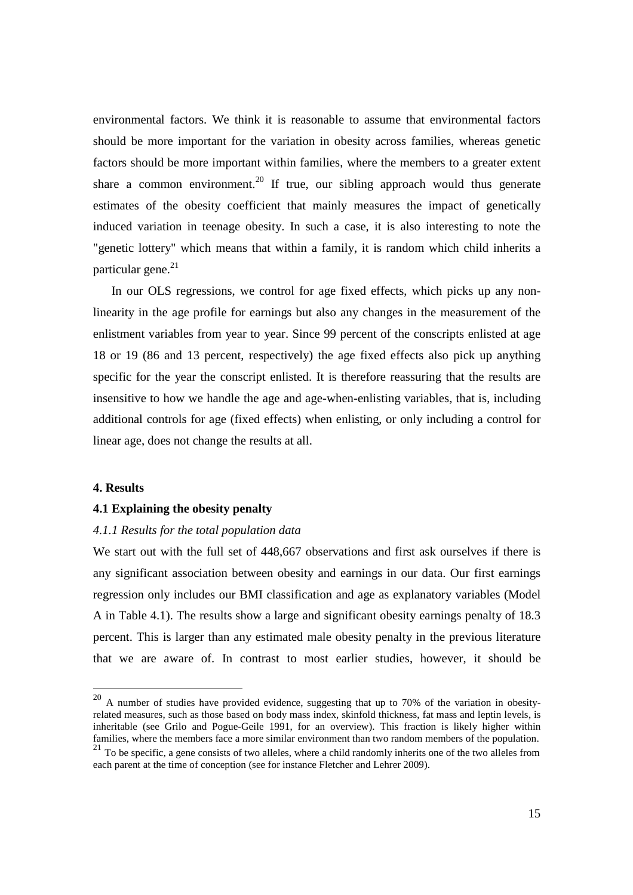environmental factors. We think it is reasonable to assume that environmental factors should be more important for the variation in obesity across families, whereas genetic factors should be more important within families, where the members to a greater extent share a common environment.[20] If true, our sibling approach would thus generate estimates of the obesity coefficient that mainly measures the impact of genetically induced variation in teenage obesity. In such a case, it is also interesting to note the "genetic lottery" which means that within a family, it is random which child inherits a particular gene.[21]

In our OLS regressions, we control for age fixed effects, which picks up any non-linearity in the age profile for earnings but also any changes in the measurement of the enlistment variables from year to year. Since 99 percent of the conscripts enlisted at age 18 or 19 (86 and 13 percent, respectively) the age fixed effects also pick up anything specific for the year the conscript enlisted. It is therefore reassuring that the results are insensitive to how we handle the age and age-when-enlisting variables, that is, including additional controls for age (fixed effects) when enlisting, or only including a control for linear age, does not change the results at all.

**4. Results**

**4.1 Explaining the obesity penalty**

*4.1.1 Results for the total population data*

We start out with the full set of 448,667 observations and first ask ourselves if there is any significant association between obesity and earnings in our data. Our first earnings regression only includes our BMI classification and age as explanatory variables (Model A in Table 4.1). The results show a large and significant obesity earnings penalty of 18.3 percent. This is larger than any estimated male obesity penalty in the previous literature that we are aware of. In contrast to most earlier studies, however, it should be

[20] A number of studies have provided evidence, suggesting that up to 70% of the variation in obesity-related measures, such as those based on body mass index, skinfold thickness, fat mass and leptin levels, is inheritable (see Grilo and Pogue-Geile 1991, for an overview). This fraction is likely higher within families, where the members face a more similar environment than two random members of the population.

[21] To be specific, a gene consists of two alleles, where a child randomly inherits one of the two alleles from each parent at the time of conception (see for instance Fletcher and Lehrer 2009).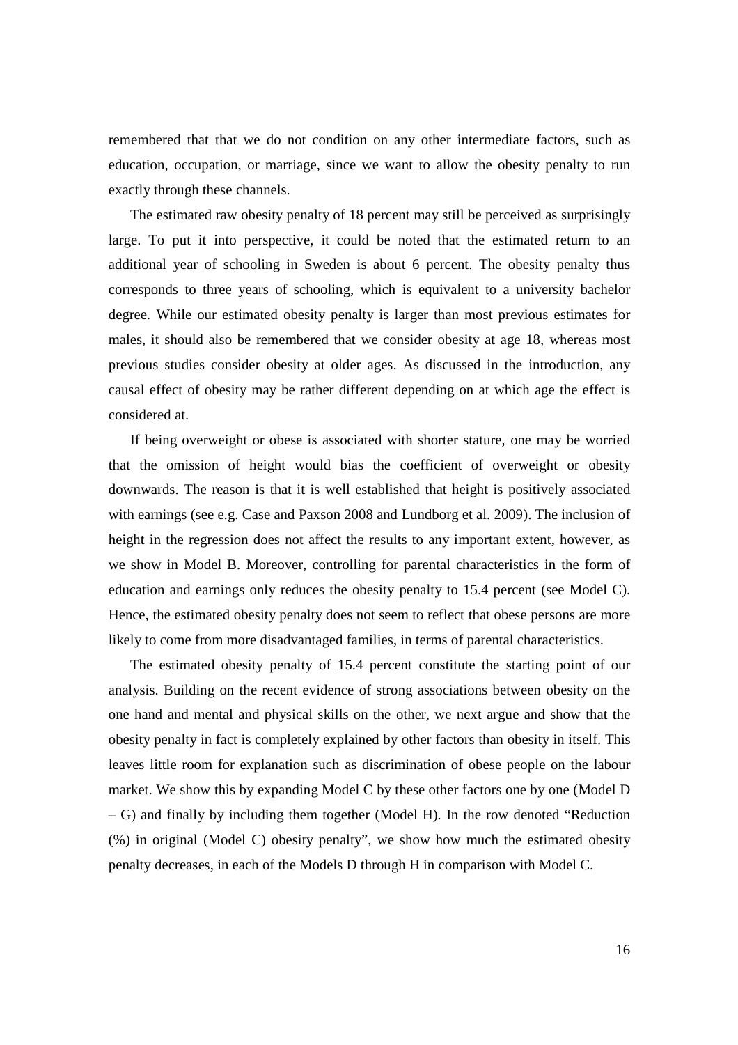remembered that that we do not condition on any other intermediate factors, such as education, occupation, or marriage, since we want to allow the obesity penalty to run exactly through these channels.

The estimated raw obesity penalty of 18 percent may still be perceived as surprisingly large. To put it into perspective, it could be noted that the estimated return to an additional year of schooling in Sweden is about 6 percent. The obesity penalty thus corresponds to three years of schooling, which is equivalent to a university bachelor degree. While our estimated obesity penalty is larger than most previous estimates for males, it should also be remembered that we consider obesity at age 18, whereas most previous studies consider obesity at older ages. As discussed in the introduction, any causal effect of obesity may be rather different depending on at which age the effect is considered at.

If being overweight or obese is associated with shorter stature, one may be worried that the omission of height would bias the coefficient of overweight or obesity downwards. The reason is that it is well established that height is positively associated with earnings (see e.g. Case and Paxson 2008 and Lundborg et al. 2009). The inclusion of height in the regression does not affect the results to any important extent, however, as we show in Model B. Moreover, controlling for parental characteristics in the form of education and earnings only reduces the obesity penalty to 15.4 percent (see Model C). Hence, the estimated obesity penalty does not seem to reflect that obese persons are more likely to come from more disadvantaged families, in terms of parental characteristics.

The estimated obesity penalty of 15.4 percent constitute the starting point of our analysis. Building on the recent evidence of strong associations between obesity on the one hand and mental and physical skills on the other, we next argue and show that the obesity penalty in fact is completely explained by other factors than obesity in itself. This leaves little room for explanation such as discrimination of obese people on the labour market. We show this by expanding Model C by these other factors one by one (Model D – G) and finally by including them together (Model H). In the row denoted "Reduction (%) in original (Model C) obesity penalty", we show how much the estimated obesity penalty decreases, in each of the Models D through H in comparison with Model C.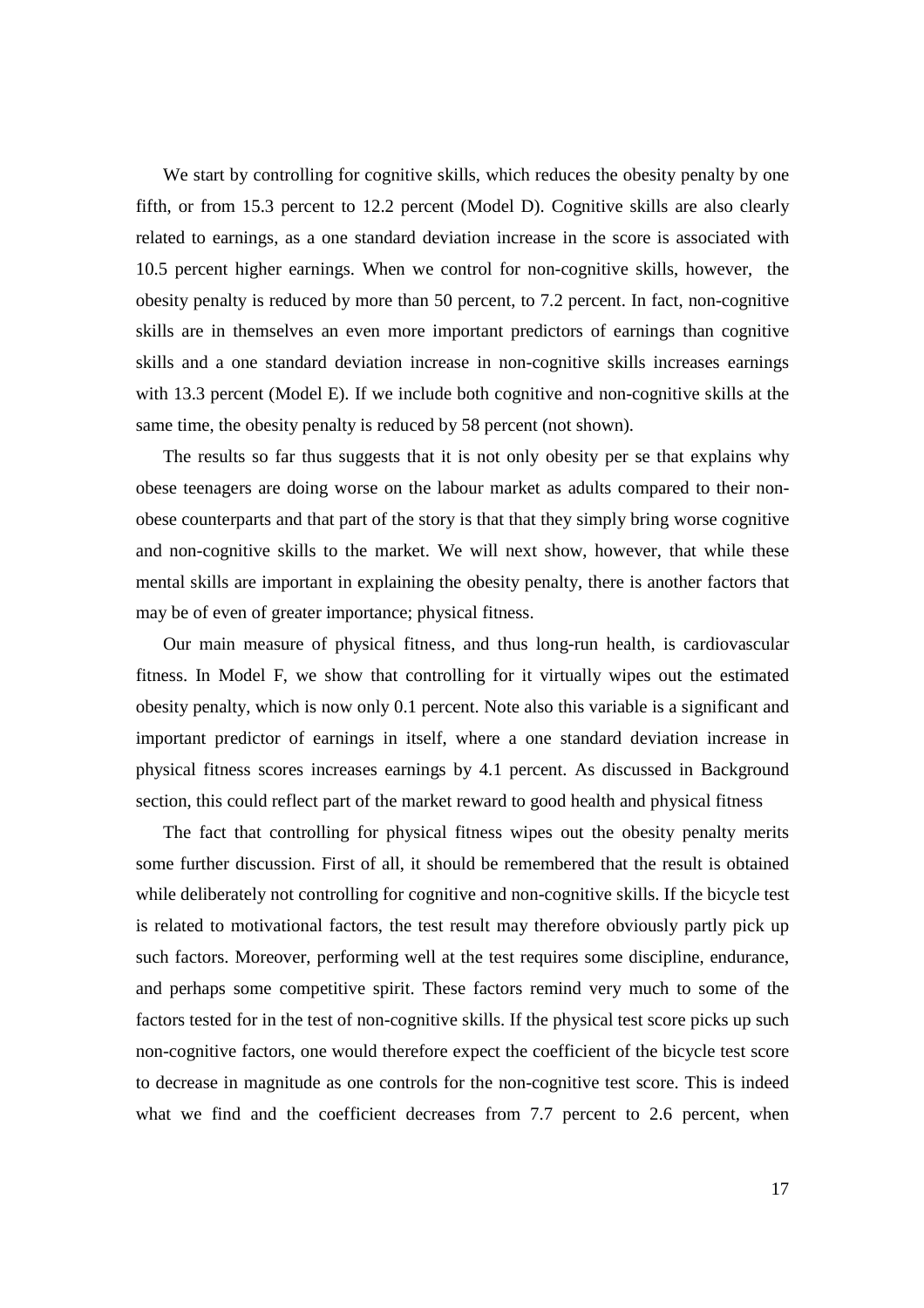We start by controlling for cognitive skills, which reduces the obesity penalty by one fifth, or from 15.3 percent to 12.2 percent (Model D). Cognitive skills are also clearly related to earnings, as a one standard deviation increase in the score is associated with 10.5 percent higher earnings. When we control for non-cognitive skills, however, the obesity penalty is reduced by more than 50 percent, to 7.2 percent. In fact, non-cognitive skills are in themselves an even more important predictors of earnings than cognitive skills and a one standard deviation increase in non-cognitive skills increases earnings with 13.3 percent (Model E). If we include both cognitive and non-cognitive skills at the same time, the obesity penalty is reduced by 58 percent (not shown).

The results so far thus suggests that it is not only obesity per se that explains why obese teenagers are doing worse on the labour market as adults compared to their non-obese counterparts and that part of the story is that that they simply bring worse cognitive and non-cognitive skills to the market. We will next show, however, that while these mental skills are important in explaining the obesity penalty, there is another factors that may be of even of greater importance; physical fitness.

Our main measure of physical fitness, and thus long-run health, is cardiovascular fitness. In Model F, we show that controlling for it virtually wipes out the estimated obesity penalty, which is now only 0.1 percent. Note also this variable is a significant and important predictor of earnings in itself, where a one standard deviation increase in physical fitness scores increases earnings by 4.1 percent. As discussed in Background section, this could reflect part of the market reward to good health and physical fitness

The fact that controlling for physical fitness wipes out the obesity penalty merits some further discussion. First of all, it should be remembered that the result is obtained while deliberately not controlling for cognitive and non-cognitive skills. If the bicycle test is related to motivational factors, the test result may therefore obviously partly pick up such factors. Moreover, performing well at the test requires some discipline, endurance, and perhaps some competitive spirit. These factors remind very much to some of the factors tested for in the test of non-cognitive skills. If the physical test score picks up such non-cognitive factors, one would therefore expect the coefficient of the bicycle test score to decrease in magnitude as one controls for the non-cognitive test score. This is indeed what we find and the coefficient decreases from 7.7 percent to 2.6 percent, when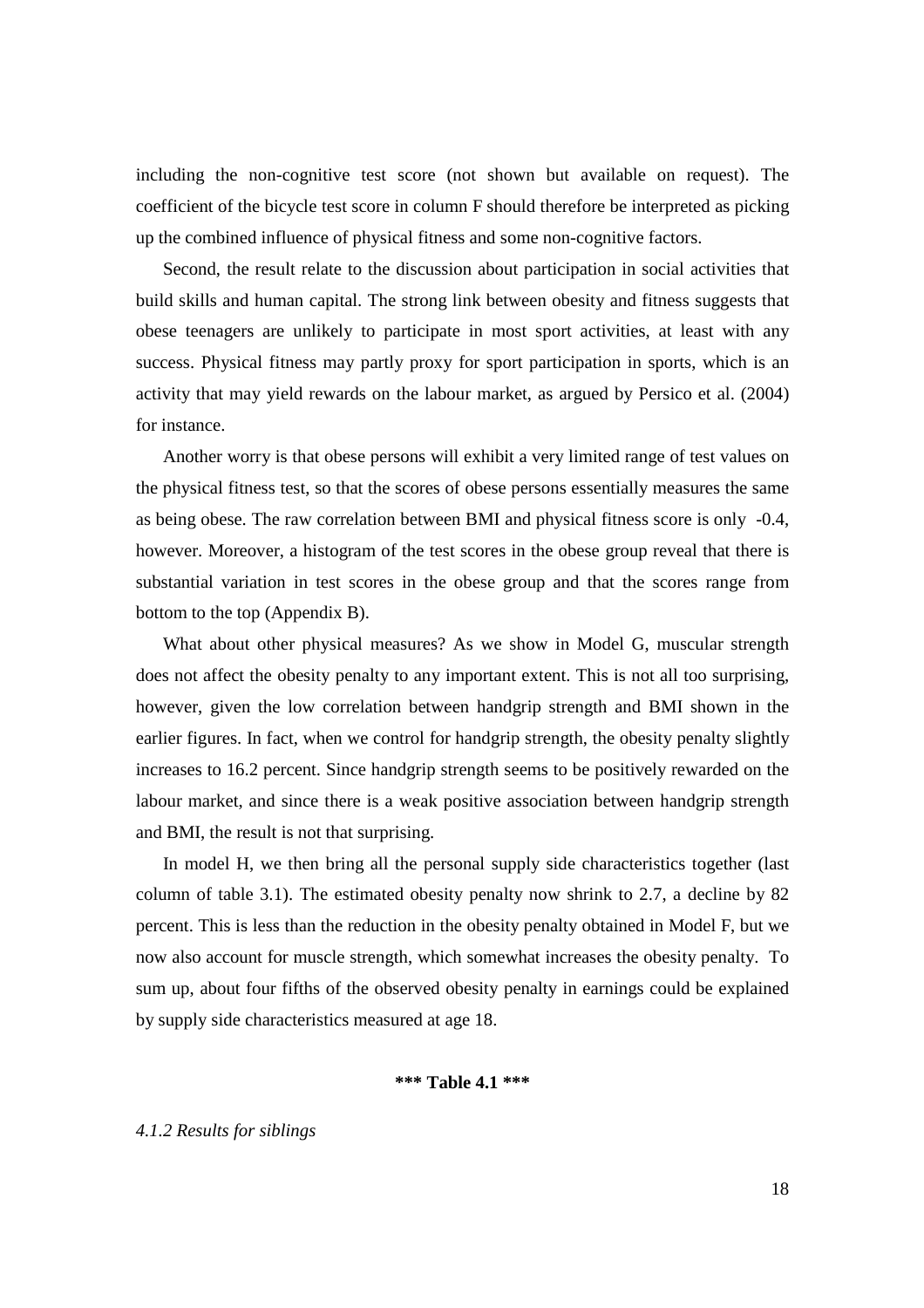including the non-cognitive test score (not shown but available on request). The coefficient of the bicycle test score in column F should therefore be interpreted as picking up the combined influence of physical fitness and some non-cognitive factors.

Second, the result relate to the discussion about participation in social activities that build skills and human capital. The strong link between obesity and fitness suggests that obese teenagers are unlikely to participate in most sport activities, at least with any success. Physical fitness may partly proxy for sport participation in sports, which is an activity that may yield rewards on the labour market, as argued by Persico et al. (2004) for instance.

Another worry is that obese persons will exhibit a very limited range of test values on the physical fitness test, so that the scores of obese persons essentially measures the same as being obese. The raw correlation between BMI and physical fitness score is only -0.4, however. Moreover, a histogram of the test scores in the obese group reveal that there is substantial variation in test scores in the obese group and that the scores range from bottom to the top (Appendix B).

What about other physical measures? As we show in Model G, muscular strength does not affect the obesity penalty to any important extent. This is not all too surprising, however, given the low correlation between handgrip strength and BMI shown in the earlier figures. In fact, when we control for handgrip strength, the obesity penalty slightly increases to 16.2 percent. Since handgrip strength seems to be positively rewarded on the labour market, and since there is a weak positive association between handgrip strength and BMI, the result is not that surprising.

In model H, we then bring all the personal supply side characteristics together (last column of table 3.1). The estimated obesity penalty now shrink to 2.7, a decline by 82 percent. This is less than the reduction in the obesity penalty obtained in Model F, but we now also account for muscle strength, which somewhat increases the obesity penalty. To sum up, about four fifths of the observed obesity penalty in earnings could be explained by supply side characteristics measured at age 18.

**\*\*\* Table 4.1 \*\*\***

*4.1.2 Results for siblings*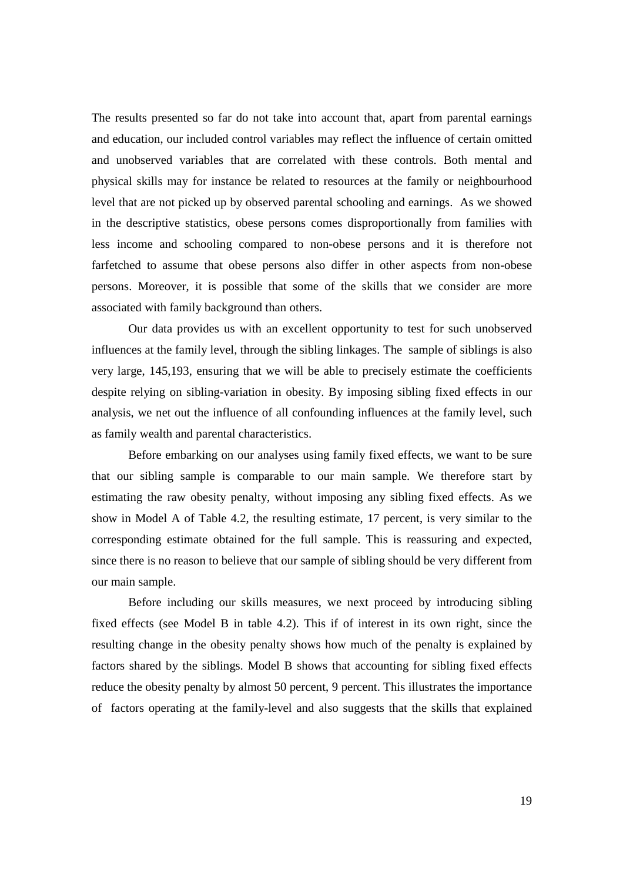The results presented so far do not take into account that, apart from parental earnings and education, our included control variables may reflect the influence of certain omitted and unobserved variables that are correlated with these controls. Both mental and physical skills may for instance be related to resources at the family or neighbourhood level that are not picked up by observed parental schooling and earnings. As we showed in the descriptive statistics, obese persons comes disproportionally from families with less income and schooling compared to non-obese persons and it is therefore not farfetched to assume that obese persons also differ in other aspects from non-obese persons. Moreover, it is possible that some of the skills that we consider are more associated with family background than others.

Our data provides us with an excellent opportunity to test for such unobserved influences at the family level, through the sibling linkages. The sample of siblings is also very large, 145,193, ensuring that we will be able to precisely estimate the coefficients despite relying on sibling-variation in obesity. By imposing sibling fixed effects in our analysis, we net out the influence of all confounding influences at the family level, such as family wealth and parental characteristics.

Before embarking on our analyses using family fixed effects, we want to be sure that our sibling sample is comparable to our main sample. We therefore start by estimating the raw obesity penalty, without imposing any sibling fixed effects. As we show in Model A of Table 4.2, the resulting estimate, 17 percent, is very similar to the corresponding estimate obtained for the full sample. This is reassuring and expected, since there is no reason to believe that our sample of sibling should be very different from our main sample.

Before including our skills measures, we next proceed by introducing sibling fixed effects (see Model B in table 4.2). This if of interest in its own right, since the resulting change in the obesity penalty shows how much of the penalty is explained by factors shared by the siblings. Model B shows that accounting for sibling fixed effects reduce the obesity penalty by almost 50 percent, 9 percent. This illustrates the importance of factors operating at the family-level and also suggests that the skills that explained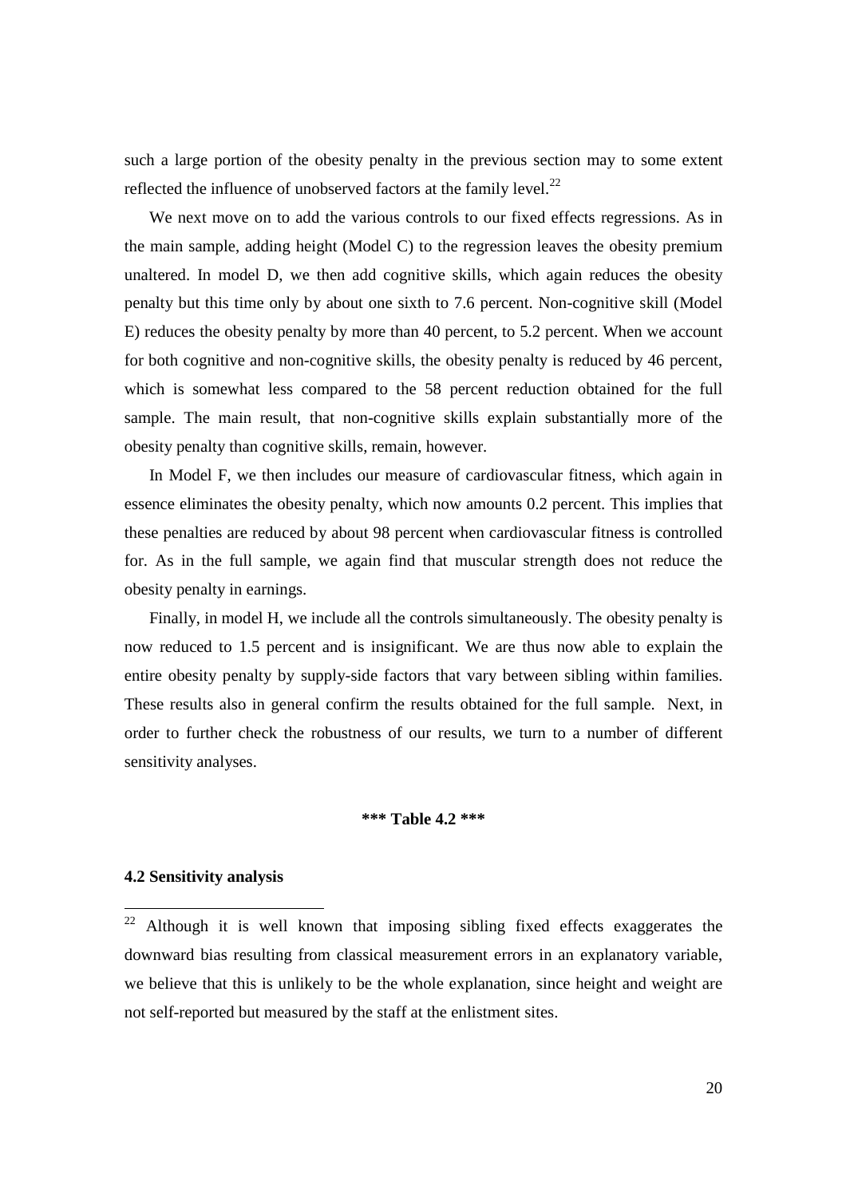such a large portion of the obesity penalty in the previous section may to some extent reflected the influence of unobserved factors at the family level.[22]

We next move on to add the various controls to our fixed effects regressions. As in the main sample, adding height (Model C) to the regression leaves the obesity premium unaltered. In model D, we then add cognitive skills, which again reduces the obesity penalty but this time only by about one sixth to 7.6 percent. Non-cognitive skill (Model E) reduces the obesity penalty by more than 40 percent, to 5.2 percent. When we account for both cognitive and non-cognitive skills, the obesity penalty is reduced by 46 percent, which is somewhat less compared to the 58 percent reduction obtained for the full sample. The main result, that non-cognitive skills explain substantially more of the obesity penalty than cognitive skills, remain, however.

In Model F, we then includes our measure of cardiovascular fitness, which again in essence eliminates the obesity penalty, which now amounts 0.2 percent. This implies that these penalties are reduced by about 98 percent when cardiovascular fitness is controlled for. As in the full sample, we again find that muscular strength does not reduce the obesity penalty in earnings.

Finally, in model H, we include all the controls simultaneously. The obesity penalty is now reduced to 1.5 percent and is insignificant. We are thus now able to explain the entire obesity penalty by supply-side factors that vary between sibling within families. These results also in general confirm the results obtained for the full sample. Next, in order to further check the robustness of our results, we turn to a number of different sensitivity analyses.

**\*\*\* Table 4.2 \*\*\***

### 4.2 Sensitivity analysis

[22] Although it is well known that imposing sibling fixed effects exaggerates the downward bias resulting from classical measurement errors in an explanatory variable, we believe that this is unlikely to be the whole explanation, since height and weight are not self-reported but measured by the staff at the enlistment sites.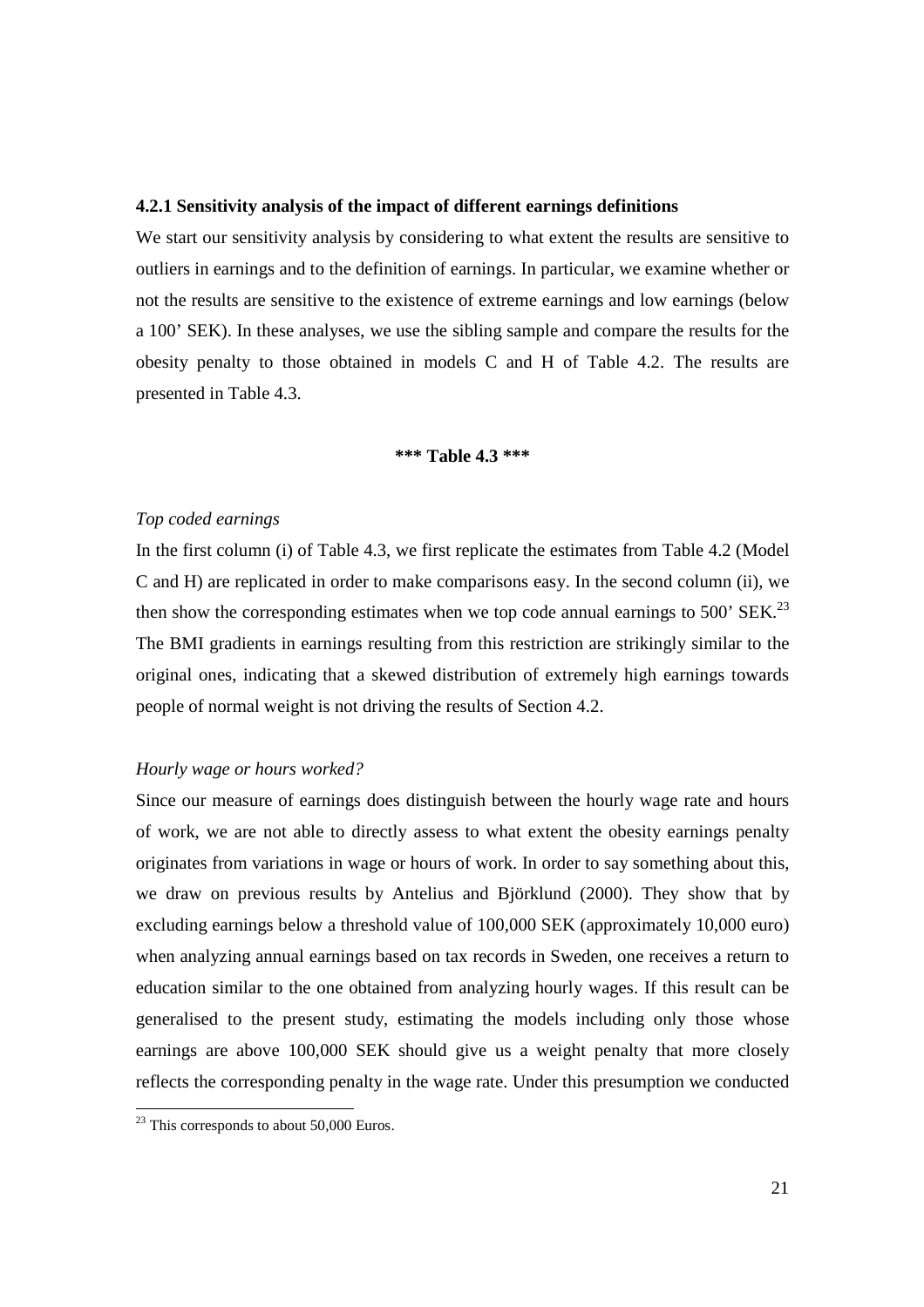### 4.2.1 Sensitivity analysis of the impact of different earnings definitions

We start our sensitivity analysis by considering to what extent the results are sensitive to outliers in earnings and to the definition of earnings. In particular, we examine whether or not the results are sensitive to the existence of extreme earnings and low earnings (below a 100' SEK). In these analyses, we use the sibling sample and compare the results for the obesity penalty to those obtained in models C and H of Table 4.2. The results are presented in Table 4.3.

**\*\*\* Table 4.3 \*\*\***

*Top coded earnings*

In the first column (i) of Table 4.3, we first replicate the estimates from Table 4.2 (Model C and H) are replicated in order to make comparisons easy. In the second column (ii), we then show the corresponding estimates when we top code annual earnings to 500' SEK.[23] The BMI gradients in earnings resulting from this restriction are strikingly similar to the original ones, indicating that a skewed distribution of extremely high earnings towards people of normal weight is not driving the results of Section 4.2.

*Hourly wage or hours worked?*

Since our measure of earnings does distinguish between the hourly wage rate and hours of work, we are not able to directly assess to what extent the obesity earnings penalty originates from variations in wage or hours of work. In order to say something about this, we draw on previous results by Antelius and Björklund (2000). They show that by excluding earnings below a threshold value of 100,000 SEK (approximately 10,000 euro) when analyzing annual earnings based on tax records in Sweden, one receives a return to education similar to the one obtained from analyzing hourly wages. If this result can be generalised to the present study, estimating the models including only those whose earnings are above 100,000 SEK should give us a weight penalty that more closely reflects the corresponding penalty in the wage rate. Under this presumption we conducted

[23] This corresponds to about 50,000 Euros.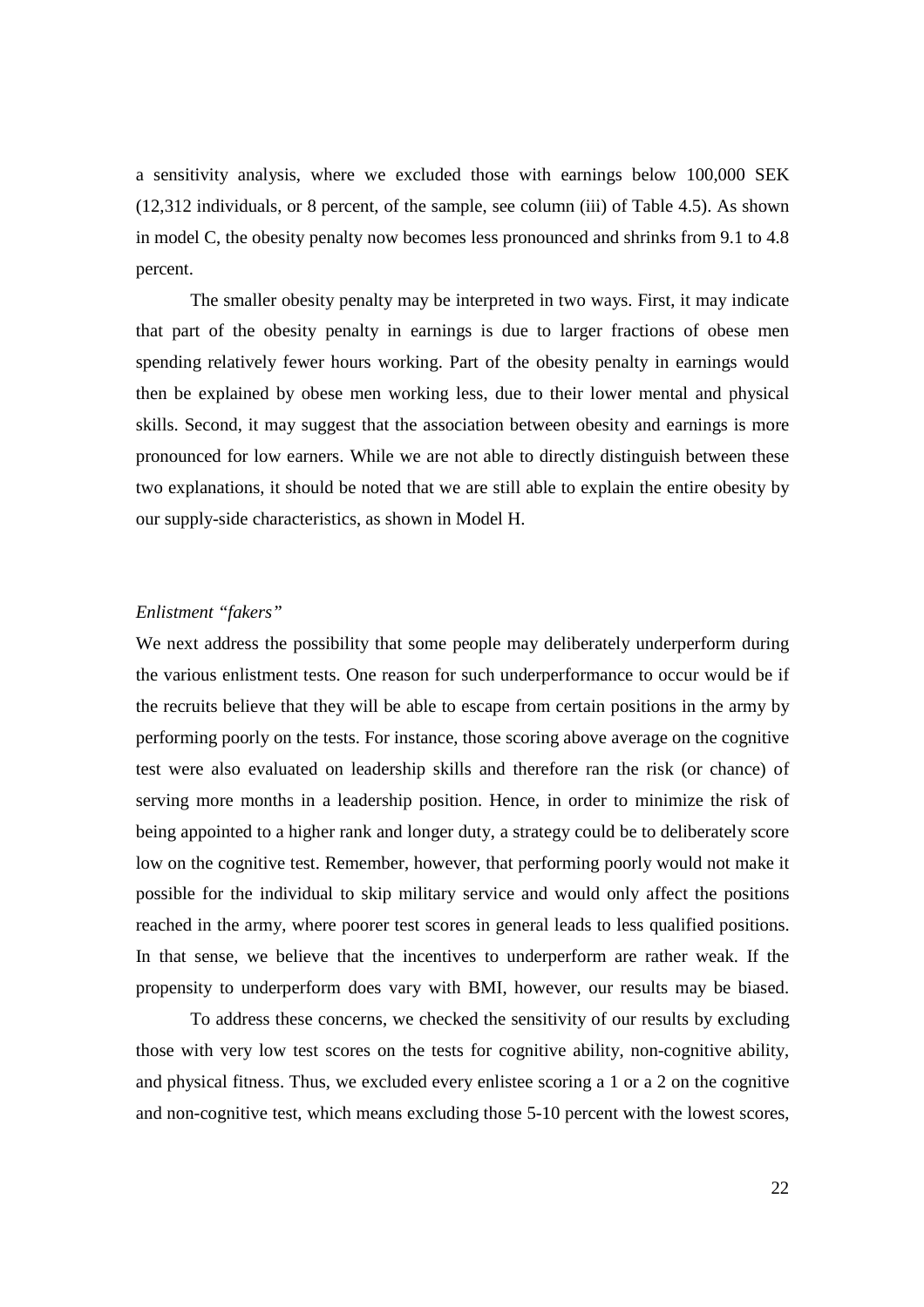a sensitivity analysis, where we excluded those with earnings below 100,000 SEK (12,312 individuals, or 8 percent, of the sample, see column (iii) of Table 4.5). As shown in model C, the obesity penalty now becomes less pronounced and shrinks from 9.1 to 4.8 percent.

The smaller obesity penalty may be interpreted in two ways. First, it may indicate that part of the obesity penalty in earnings is due to larger fractions of obese men spending relatively fewer hours working. Part of the obesity penalty in earnings would then be explained by obese men working less, due to their lower mental and physical skills. Second, it may suggest that the association between obesity and earnings is more pronounced for low earners. While we are not able to directly distinguish between these two explanations, it should be noted that we are still able to explain the entire obesity by our supply-side characteristics, as shown in Model H.

*Enlistment "fakers"*

We next address the possibility that some people may deliberately underperform during the various enlistment tests. One reason for such underperformance to occur would be if the recruits believe that they will be able to escape from certain positions in the army by performing poorly on the tests. For instance, those scoring above average on the cognitive test were also evaluated on leadership skills and therefore ran the risk (or chance) of serving more months in a leadership position. Hence, in order to minimize the risk of being appointed to a higher rank and longer duty, a strategy could be to deliberately score low on the cognitive test. Remember, however, that performing poorly would not make it possible for the individual to skip military service and would only affect the positions reached in the army, where poorer test scores in general leads to less qualified positions. In that sense, we believe that the incentives to underperform are rather weak. If the propensity to underperform does vary with BMI, however, our results may be biased.

To address these concerns, we checked the sensitivity of our results by excluding those with very low test scores on the tests for cognitive ability, non-cognitive ability, and physical fitness. Thus, we excluded every enlistee scoring a 1 or a 2 on the cognitive and non-cognitive test, which means excluding those 5-10 percent with the lowest scores,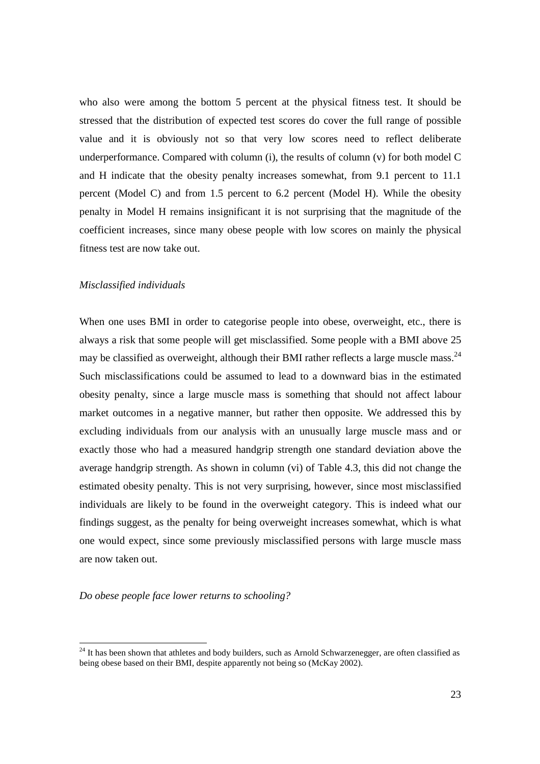who also were among the bottom 5 percent at the physical fitness test. It should be stressed that the distribution of expected test scores do cover the full range of possible value and it is obviously not so that very low scores need to reflect deliberate underperformance. Compared with column (i), the results of column (v) for both model C and H indicate that the obesity penalty increases somewhat, from 9.1 percent to 11.1 percent (Model C) and from 1.5 percent to 6.2 percent (Model H). While the obesity penalty in Model H remains insignificant it is not surprising that the magnitude of the coefficient increases, since many obese people with low scores on mainly the physical fitness test are now take out.

*Misclassified individuals*

When one uses BMI in order to categorise people into obese, overweight, etc., there is always a risk that some people will get misclassified. Some people with a BMI above 25 may be classified as overweight, although their BMI rather reflects a large muscle mass.[24] Such misclassifications could be assumed to lead to a downward bias in the estimated obesity penalty, since a large muscle mass is something that should not affect labour market outcomes in a negative manner, but rather then opposite. We addressed this by excluding individuals from our analysis with an unusually large muscle mass and or exactly those who had a measured handgrip strength one standard deviation above the average handgrip strength. As shown in column (vi) of Table 4.3, this did not change the estimated obesity penalty. This is not very surprising, however, since most misclassified individuals are likely to be found in the overweight category. This is indeed what our findings suggest, as the penalty for being overweight increases somewhat, which is what one would expect, since some previously misclassified persons with large muscle mass are now taken out.

*Do obese people face lower returns to schooling?*

[24] It has been shown that athletes and body builders, such as Arnold Schwarzenegger, are often classified as being obese based on their BMI, despite apparently not being so (McKay 2002).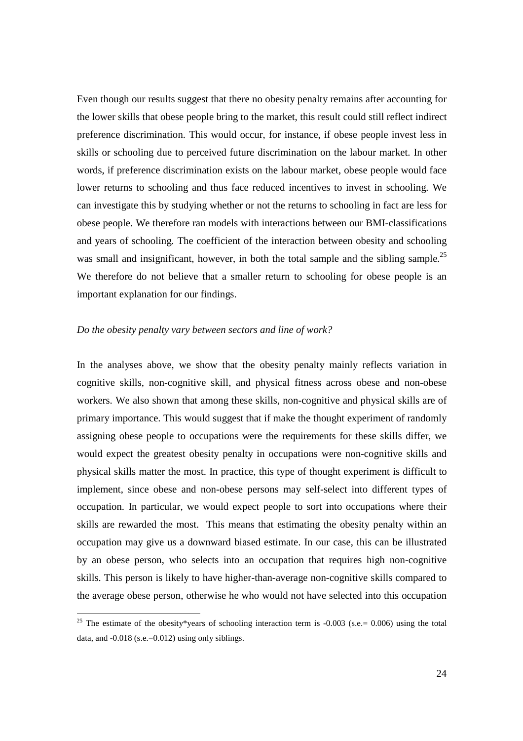Even though our results suggest that there no obesity penalty remains after accounting for the lower skills that obese people bring to the market, this result could still reflect indirect preference discrimination. This would occur, for instance, if obese people invest less in skills or schooling due to perceived future discrimination on the labour market. In other words, if preference discrimination exists on the labour market, obese people would face lower returns to schooling and thus face reduced incentives to invest in schooling. We can investigate this by studying whether or not the returns to schooling in fact are less for obese people. We therefore ran models with interactions between our BMI-classifications and years of schooling. The coefficient of the interaction between obesity and schooling was small and insignificant, however, in both the total sample and the sibling sample.[25] We therefore do not believe that a smaller return to schooling for obese people is an important explanation for our findings.

*Do the obesity penalty vary between sectors and line of work?*

In the analyses above, we show that the obesity penalty mainly reflects variation in cognitive skills, non-cognitive skill, and physical fitness across obese and non-obese workers. We also shown that among these skills, non-cognitive and physical skills are of primary importance. This would suggest that if make the thought experiment of randomly assigning obese people to occupations were the requirements for these skills differ, we would expect the greatest obesity penalty in occupations were non-cognitive skills and physical skills matter the most. In practice, this type of thought experiment is difficult to implement, since obese and non-obese persons may self-select into different types of occupation. In particular, we would expect people to sort into occupations where their skills are rewarded the most. This means that estimating the obesity penalty within an occupation may give us a downward biased estimate. In our case, this can be illustrated by an obese person, who selects into an occupation that requires high non-cognitive skills. This person is likely to have higher-than-average non-cognitive skills compared to the average obese person, otherwise he who would not have selected into this occupation

[25] The estimate of the obesity*years of schooling interaction term is -0.003 (s.e.= 0.006) using the total data, and -0.018 (s.e.=0.012) using only siblings.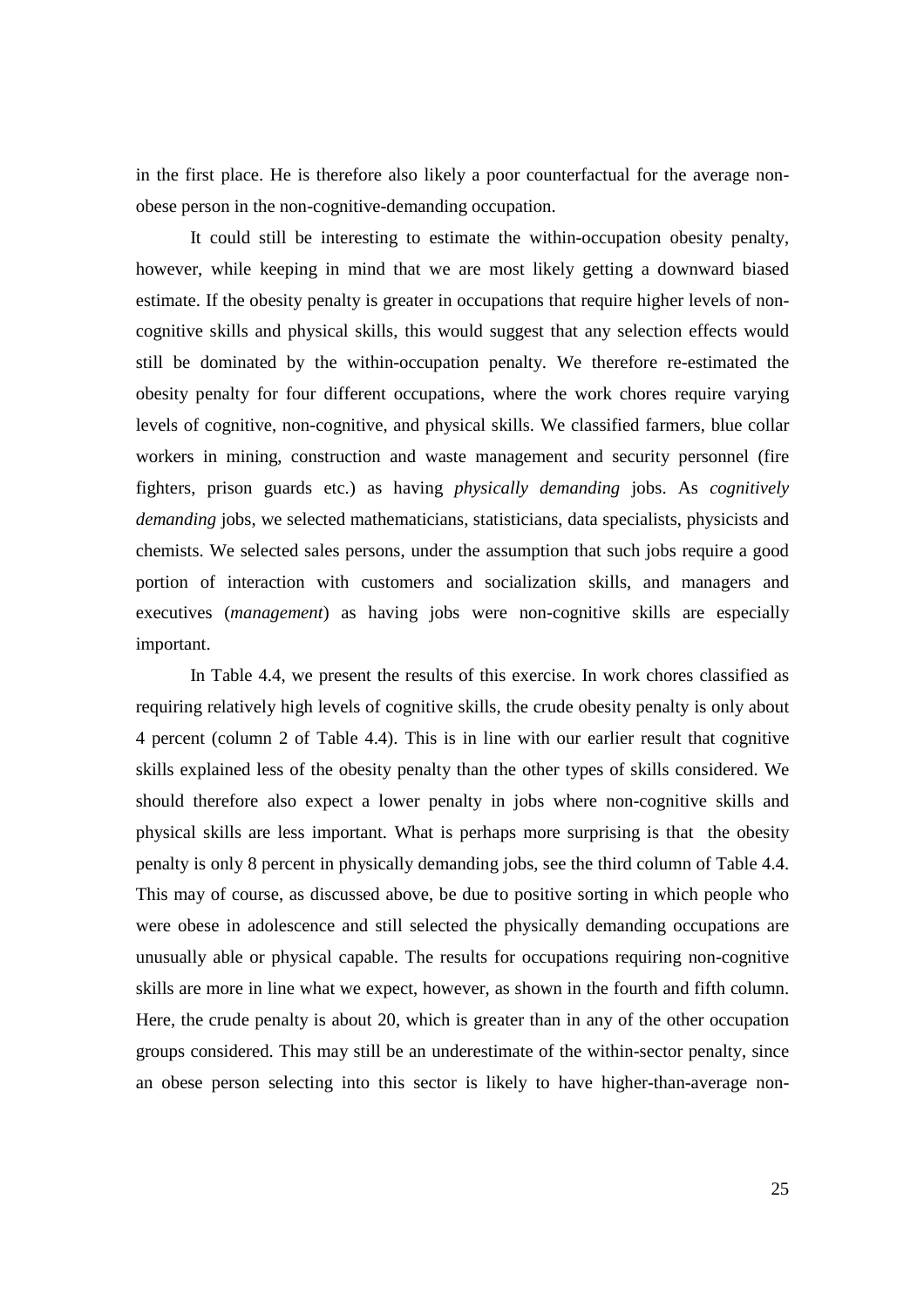in the first place. He is therefore also likely a poor counterfactual for the average non-obese person in the non-cognitive-demanding occupation.

It could still be interesting to estimate the within-occupation obesity penalty, however, while keeping in mind that we are most likely getting a downward biased estimate. If the obesity penalty is greater in occupations that require higher levels of non-cognitive skills and physical skills, this would suggest that any selection effects would still be dominated by the within-occupation penalty. We therefore re-estimated the obesity penalty for four different occupations, where the work chores require varying levels of cognitive, non-cognitive, and physical skills. We classified farmers, blue collar workers in mining, construction and waste management and security personnel (fire fighters, prison guards etc.) as having *physically demanding* jobs. As *cognitively demanding* jobs, we selected mathematicians, statisticians, data specialists, physicists and chemists. We selected sales persons, under the assumption that such jobs require a good portion of interaction with customers and socialization skills, and managers and executives (*management*) as having jobs were non-cognitive skills are especially important.

In Table 4.4, we present the results of this exercise. In work chores classified as requiring relatively high levels of cognitive skills, the crude obesity penalty is only about 4 percent (column 2 of Table 4.4). This is in line with our earlier result that cognitive skills explained less of the obesity penalty than the other types of skills considered. We should therefore also expect a lower penalty in jobs where non-cognitive skills and physical skills are less important. What is perhaps more surprising is that the obesity penalty is only 8 percent in physically demanding jobs, see the third column of Table 4.4. This may of course, as discussed above, be due to positive sorting in which people who were obese in adolescence and still selected the physically demanding occupations are unusually able or physical capable. The results for occupations requiring non-cognitive skills are more in line what we expect, however, as shown in the fourth and fifth column. Here, the crude penalty is about 20, which is greater than in any of the other occupation groups considered. This may still be an underestimate of the within-sector penalty, since an obese person selecting into this sector is likely to have higher-than-average non-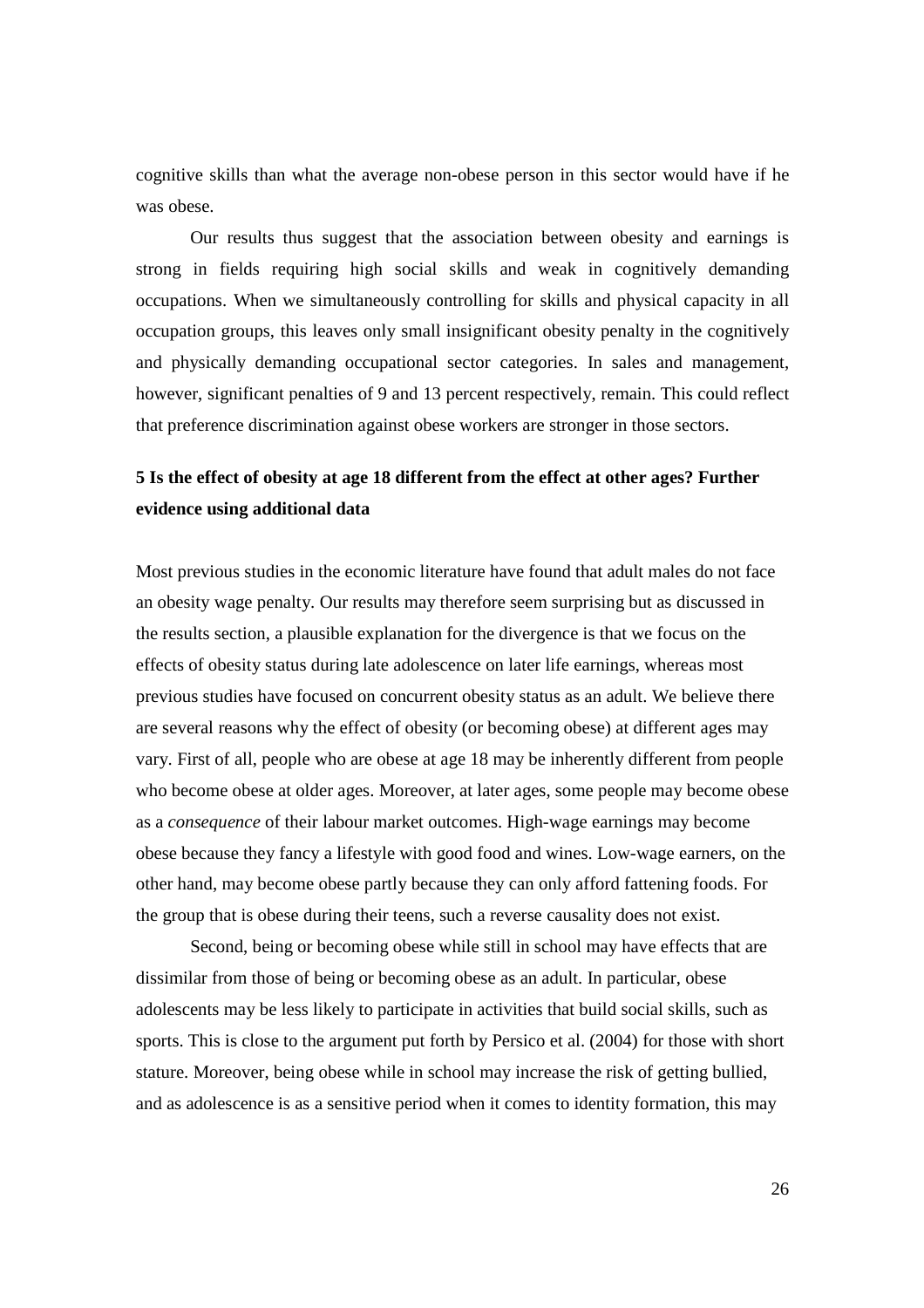cognitive skills than what the average non-obese person in this sector would have if he was obese.

Our results thus suggest that the association between obesity and earnings is strong in fields requiring high social skills and weak in cognitively demanding occupations. When we simultaneously controlling for skills and physical capacity in all occupation groups, this leaves only small insignificant obesity penalty in the cognitively and physically demanding occupational sector categories. In sales and management, however, significant penalties of 9 and 13 percent respectively, remain. This could reflect that preference discrimination against obese workers are stronger in those sectors.

## 5 Is the effect of obesity at age 18 different from the effect at other ages? Further evidence using additional data

Most previous studies in the economic literature have found that adult males do not face an obesity wage penalty. Our results may therefore seem surprising but as discussed in the results section, a plausible explanation for the divergence is that we focus on the effects of obesity status during late adolescence on later life earnings, whereas most previous studies have focused on concurrent obesity status as an adult. We believe there are several reasons why the effect of obesity (or becoming obese) at different ages may vary. First of all, people who are obese at age 18 may be inherently different from people who become obese at older ages. Moreover, at later ages, some people may become obese as a *consequence* of their labour market outcomes. High-wage earnings may become obese because they fancy a lifestyle with good food and wines. Low-wage earners, on the other hand, may become obese partly because they can only afford fattening foods. For the group that is obese during their teens, such a reverse causality does not exist.

Second, being or becoming obese while still in school may have effects that are dissimilar from those of being or becoming obese as an adult. In particular, obese adolescents may be less likely to participate in activities that build social skills, such as sports. This is close to the argument put forth by Persico et al. (2004) for those with short stature. Moreover, being obese while in school may increase the risk of getting bullied, and as adolescence is as a sensitive period when it comes to identity formation, this may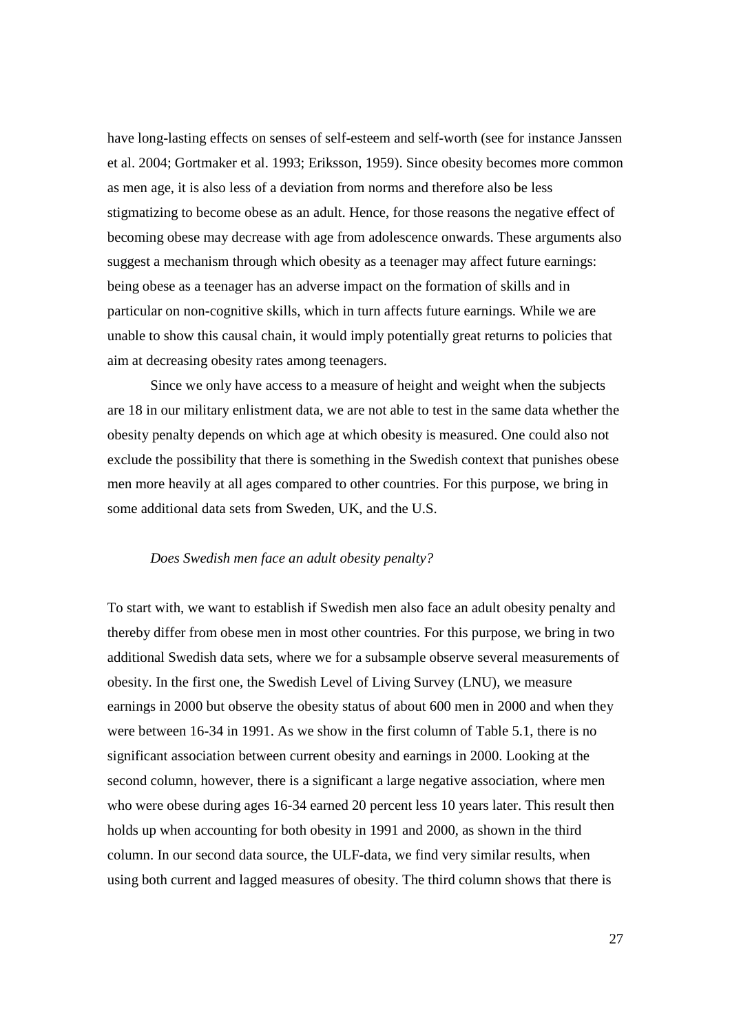have long-lasting effects on senses of self-esteem and self-worth (see for instance Janssen et al. 2004; Gortmaker et al. 1993; Eriksson, 1959). Since obesity becomes more common as men age, it is also less of a deviation from norms and therefore also be less stigmatizing to become obese as an adult. Hence, for those reasons the negative effect of becoming obese may decrease with age from adolescence onwards. These arguments also suggest a mechanism through which obesity as a teenager may affect future earnings: being obese as a teenager has an adverse impact on the formation of skills and in particular on non-cognitive skills, which in turn affects future earnings. While we are unable to show this causal chain, it would imply potentially great returns to policies that aim at decreasing obesity rates among teenagers.

Since we only have access to a measure of height and weight when the subjects are 18 in our military enlistment data, we are not able to test in the same data whether the obesity penalty depends on which age at which obesity is measured. One could also not exclude the possibility that there is something in the Swedish context that punishes obese men more heavily at all ages compared to other countries. For this purpose, we bring in some additional data sets from Sweden, UK, and the U.S.

*Does Swedish men face an adult obesity penalty?*

To start with, we want to establish if Swedish men also face an adult obesity penalty and thereby differ from obese men in most other countries. For this purpose, we bring in two additional Swedish data sets, where we for a subsample observe several measurements of obesity. In the first one, the Swedish Level of Living Survey (LNU), we measure earnings in 2000 but observe the obesity status of about 600 men in 2000 and when they were between 16-34 in 1991. As we show in the first column of Table 5.1, there is no significant association between current obesity and earnings in 2000. Looking at the second column, however, there is a significant a large negative association, where men who were obese during ages 16-34 earned 20 percent less 10 years later. This result then holds up when accounting for both obesity in 1991 and 2000, as shown in the third column. In our second data source, the ULF-data, we find very similar results, when using both current and lagged measures of obesity. The third column shows that there is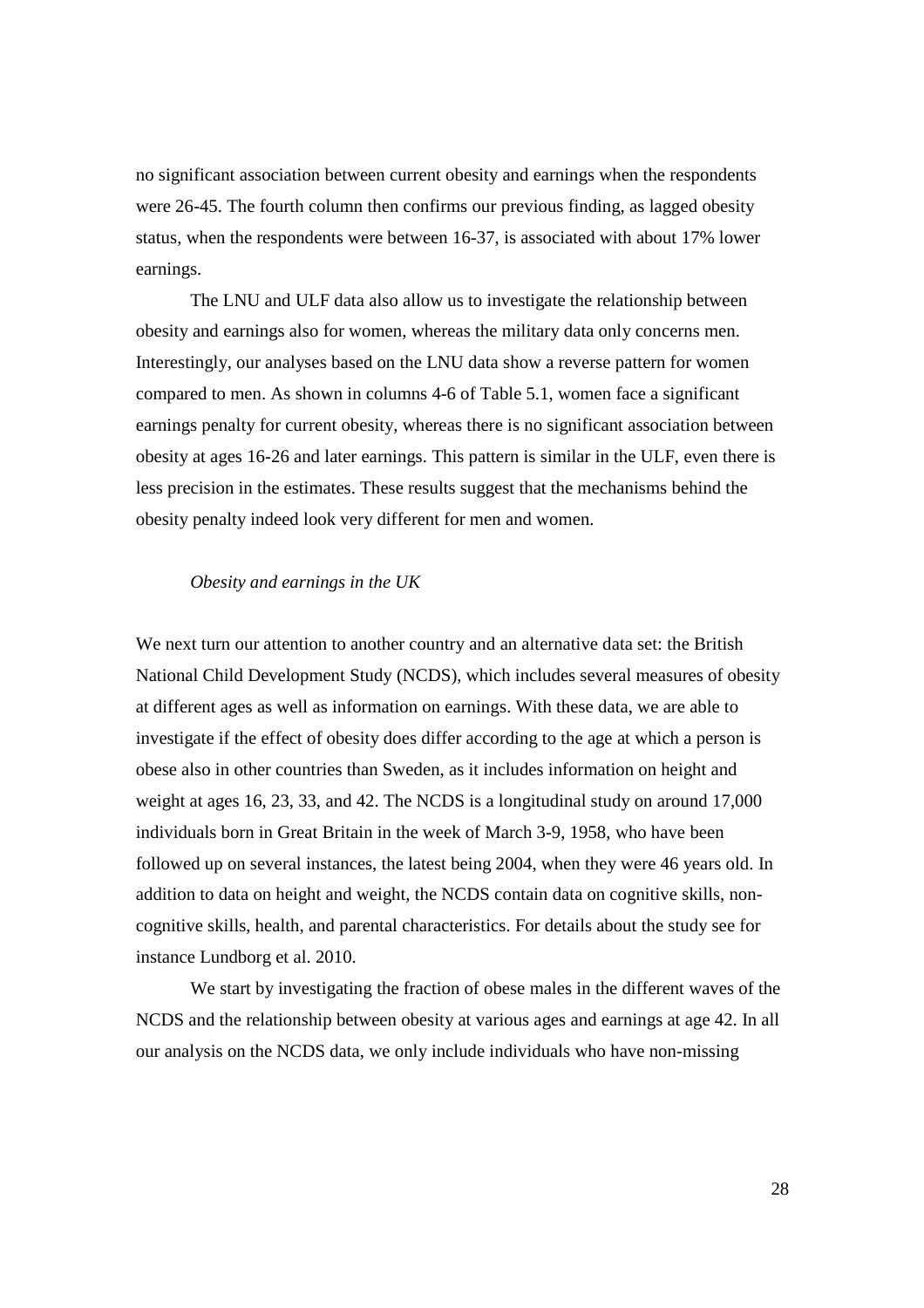no significant association between current obesity and earnings when the respondents were 26-45. The fourth column then confirms our previous finding, as lagged obesity status, when the respondents were between 16-37, is associated with about 17% lower earnings.

The LNU and ULF data also allow us to investigate the relationship between obesity and earnings also for women, whereas the military data only concerns men. Interestingly, our analyses based on the LNU data show a reverse pattern for women compared to men. As shown in columns 4-6 of Table 5.1, women face a significant earnings penalty for current obesity, whereas there is no significant association between obesity at ages 16-26 and later earnings. This pattern is similar in the ULF, even there is less precision in the estimates. These results suggest that the mechanisms behind the obesity penalty indeed look very different for men and women.

*Obesity and earnings in the UK*

We next turn our attention to another country and an alternative data set: the British National Child Development Study (NCDS), which includes several measures of obesity at different ages as well as information on earnings. With these data, we are able to investigate if the effect of obesity does differ according to the age at which a person is obese also in other countries than Sweden, as it includes information on height and weight at ages 16, 23, 33, and 42. The NCDS is a longitudinal study on around 17,000 individuals born in Great Britain in the week of March 3-9, 1958, who have been followed up on several instances, the latest being 2004, when they were 46 years old. In addition to data on height and weight, the NCDS contain data on cognitive skills, non-cognitive skills, health, and parental characteristics. For details about the study see for instance Lundborg et al. 2010.

We start by investigating the fraction of obese males in the different waves of the NCDS and the relationship between obesity at various ages and earnings at age 42. In all our analysis on the NCDS data, we only include individuals who have non-missing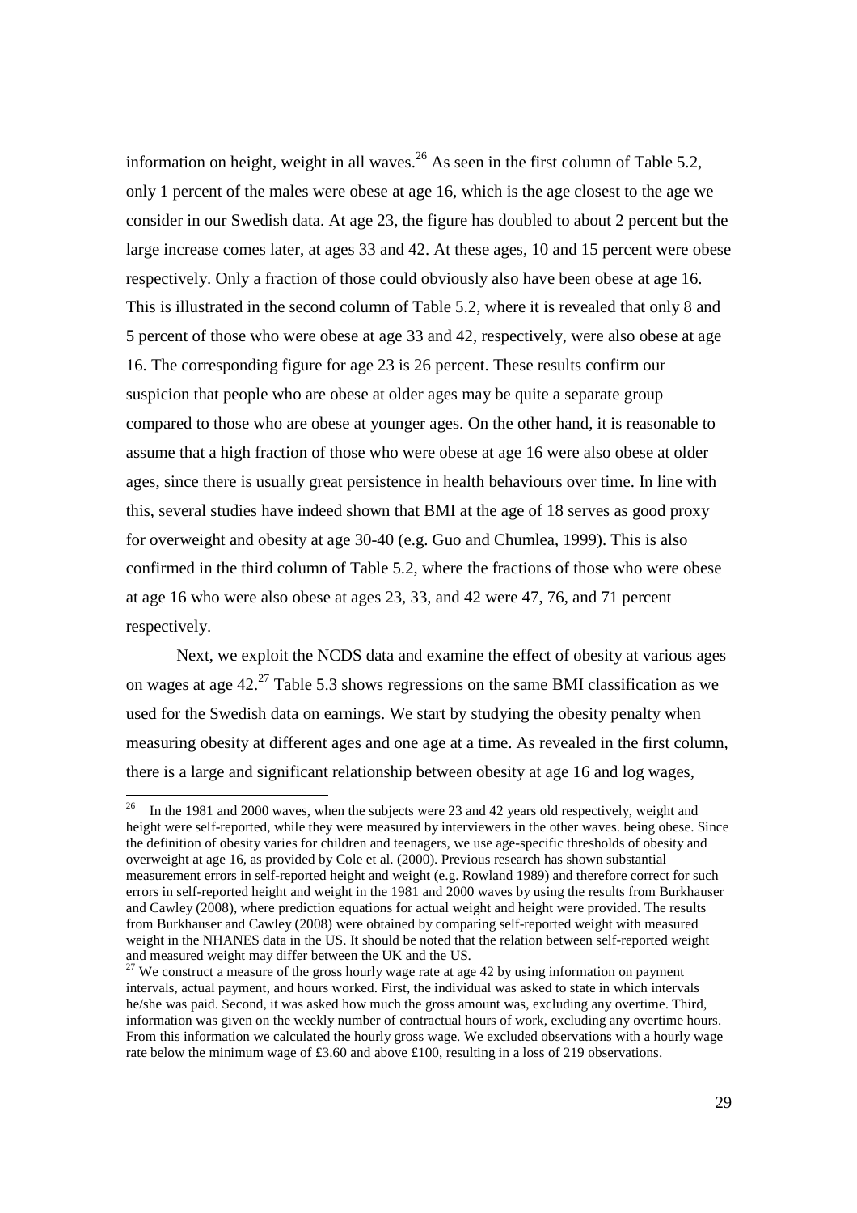information on height, weight in all waves.[26] As seen in the first column of Table 5.2, only 1 percent of the males were obese at age 16, which is the age closest to the age we consider in our Swedish data. At age 23, the figure has doubled to about 2 percent but the large increase comes later, at ages 33 and 42. At these ages, 10 and 15 percent were obese respectively. Only a fraction of those could obviously also have been obese at age 16. This is illustrated in the second column of Table 5.2, where it is revealed that only 8 and 5 percent of those who were obese at age 33 and 42, respectively, were also obese at age 16. The corresponding figure for age 23 is 26 percent. These results confirm our suspicion that people who are obese at older ages may be quite a separate group compared to those who are obese at younger ages. On the other hand, it is reasonable to assume that a high fraction of those who were obese at age 16 were also obese at older ages, since there is usually great persistence in health behaviours over time. In line with this, several studies have indeed shown that BMI at the age of 18 serves as good proxy for overweight and obesity at age 30-40 (e.g. Guo and Chumlea, 1999). This is also confirmed in the third column of Table 5.2, where the fractions of those who were obese at age 16 who were also obese at ages 23, 33, and 42 were 47, 76, and 71 percent respectively.

Next, we exploit the NCDS data and examine the effect of obesity at various ages on wages at age 42.[27] Table 5.3 shows regressions on the same BMI classification as we used for the Swedish data on earnings. We start by studying the obesity penalty when measuring obesity at different ages and one age at a time. As revealed in the first column, there is a large and significant relationship between obesity at age 16 and log wages,

---

[26] In the 1981 and 2000 waves, when the subjects were 23 and 42 years old respectively, weight and height were self-reported, while they were measured by interviewers in the other waves. being obese. Since the definition of obesity varies for children and teenagers, we use age-specific thresholds of obesity and overweight at age 16, as provided by Cole et al. (2000). Previous research has shown substantial measurement errors in self-reported height and weight (e.g. Rowland 1989) and therefore correct for such errors in self-reported height and weight in the 1981 and 2000 waves by using the results from Burkhauser and Cawley (2008), where prediction equations for actual weight and height were provided. The results from Burkhauser and Cawley (2008) were obtained by comparing self-reported weight with measured weight in the NHANES data in the US. It should be noted that the relation between self-reported weight and measured weight may differ between the UK and the US.

[27] We construct a measure of the gross hourly wage rate at age 42 by using information on payment intervals, actual payment, and hours worked. First, the individual was asked to state in which intervals he/she was paid. Second, it was asked how much the gross amount was, excluding any overtime. Third, information was given on the weekly number of contractual hours of work, excluding any overtime hours. From this information we calculated the hourly gross wage. We excluded observations with a hourly wage rate below the minimum wage of £3.60 and above £100, resulting in a loss of 219 observations.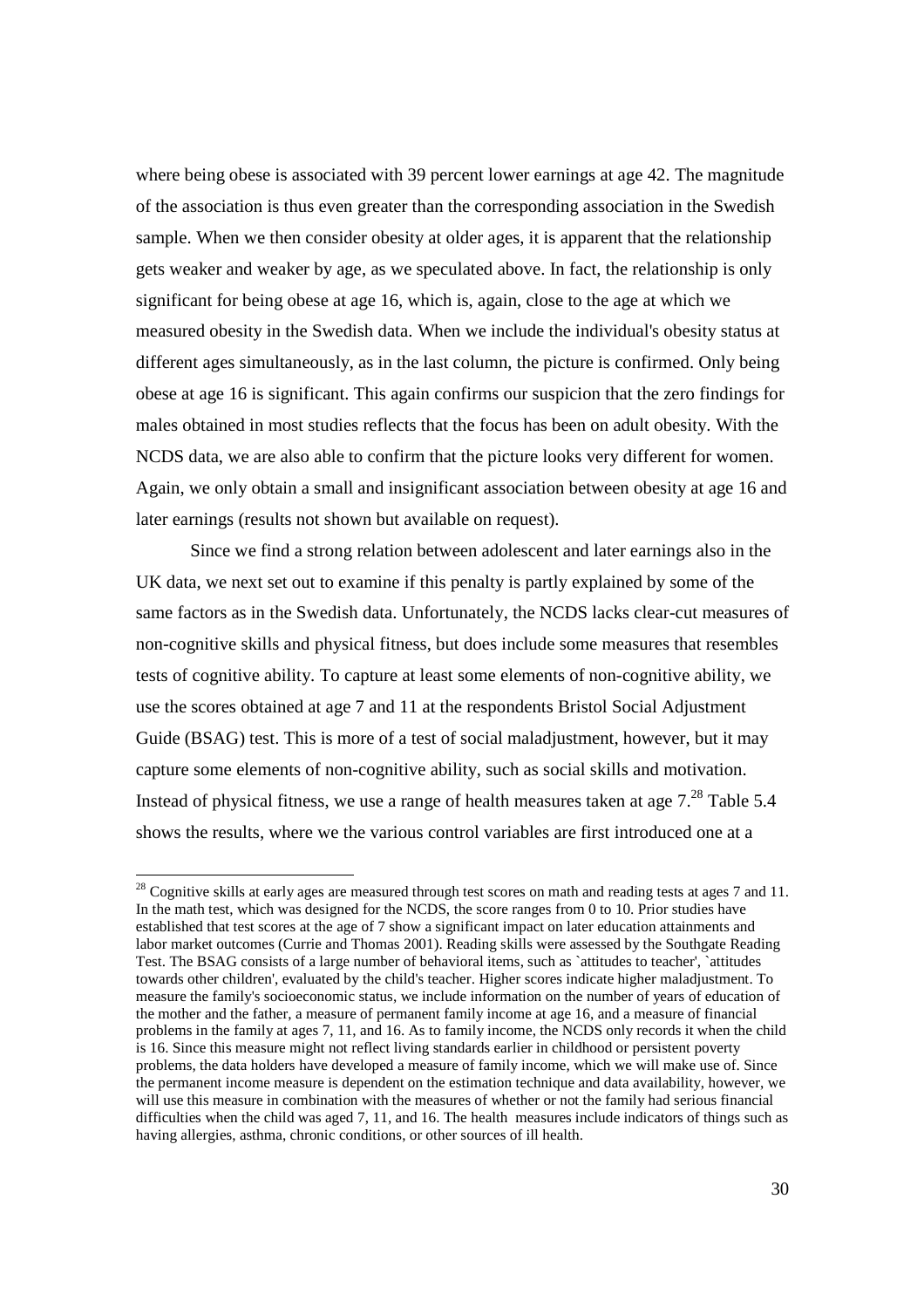where being obese is associated with 39 percent lower earnings at age 42. The magnitude of the association is thus even greater than the corresponding association in the Swedish sample. When we then consider obesity at older ages, it is apparent that the relationship gets weaker and weaker by age, as we speculated above. In fact, the relationship is only significant for being obese at age 16, which is, again, close to the age at which we measured obesity in the Swedish data. When we include the individual's obesity status at different ages simultaneously, as in the last column, the picture is confirmed. Only being obese at age 16 is significant. This again confirms our suspicion that the zero findings for males obtained in most studies reflects that the focus has been on adult obesity. With the NCDS data, we are also able to confirm that the picture looks very different for women. Again, we only obtain a small and insignificant association between obesity at age 16 and later earnings (results not shown but available on request).

Since we find a strong relation between adolescent and later earnings also in the UK data, we next set out to examine if this penalty is partly explained by some of the same factors as in the Swedish data. Unfortunately, the NCDS lacks clear-cut measures of non-cognitive skills and physical fitness, but does include some measures that resembles tests of cognitive ability. To capture at least some elements of non-cognitive ability, we use the scores obtained at age 7 and 11 at the respondents Bristol Social Adjustment Guide (BSAG) test. This is more of a test of social maladjustment, however, but it may capture some elements of non-cognitive ability, such as social skills and motivation. Instead of physical fitness, we use a range of health measures taken at age 7.[28] Table 5.4 shows the results, where we the various control variables are first introduced one at a

[28] Cognitive skills at early ages are measured through test scores on math and reading tests at ages 7 and 11. In the math test, which was designed for the NCDS, the score ranges from 0 to 10. Prior studies have established that test scores at the age of 7 show a significant impact on later education attainments and labor market outcomes (Currie and Thomas 2001). Reading skills were assessed by the Southgate Reading Test. The BSAG consists of a large number of behavioral items, such as `attitudes to teacher', `attitudes towards other children', evaluated by the child's teacher. Higher scores indicate higher maladjustment. To measure the family's socioeconomic status, we include information on the number of years of education of the mother and the father, a measure of permanent family income at age 16, and a measure of financial problems in the family at ages 7, 11, and 16. As to family income, the NCDS only records it when the child is 16. Since this measure might not reflect living standards earlier in childhood or persistent poverty problems, the data holders have developed a measure of family income, which we will make use of. Since the permanent income measure is dependent on the estimation technique and data availability, however, we will use this measure in combination with the measures of whether or not the family had serious financial difficulties when the child was aged 7, 11, and 16. The health measures include indicators of things such as having allergies, asthma, chronic conditions, or other sources of ill health.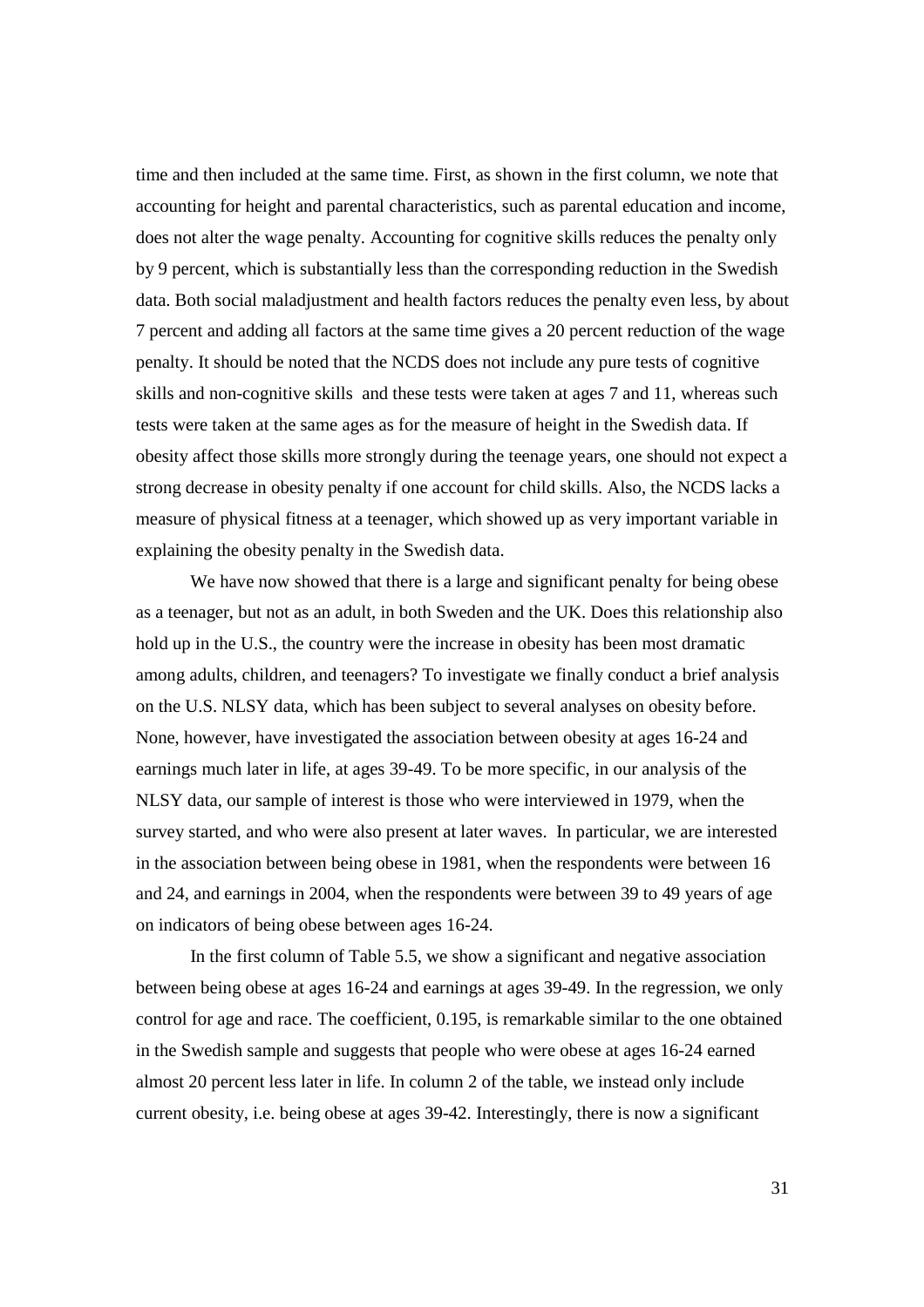time and then included at the same time. First, as shown in the first column, we note that accounting for height and parental characteristics, such as parental education and income, does not alter the wage penalty. Accounting for cognitive skills reduces the penalty only by 9 percent, which is substantially less than the corresponding reduction in the Swedish data. Both social maladjustment and health factors reduces the penalty even less, by about 7 percent and adding all factors at the same time gives a 20 percent reduction of the wage penalty. It should be noted that the NCDS does not include any pure tests of cognitive skills and non-cognitive skills and these tests were taken at ages 7 and 11, whereas such tests were taken at the same ages as for the measure of height in the Swedish data. If obesity affect those skills more strongly during the teenage years, one should not expect a strong decrease in obesity penalty if one account for child skills. Also, the NCDS lacks a measure of physical fitness at a teenager, which showed up as very important variable in explaining the obesity penalty in the Swedish data.

We have now showed that there is a large and significant penalty for being obese as a teenager, but not as an adult, in both Sweden and the UK. Does this relationship also hold up in the U.S., the country were the increase in obesity has been most dramatic among adults, children, and teenagers? To investigate we finally conduct a brief analysis on the U.S. NLSY data, which has been subject to several analyses on obesity before. None, however, have investigated the association between obesity at ages 16-24 and earnings much later in life, at ages 39-49. To be more specific, in our analysis of the NLSY data, our sample of interest is those who were interviewed in 1979, when the survey started, and who were also present at later waves. In particular, we are interested in the association between being obese in 1981, when the respondents were between 16 and 24, and earnings in 2004, when the respondents were between 39 to 49 years of age on indicators of being obese between ages 16-24.

In the first column of Table 5.5, we show a significant and negative association between being obese at ages 16-24 and earnings at ages 39-49. In the regression, we only control for age and race. The coefficient, 0.195, is remarkable similar to the one obtained in the Swedish sample and suggests that people who were obese at ages 16-24 earned almost 20 percent less later in life. In column 2 of the table, we instead only include current obesity, i.e. being obese at ages 39-42. Interestingly, there is now a significant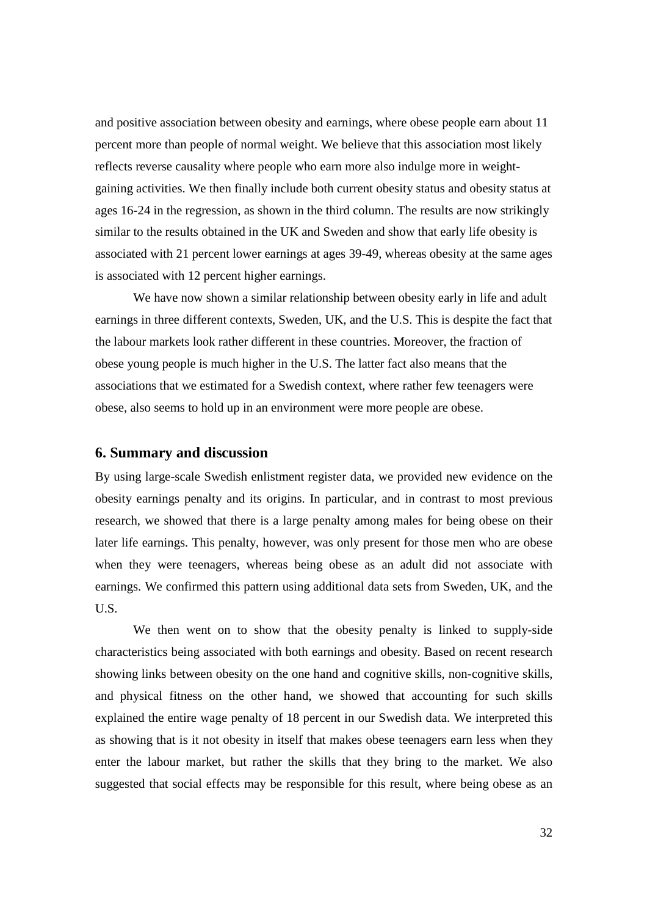and positive association between obesity and earnings, where obese people earn about 11 percent more than people of normal weight. We believe that this association most likely reflects reverse causality where people who earn more also indulge more in weight-gaining activities. We then finally include both current obesity status and obesity status at ages 16-24 in the regression, as shown in the third column. The results are now strikingly similar to the results obtained in the UK and Sweden and show that early life obesity is associated with 21 percent lower earnings at ages 39-49, whereas obesity at the same ages is associated with 12 percent higher earnings.

We have now shown a similar relationship between obesity early in life and adult earnings in three different contexts, Sweden, UK, and the U.S. This is despite the fact that the labour markets look rather different in these countries. Moreover, the fraction of obese young people is much higher in the U.S. The latter fact also means that the associations that we estimated for a Swedish context, where rather few teenagers were obese, also seems to hold up in an environment were more people are obese.

## 6. Summary and discussion

By using large-scale Swedish enlistment register data, we provided new evidence on the obesity earnings penalty and its origins. In particular, and in contrast to most previous research, we showed that there is a large penalty among males for being obese on their later life earnings. This penalty, however, was only present for those men who are obese when they were teenagers, whereas being obese as an adult did not associate with earnings. We confirmed this pattern using additional data sets from Sweden, UK, and the U.S.

We then went on to show that the obesity penalty is linked to supply-side characteristics being associated with both earnings and obesity. Based on recent research showing links between obesity on the one hand and cognitive skills, non-cognitive skills, and physical fitness on the other hand, we showed that accounting for such skills explained the entire wage penalty of 18 percent in our Swedish data. We interpreted this as showing that is it not obesity in itself that makes obese teenagers earn less when they enter the labour market, but rather the skills that they bring to the market. We also suggested that social effects may be responsible for this result, where being obese as an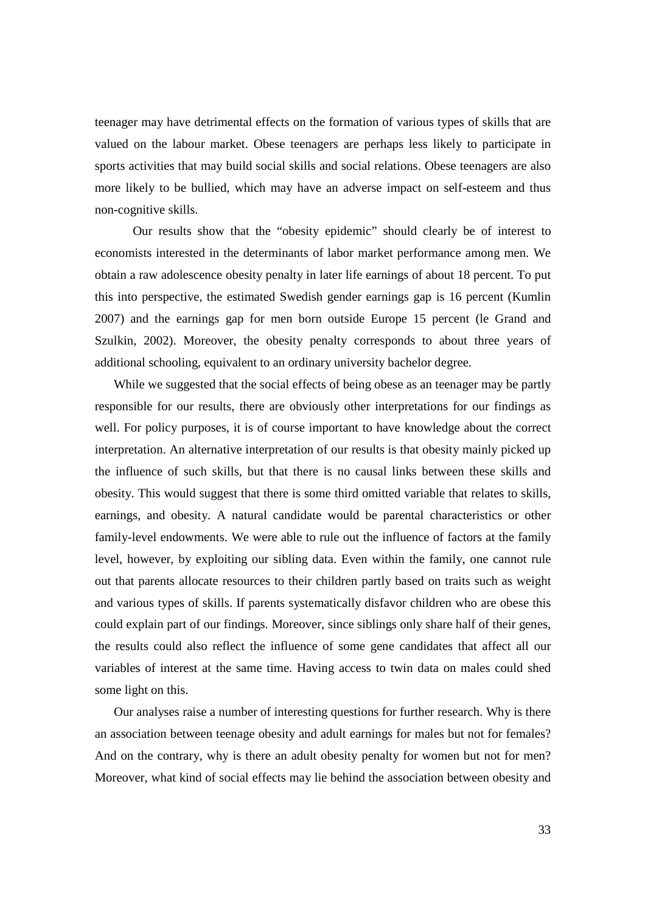teenager may have detrimental effects on the formation of various types of skills that are valued on the labour market. Obese teenagers are perhaps less likely to participate in sports activities that may build social skills and social relations. Obese teenagers are also more likely to be bullied, which may have an adverse impact on self-esteem and thus non-cognitive skills.

Our results show that the "obesity epidemic" should clearly be of interest to economists interested in the determinants of labor market performance among men. We obtain a raw adolescence obesity penalty in later life earnings of about 18 percent. To put this into perspective, the estimated Swedish gender earnings gap is 16 percent (Kumlin 2007) and the earnings gap for men born outside Europe 15 percent (le Grand and Szulkin, 2002). Moreover, the obesity penalty corresponds to about three years of additional schooling, equivalent to an ordinary university bachelor degree.

While we suggested that the social effects of being obese as an teenager may be partly responsible for our results, there are obviously other interpretations for our findings as well. For policy purposes, it is of course important to have knowledge about the correct interpretation. An alternative interpretation of our results is that obesity mainly picked up the influence of such skills, but that there is no causal links between these skills and obesity. This would suggest that there is some third omitted variable that relates to skills, earnings, and obesity. A natural candidate would be parental characteristics or other family-level endowments. We were able to rule out the influence of factors at the family level, however, by exploiting our sibling data. Even within the family, one cannot rule out that parents allocate resources to their children partly based on traits such as weight and various types of skills. If parents systematically disfavor children who are obese this could explain part of our findings. Moreover, since siblings only share half of their genes, the results could also reflect the influence of some gene candidates that affect all our variables of interest at the same time. Having access to twin data on males could shed some light on this.

Our analyses raise a number of interesting questions for further research. Why is there an association between teenage obesity and adult earnings for males but not for females? And on the contrary, why is there an adult obesity penalty for women but not for men? Moreover, what kind of social effects may lie behind the association between obesity and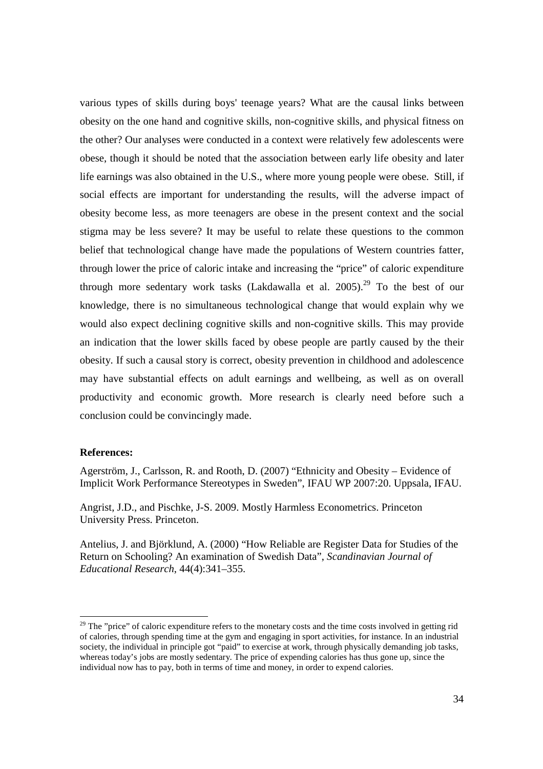various types of skills during boys' teenage years? What are the causal links between obesity on the one hand and cognitive skills, non-cognitive skills, and physical fitness on the other? Our analyses were conducted in a context were relatively few adolescents were obese, though it should be noted that the association between early life obesity and later life earnings was also obtained in the U.S., where more young people were obese. Still, if social effects are important for understanding the results, will the adverse impact of obesity become less, as more teenagers are obese in the present context and the social stigma may be less severe? It may be useful to relate these questions to the common belief that technological change have made the populations of Western countries fatter, through lower the price of caloric intake and increasing the "price" of caloric expenditure through more sedentary work tasks (Lakdawalla et al. 2005).[29] To the best of our knowledge, there is no simultaneous technological change that would explain why we would also expect declining cognitive skills and non-cognitive skills. This may provide an indication that the lower skills faced by obese people are partly caused by the their obesity. If such a causal story is correct, obesity prevention in childhood and adolescence may have substantial effects on adult earnings and wellbeing, as well as on overall productivity and economic growth. More research is clearly need before such a conclusion could be convincingly made.

**References:**

Agerström, J., Carlsson, R. and Rooth, D. (2007) "Ethnicity and Obesity – Evidence of Implicit Work Performance Stereotypes in Sweden", IFAU WP 2007:20. Uppsala, IFAU.

Angrist, J.D., and Pischke, J-S. 2009. Mostly Harmless Econometrics. Princeton University Press. Princeton.

Antelius, J. and Björklund, A. (2000) "How Reliable are Register Data for Studies of the Return on Schooling? An examination of Swedish Data", *Scandinavian Journal of Educational Research*, 44(4):341–355.

---

[29] The "price" of caloric expenditure refers to the monetary costs and the time costs involved in getting rid of calories, through spending time at the gym and engaging in sport activities, for instance. In an industrial society, the individual in principle got "paid" to exercise at work, through physically demanding job tasks, whereas today's jobs are mostly sedentary. The price of expending calories has thus gone up, since the individual now has to pay, both in terms of time and money, in order to expend calories.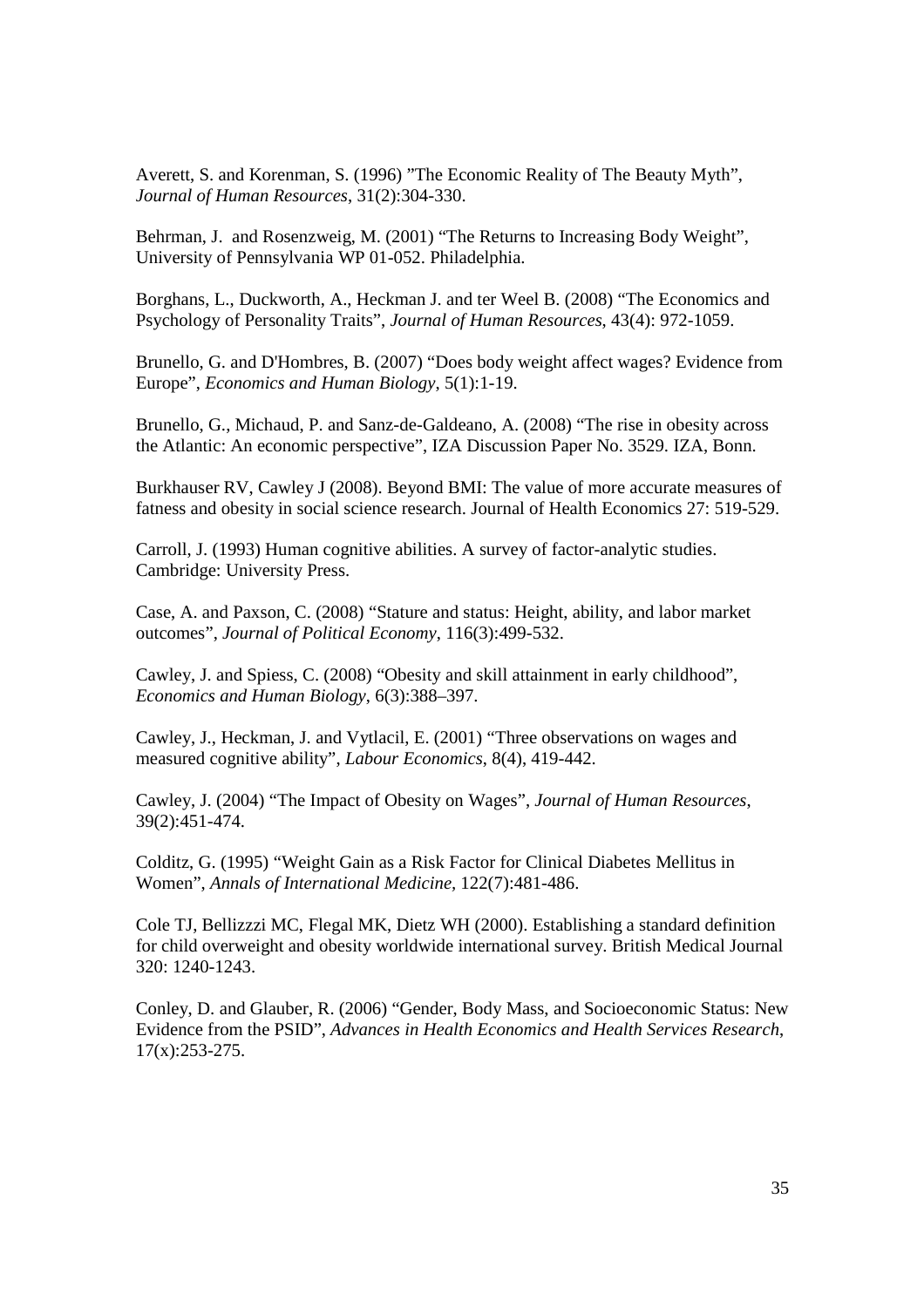Averett, S. and Korenman, S. (1996) "The Economic Reality of The Beauty Myth", *Journal of Human Resources*, 31(2):304-330.

Behrman, J. and Rosenzweig, M. (2001) "The Returns to Increasing Body Weight", University of Pennsylvania WP 01-052. Philadelphia.

Borghans, L., Duckworth, A., Heckman J. and ter Weel B. (2008) "The Economics and Psychology of Personality Traits", *Journal of Human Resources*, 43(4): 972-1059.

Brunello, G. and D'Hombres, B. (2007) "Does body weight affect wages? Evidence from Europe", *Economics and Human Biology*, 5(1):1-19.

Brunello, G., Michaud, P. and Sanz-de-Galdeano, A. (2008) "The rise in obesity across the Atlantic: An economic perspective", IZA Discussion Paper No. 3529. IZA, Bonn.

Burkhauser RV, Cawley J (2008). Beyond BMI: The value of more accurate measures of fatness and obesity in social science research. Journal of Health Economics 27: 519-529.

Carroll, J. (1993) Human cognitive abilities. A survey of factor-analytic studies. Cambridge: University Press.

Case, A. and Paxson, C. (2008) "Stature and status: Height, ability, and labor market outcomes", *Journal of Political Economy*, 116(3):499-532.

Cawley, J. and Spiess, C. (2008) "Obesity and skill attainment in early childhood", *Economics and Human Biology*, 6(3):388–397.

Cawley, J., Heckman, J. and Vytlacil, E. (2001) "Three observations on wages and measured cognitive ability", *Labour Economics*, 8(4), 419-442.

Cawley, J. (2004) "The Impact of Obesity on Wages", *Journal of Human Resources*, 39(2):451-474.

Colditz, G. (1995) "Weight Gain as a Risk Factor for Clinical Diabetes Mellitus in Women", *Annals of International Medicine*, 122(7):481-486.

Cole TJ, Bellizzzi MC, Flegal MK, Dietz WH (2000). Establishing a standard definition for child overweight and obesity worldwide international survey. British Medical Journal 320: 1240-1243.

Conley, D. and Glauber, R. (2006) "Gender, Body Mass, and Socioeconomic Status: New Evidence from the PSID", *Advances in Health Economics and Health Services Research*, 17(x):253-275.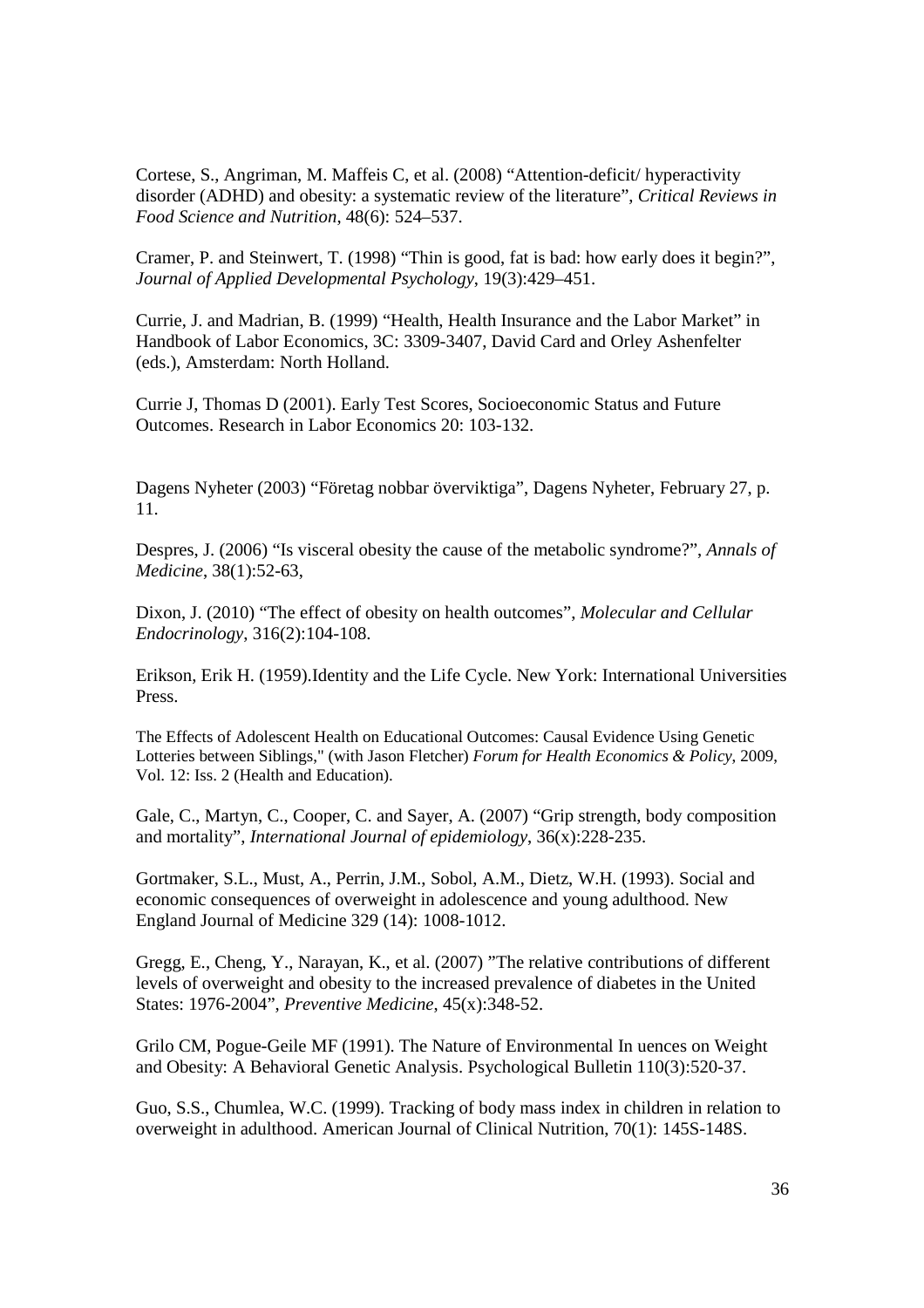Cortese, S., Angriman, M. Maffeis C, et al. (2008) "Attention-deficit/ hyperactivity disorder (ADHD) and obesity: a systematic review of the literature", *Critical Reviews in Food Science and Nutrition*, 48(6): 524–537.

Cramer, P. and Steinwert, T. (1998) "Thin is good, fat is bad: how early does it begin?", *Journal of Applied Developmental Psychology*, 19(3):429–451.

Currie, J. and Madrian, B. (1999) "Health, Health Insurance and the Labor Market" in Handbook of Labor Economics, 3C: 3309-3407, David Card and Orley Ashenfelter (eds.), Amsterdam: North Holland.

Currie J, Thomas D (2001). Early Test Scores, Socioeconomic Status and Future Outcomes. Research in Labor Economics 20: 103-132.

Dagens Nyheter (2003) "Företag nobbar överviktiga", Dagens Nyheter, February 27, p. 11.

Despres, J. (2006) "Is visceral obesity the cause of the metabolic syndrome?", *Annals of Medicine*, 38(1):52-63,

Dixon, J. (2010) "The effect of obesity on health outcomes", *Molecular and Cellular Endocrinology*, 316(2):104-108.

Erikson, Erik H. (1959).Identity and the Life Cycle. New York: International Universities Press.

The Effects of Adolescent Health on Educational Outcomes: Causal Evidence Using Genetic Lotteries between Siblings," (with Jason Fletcher) *Forum for Health Economics & Policy*, 2009, Vol. 12: Iss. 2 (Health and Education).

Gale, C., Martyn, C., Cooper, C. and Sayer, A. (2007) "Grip strength, body composition and mortality", *International Journal of epidemiology*, 36(x):228-235.

Gortmaker, S.L., Must, A., Perrin, J.M., Sobol, A.M., Dietz, W.H. (1993). Social and economic consequences of overweight in adolescence and young adulthood. New England Journal of Medicine 329 (14): 1008-1012.

Gregg, E., Cheng, Y., Narayan, K., et al. (2007) "The relative contributions of different levels of overweight and obesity to the increased prevalence of diabetes in the United States: 1976-2004", *Preventive Medicine*, 45(x):348-52.

Grilo CM, Pogue-Geile MF (1991). The Nature of Environmental In uences on Weight and Obesity: A Behavioral Genetic Analysis. Psychological Bulletin 110(3):520-37.

Guo, S.S., Chumlea, W.C. (1999). Tracking of body mass index in children in relation to overweight in adulthood. American Journal of Clinical Nutrition, 70(1): 145S-148S.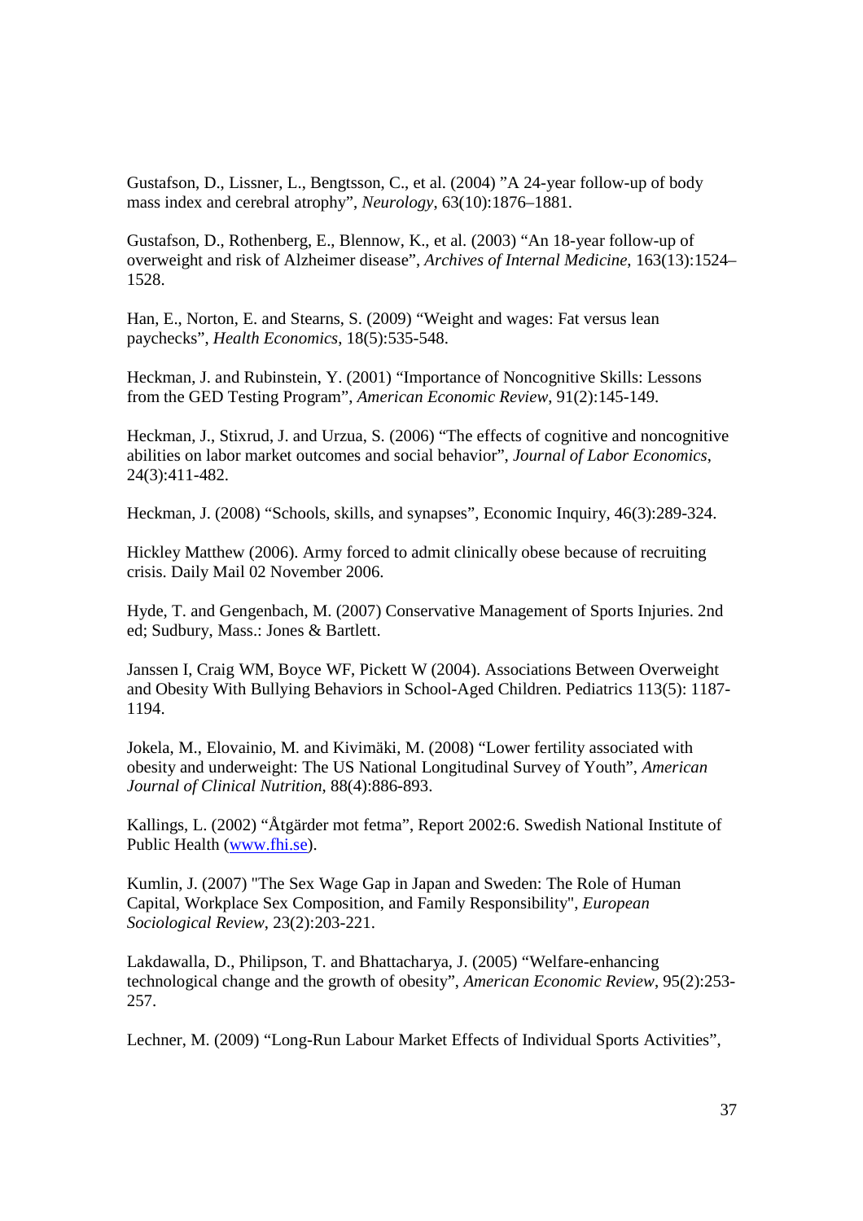Gustafson, D., Lissner, L., Bengtsson, C., et al. (2004) "A 24-year follow-up of body mass index and cerebral atrophy", *Neurology*, 63(10):1876–1881.

Gustafson, D., Rothenberg, E., Blennow, K., et al. (2003) "An 18-year follow-up of overweight and risk of Alzheimer disease", *Archives of Internal Medicine*, 163(13):1524–1528.

Han, E., Norton, E. and Stearns, S. (2009) "Weight and wages: Fat versus lean paychecks", *Health Economics*, 18(5):535-548.

Heckman, J. and Rubinstein, Y. (2001) "Importance of Noncognitive Skills: Lessons from the GED Testing Program", *American Economic Review*, 91(2):145-149.

Heckman, J., Stixrud, J. and Urzua, S. (2006) "The effects of cognitive and noncognitive abilities on labor market outcomes and social behavior", *Journal of Labor Economics*, 24(3):411-482.

Heckman, J. (2008) "Schools, skills, and synapses", Economic Inquiry, 46(3):289-324.

Hickley Matthew (2006). Army forced to admit clinically obese because of recruiting crisis. Daily Mail 02 November 2006.

Hyde, T. and Gengenbach, M. (2007) Conservative Management of Sports Injuries. 2nd ed; Sudbury, Mass.: Jones & Bartlett.

Janssen I, Craig WM, Boyce WF, Pickett W (2004). Associations Between Overweight and Obesity With Bullying Behaviors in School-Aged Children. Pediatrics 113(5): 1187-1194.

Jokela, M., Elovainio, M. and Kivimäki, M. (2008) "Lower fertility associated with obesity and underweight: The US National Longitudinal Survey of Youth", *American Journal of Clinical Nutrition*, 88(4):886-893.

Kallings, L. (2002) "Åtgärder mot fetma", Report 2002:6. Swedish National Institute of Public Health (www.fhi.se).

Kumlin, J. (2007) "The Sex Wage Gap in Japan and Sweden: The Role of Human Capital, Workplace Sex Composition, and Family Responsibility", *European Sociological Review*, 23(2):203-221.

Lakdawalla, D., Philipson, T. and Bhattacharya, J. (2005) "Welfare-enhancing technological change and the growth of obesity", *American Economic Review*, 95(2):253-257.

Lechner, M. (2009) "Long-Run Labour Market Effects of Individual Sports Activities",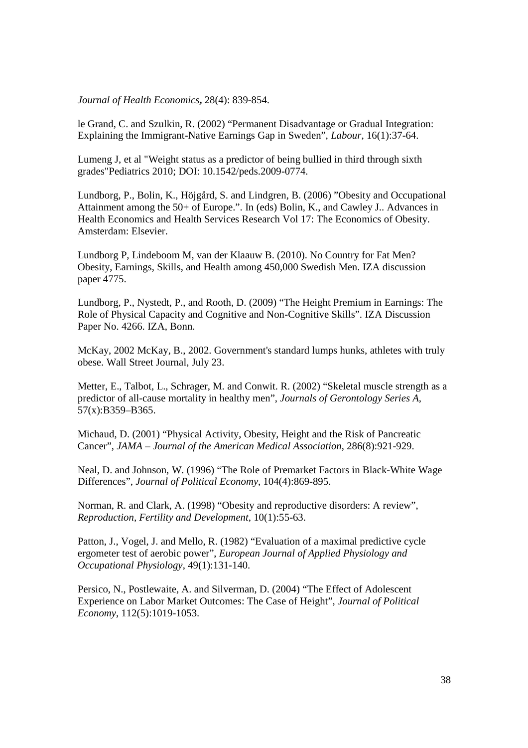*Journal of Health Economics***,** 28(4): 839-854.

le Grand, C. and Szulkin, R. (2002) "Permanent Disadvantage or Gradual Integration: Explaining the Immigrant-Native Earnings Gap in Sweden", *Labour*, 16(1):37-64.

Lumeng J, et al "Weight status as a predictor of being bullied in third through sixth grades"Pediatrics 2010; DOI: 10.1542/peds.2009-0774.

Lundborg, P., Bolin, K., Höjgård, S. and Lindgren, B. (2006) "Obesity and Occupational Attainment among the 50+ of Europe.". In (eds) Bolin, K., and Cawley J.. Advances in Health Economics and Health Services Research Vol 17: The Economics of Obesity. Amsterdam: Elsevier.

Lundborg P, Lindeboom M, van der Klaauw B. (2010). No Country for Fat Men? Obesity, Earnings, Skills, and Health among 450,000 Swedish Men. IZA discussion paper 4775.

Lundborg, P., Nystedt, P., and Rooth, D. (2009) "The Height Premium in Earnings: The Role of Physical Capacity and Cognitive and Non-Cognitive Skills". IZA Discussion Paper No. 4266. IZA, Bonn.

McKay, 2002 McKay, B., 2002. Government's standard lumps hunks, athletes with truly obese. Wall Street Journal, July 23.

Metter, E., Talbot, L., Schrager, M. and Conwit. R. (2002) "Skeletal muscle strength as a predictor of all-cause mortality in healthy men", *Journals of Gerontology Series A*, 57(x):B359–B365.

Michaud, D. (2001) "Physical Activity, Obesity, Height and the Risk of Pancreatic Cancer", *JAMA – Journal of the American Medical Association*, 286(8):921-929.

Neal, D. and Johnson, W. (1996) "The Role of Premarket Factors in Black-White Wage Differences", *Journal of Political Economy*, 104(4):869-895.

Norman, R. and Clark, A. (1998) "Obesity and reproductive disorders: A review", *Reproduction, Fertility and Development*, 10(1):55-63.

Patton, J., Vogel, J. and Mello, R. (1982) "Evaluation of a maximal predictive cycle ergometer test of aerobic power", *European Journal of Applied Physiology and Occupational Physiology*, 49(1):131-140.

Persico, N., Postlewaite, A. and Silverman, D. (2004) "The Effect of Adolescent Experience on Labor Market Outcomes: The Case of Height", *Journal of Political Economy*, 112(5):1019-1053.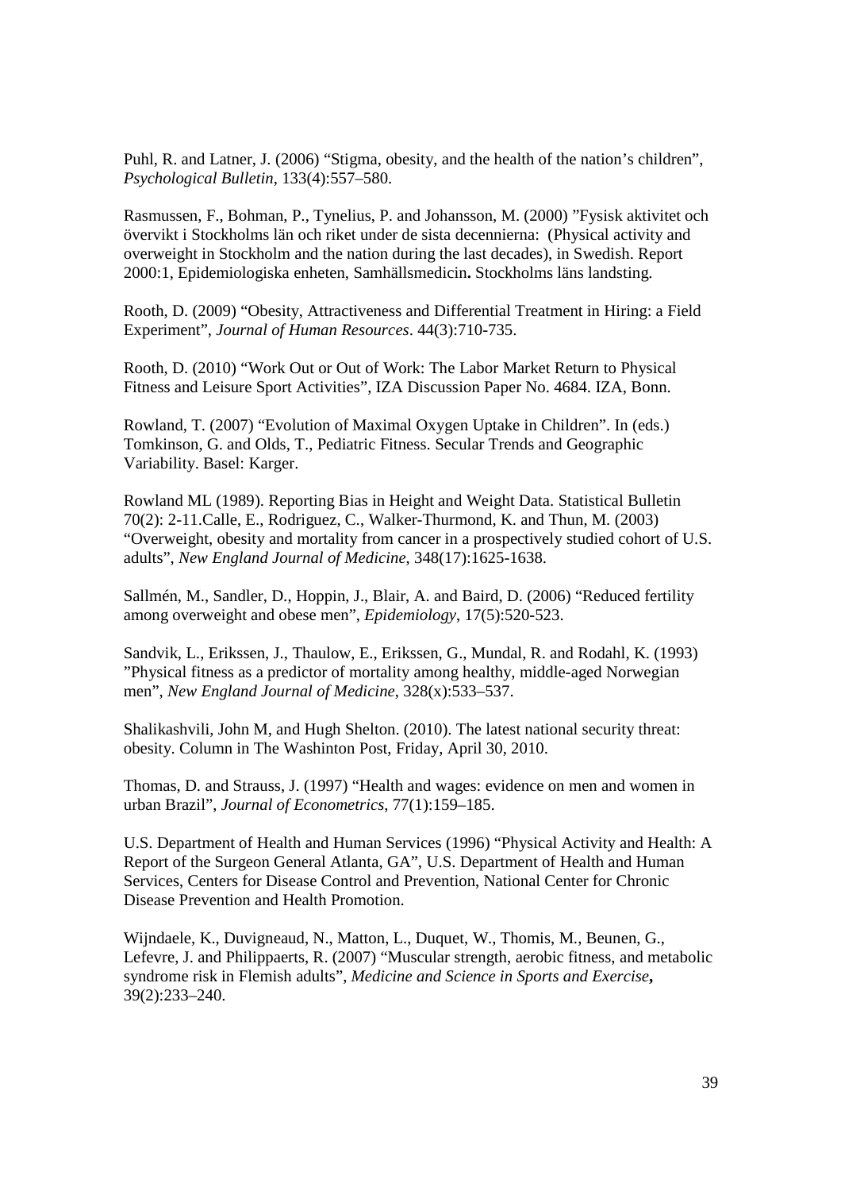Puhl, R. and Latner, J. (2006) “Stigma, obesity, and the health of the nation’s children”, *Psychological Bulletin*, 133(4):557–580.

Rasmussen, F., Bohman, P., Tynelius, P. and Johansson, M. (2000) ”Fysisk aktivitet och övervikt i Stockholms län och riket under de sista decennierna: (Physical activity and overweight in Stockholm and the nation during the last decades), in Swedish. Report 2000:1, Epidemiologiska enheten, Samhällsmedicin**.** Stockholms läns landsting.

Rooth, D. (2009) “Obesity, Attractiveness and Differential Treatment in Hiring: a Field Experiment”, *Journal of Human Resources*. 44(3):710-735.

Rooth, D. (2010) “Work Out or Out of Work: The Labor Market Return to Physical Fitness and Leisure Sport Activities”, IZA Discussion Paper No. 4684. IZA, Bonn.

Rowland, T. (2007) “Evolution of Maximal Oxygen Uptake in Children”. In (eds.) Tomkinson, G. and Olds, T., Pediatric Fitness. Secular Trends and Geographic Variability. Basel: Karger.

Rowland ML (1989). Reporting Bias in Height and Weight Data. Statistical Bulletin 70(2): 2-11.Calle, E., Rodriguez, C., Walker-Thurmond, K. and Thun, M. (2003) “Overweight, obesity and mortality from cancer in a prospectively studied cohort of U.S. adults”, *New England Journal of Medicine*, 348(17):1625-1638.

Sallmén, M., Sandler, D., Hoppin, J., Blair, A. and Baird, D. (2006) “Reduced fertility among overweight and obese men”, *Epidemiology*, 17(5):520-523.

Sandvik, L., Erikssen, J., Thaulow, E., Erikssen, G., Mundal, R. and Rodahl, K. (1993) ”Physical fitness as a predictor of mortality among healthy, middle-aged Norwegian men”, *New England Journal of Medicine*, 328(x):533–537.

Shalikashvili, John M, and Hugh Shelton. (2010). The latest national security threat: obesity. Column in The Washinton Post, Friday, April 30, 2010.

Thomas, D. and Strauss, J. (1997) “Health and wages: evidence on men and women in urban Brazil”, *Journal of Econometrics*, 77(1):159–185.

U.S. Department of Health and Human Services (1996) “Physical Activity and Health: A Report of the Surgeon General Atlanta, GA”, U.S. Department of Health and Human Services, Centers for Disease Control and Prevention, National Center for Chronic Disease Prevention and Health Promotion.

Wijndaele, K., Duvigneaud, N., Matton, L., Duquet, W., Thomis, M., Beunen, G., Lefevre, J. and Philippaerts, R. (2007) “Muscular strength, aerobic fitness, and metabolic syndrome risk in Flemish adults”, *Medicine and Science in Sports and Exercise***,** 39(2):233–240.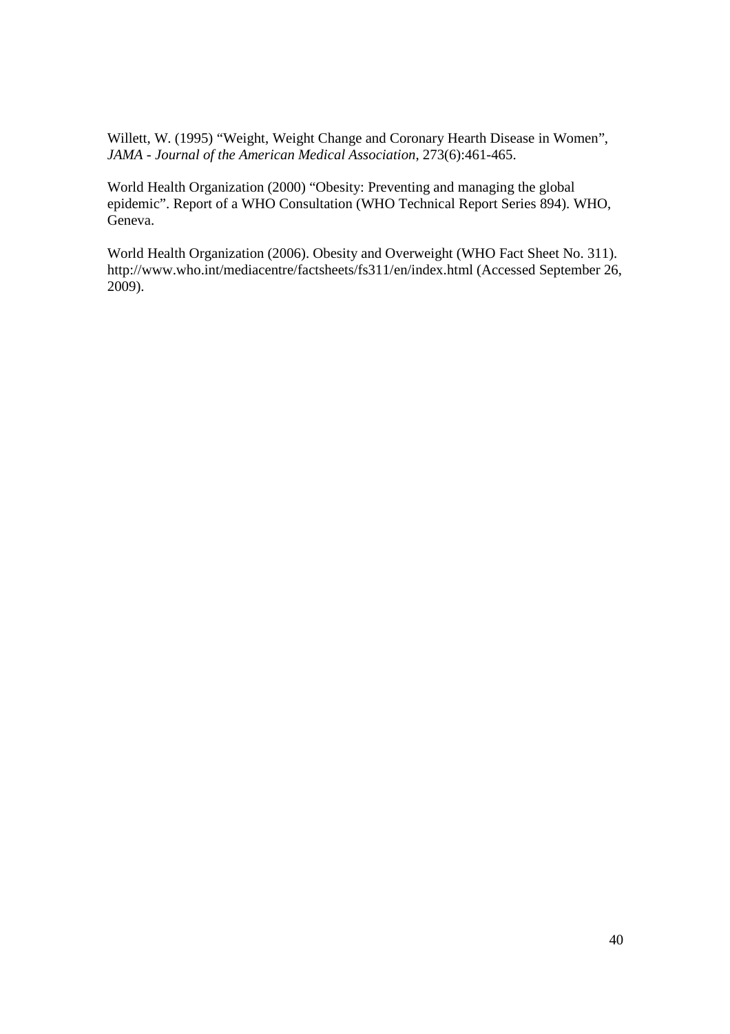Willett, W. (1995) “Weight, Weight Change and Coronary Hearth Disease in Women”, *JAMA - Journal of the American Medical Association*, 273(6):461-465.

World Health Organization (2000) “Obesity: Preventing and managing the global epidemic”. Report of a WHO Consultation (WHO Technical Report Series 894). WHO, Geneva.

World Health Organization (2006). Obesity and Overweight (WHO Fact Sheet No. 311). http://www.who.int/mediacentre/factsheets/fs311/en/index.html (Accessed September 26, 2009).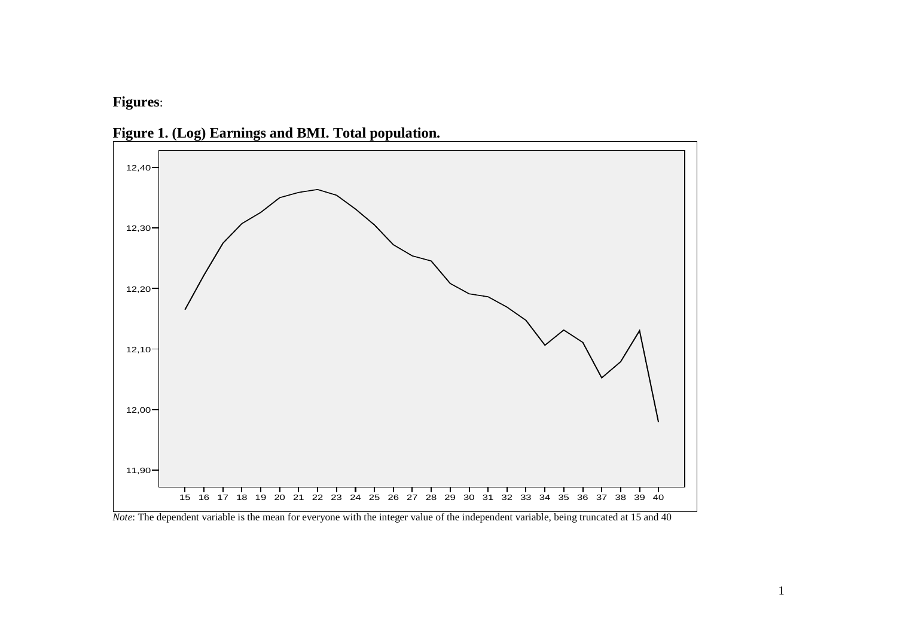**Figures**:

**Figure 1. (Log) Earnings and BMI. Total population.**

*Note*: The dependent variable is the mean for everyone with the integer value of the independent variable, being truncated at 15 and 40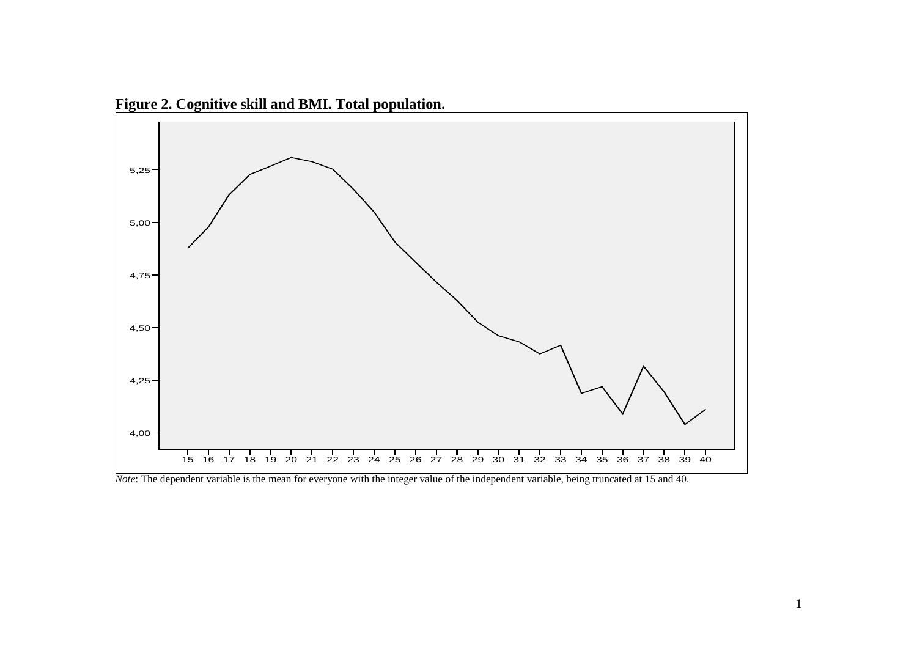**Figure 2. Cognitive skill and BMI. Total population.**

*Note*: The dependent variable is the mean for everyone with the integer value of the independent variable, being truncated at 15 and 40.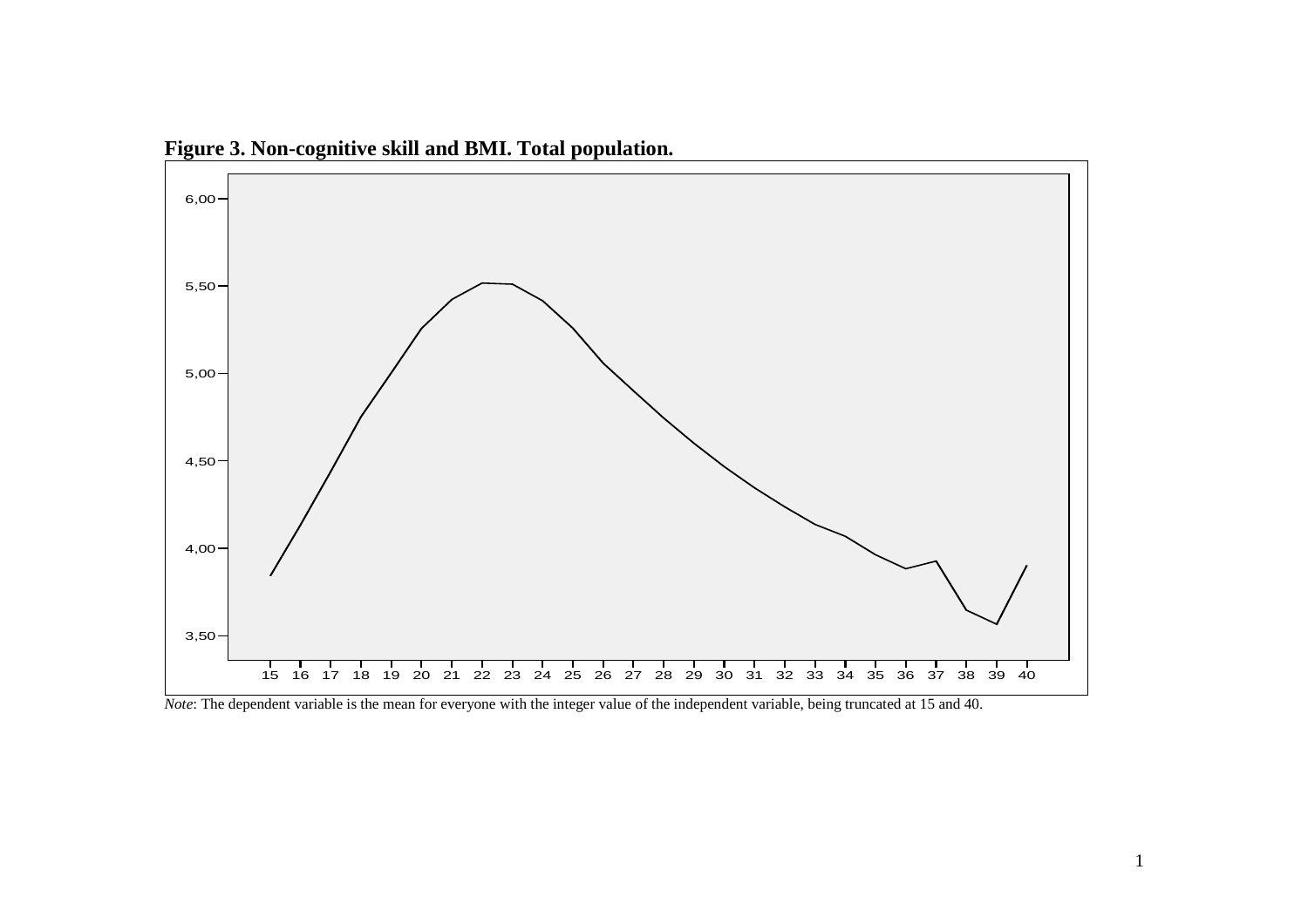**Figure 3. Non-cognitive skill and BMI. Total population.**

*Note*: The dependent variable is the mean for everyone with the integer value of the independent variable, being truncated at 15 and 40.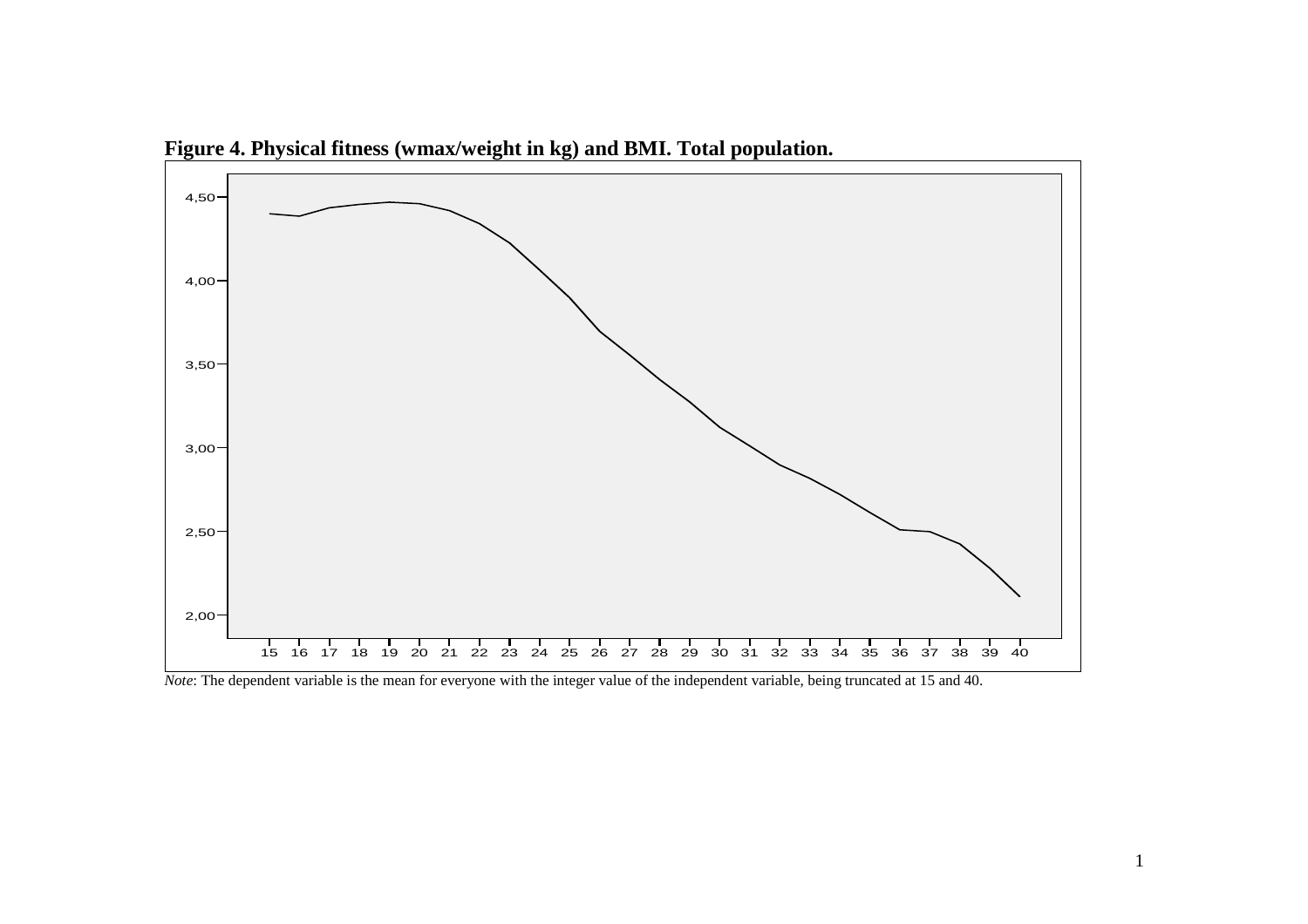**Figure 4. Physical fitness (wmax/weight in kg) and BMI. Total population.**

*Note*: The dependent variable is the mean for everyone with the integer value of the independent variable, being truncated at 15 and 40.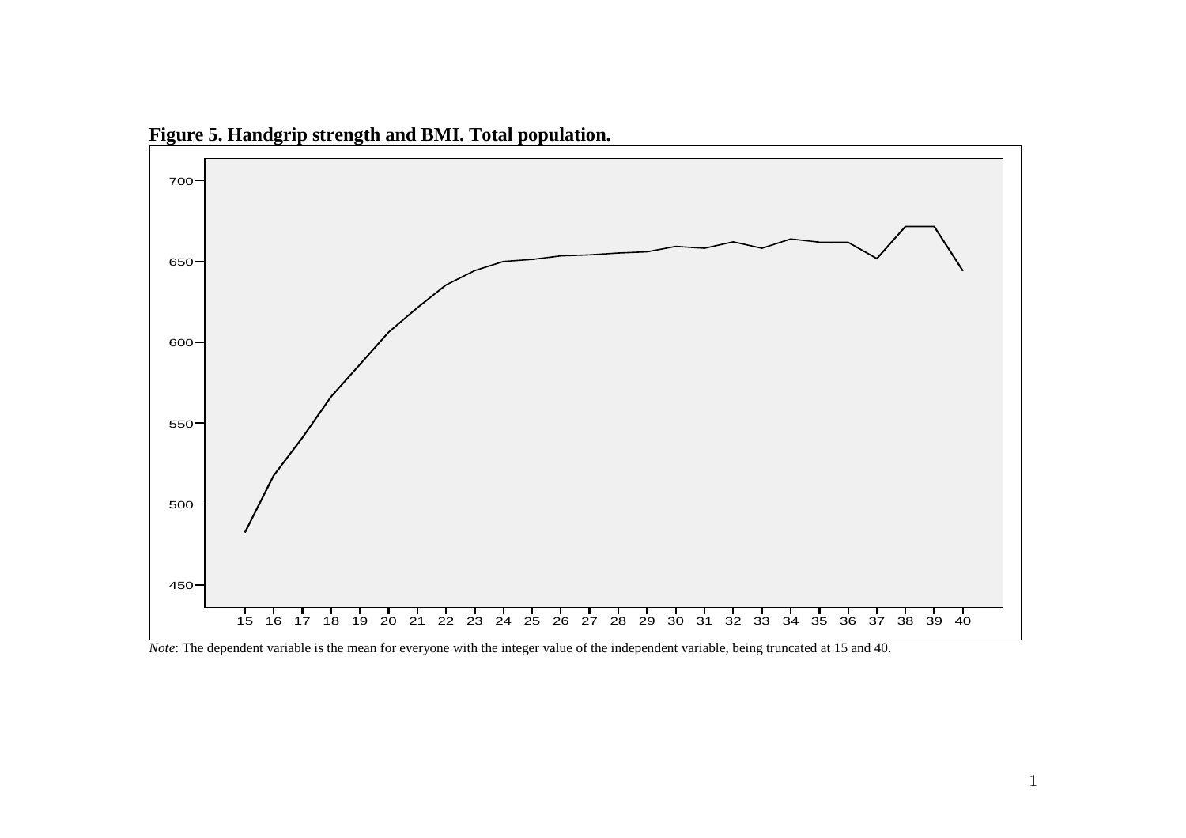**Figure 5. Handgrip strength and BMI. Total population.**

*Note*: The dependent variable is the mean for everyone with the integer value of the independent variable, being truncated at 15 and 40.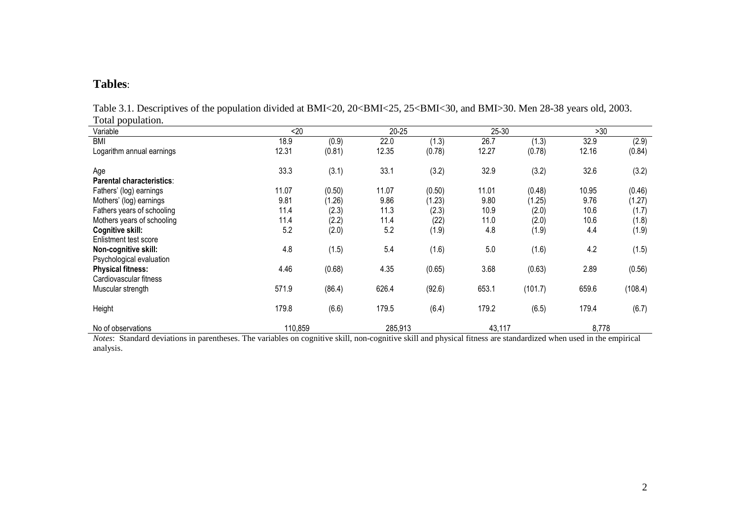**Tables**:

Table 3.1. Descriptives of the population divided at BMI<20, 20<BMI<25, 25<BMI<30, and BMI>30. Men 28-38 years old, 2003. Total population.

| Variable | <20 | | 20-25 | | 25-30 | | >30 | |
|---|---|---|---|---|---|---|---|---|
| BMI | 18.9 | (0.9) | 22.0 | (1.3) | 26.7 | (1.3) | 32.9 | (2.9) |
| Logarithm annual earnings | 12.31 | (0.81) | 12.35 | (0.78) | 12.27 | (0.78) | 12.16 | (0.84) |
| Age | 33.3 | (3.1) | 33.1 | (3.2) | 32.9 | (3.2) | 32.6 | (3.2) |
| **Parental characteristics**: | | | | | | | | |
| Fathers' (log) earnings | 11.07 | (0.50) | 11.07 | (0.50) | 11.01 | (0.48) | 10.95 | (0.46) |
| Mothers' (log) earnings | 9.81 | (1.26) | 9.86 | (1.23) | 9.80 | (1.25) | 9.76 | (1.27) |
| Fathers years of schooling | 11.4 | (2.3) | 11.3 | (2.3) | 10.9 | (2.0) | 10.6 | (1.7) |
| Mothers years of schooling | 11.4 | (2.2) | 11.4 | (22) | 11.0 | (2.0) | 10.6 | (1.8) |
| **Cognitive skill:** Enlistment test score | 5.2 | (2.0) | 5.2 | (1.9) | 4.8 | (1.9) | 4.4 | (1.9) |
| **Non-cognitive skill:** Psychological evaluation | 4.8 | (1.5) | 5.4 | (1.6) | 5.0 | (1.6) | 4.2 | (1.5) |
| **Physical fitness:** Cardiovascular fitness | 4.46 | (0.68) | 4.35 | (0.65) | 3.68 | (0.63) | 2.89 | (0.56) |
| Muscular strength | 571.9 | (86.4) | 626.4 | (92.6) | 653.1 | (101.7) | 659.6 | (108.4) |
| Height | 179.8 | (6.6) | 179.5 | (6.4) | 179.2 | (6.5) | 179.4 | (6.7) |
| No of observations | 110,859 | | 285,913 | | 43,117 | | 8,778 | |

*Notes*: Standard deviations in parentheses. The variables on cognitive skill, non-cognitive skill and physical fitness are standardized when used in the empirical analysis.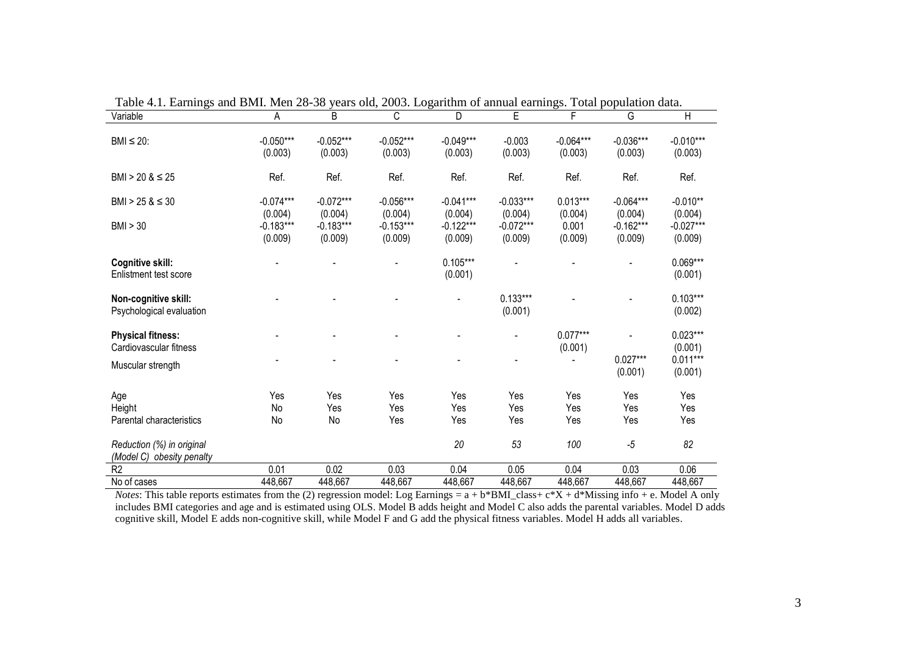Table 4.1. Earnings and BMI. Men 28-38 years old, 2003. Logarithm of annual earnings. Total population data.

| Variable | A | B | C | D | E | F | G | H |
|---|---|---|---|---|---|---|---|---|
| BMI ≤ 20: | -0.050*** | -0.052*** | -0.052*** | -0.049*** | -0.003 | -0.064*** | -0.036*** | -0.010*** |
| | (0.003) | (0.003) | (0.003) | (0.003) | (0.003) | (0.003) | (0.003) | (0.003) |
| BMI > 20 & ≤ 25 | Ref. | Ref. | Ref. | Ref. | Ref. | Ref. | Ref. | Ref. |
| BMI > 25 & ≤ 30 | -0.074*** | -0.072*** | -0.056*** | -0.041*** | -0.033*** | 0.013*** | -0.064*** | -0.010** |
| | (0.004) | (0.004) | (0.004) | (0.004) | (0.004) | (0.004) | (0.004) | (0.004) |
| BMI > 30 | -0.183*** | -0.183*** | -0.153*** | -0.122*** | -0.072*** | 0.001 | -0.162*** | -0.027*** |
| | (0.009) | (0.009) | (0.009) | (0.009) | (0.009) | (0.009) | (0.009) | (0.009) |
| **Cognitive skill:** | - | - | - | 0.105*** | - | - | - | 0.069*** |
| Enlistment test score | | | | (0.001) | | | | (0.001) |
| **Non-cognitive skill:** | - | - | - | - | 0.133*** | - | - | 0.103*** |
| Psychological evaluation | | | | | (0.001) | | | (0.002) |
| **Physical fitness:** | - | - | - | - | - | 0.077*** | - | 0.023*** |
| Cardiovascular fitness | | | | | | (0.001) | | (0.001) |
| Muscular strength | - | - | - | - | - | - | 0.027*** | 0.011*** |
| | | | | | | | (0.001) | (0.001) |
| Age | Yes | Yes | Yes | Yes | Yes | Yes | Yes | Yes |
| Height | No | Yes | Yes | Yes | Yes | Yes | Yes | Yes |
| Parental characteristics | No | No | Yes | Yes | Yes | Yes | Yes | Yes |
| *Reduction (%) in original (Model C) obesity penalty* | | | | *20* | *53* | *100* | *-5* | *82* |
| $R^2$ | 0.01 | 0.02 | 0.03 | 0.04 | 0.05 | 0.04 | 0.03 | 0.06 |
| No of cases | 448,667 | 448,667 | 448,667 | 448,667 | 448,667 | 448,667 | 448,667 | 448,667 |

*Notes*: This table reports estimates from the (2) regression model: Log Earnings = a + b*BMI_class+ c*X + d*Missing info + e. Model A only includes BMI categories and age and is estimated using OLS. Model B adds height and Model C also adds the parental variables. Model D adds cognitive skill, Model E adds non-cognitive skill, while Model F and G add the physical fitness variables. Model H adds all variables.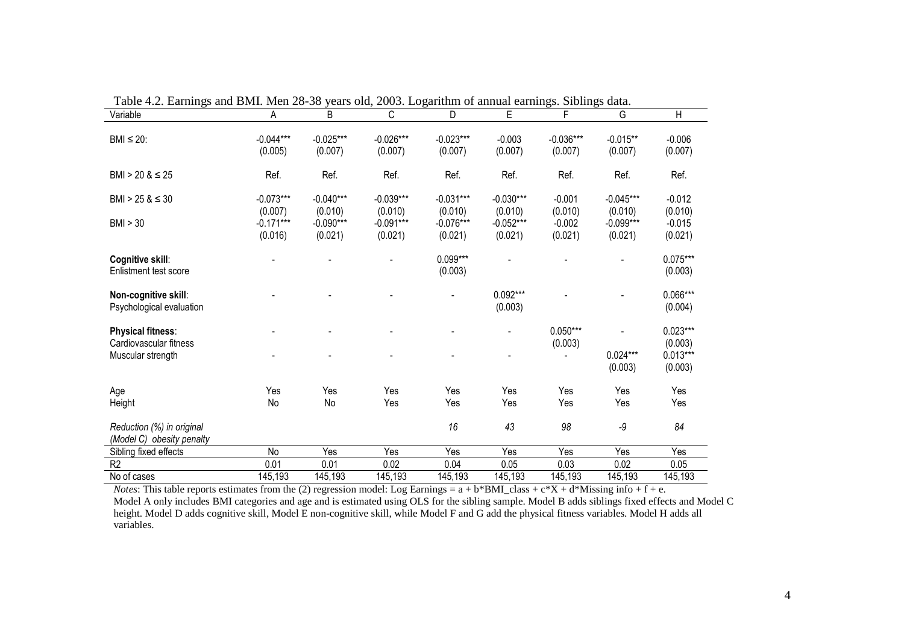Table 4.2. Earnings and BMI. Men 28-38 years old, 2003. Logarithm of annual earnings. Siblings data.

| Variable | A | B | C | D | E | F | G | H |
|---|---|---|---|---|---|---|---|---|
| BMI ≤ 20: | -0.044*** | -0.025*** | -0.026*** | -0.023*** | -0.003 | -0.036*** | -0.015** | -0.006 |
| | (0.005) | (0.007) | (0.007) | (0.007) | (0.007) | (0.007) | (0.007) | (0.007) |
| BMI > 20 & ≤ 25 | Ref. | Ref. | Ref. | Ref. | Ref. | Ref. | Ref. | Ref. |
| BMI > 25 & ≤ 30 | -0.073*** | -0.040*** | -0.039*** | -0.031*** | -0.030*** | -0.001 | -0.045*** | -0.012 |
| | (0.007) | (0.010) | (0.010) | (0.010) | (0.010) | (0.010) | (0.010) | (0.010) |
| BMI > 30 | -0.171*** | -0.090*** | -0.091*** | -0.076*** | -0.052*** | -0.002 | -0.099*** | -0.015 |
| | (0.016) | (0.021) | (0.021) | (0.021) | (0.021) | (0.021) | (0.021) | (0.021) |
| **Cognitive skill**: Enlistment test score | - | - | - | 0.099*** | - | - | - | 0.075*** |
| | | | | (0.003) | | | | (0.003) |
| **Non-cognitive skill**: Psychological evaluation | - | - | - | - | 0.092*** | - | - | 0.066*** |
| | | | | | (0.003) | | | (0.004) |
| **Physical fitness**: Cardiovascular fitness | - | - | - | - | - | 0.050*** | - | 0.023*** |
| | | | | | | (0.003) | | (0.003) |
| Muscular strength | - | - | - | - | - | - | 0.024*** | 0.013*** |
| | | | | | | | (0.003) | (0.003) |
| Age | Yes | Yes | Yes | Yes | Yes | Yes | Yes | Yes |
| Height | No | No | Yes | Yes | Yes | Yes | Yes | Yes |
| *Reduction (%) in original (Model C) obesity penalty* | | | | *16* | *43* | *98* | *-9* | *84* |
| Sibling fixed effects | No | Yes | Yes | Yes | Yes | Yes | Yes | Yes |
| R2 | 0.01 | 0.01 | 0.02 | 0.04 | 0.05 | 0.03 | 0.02 | 0.05 |
| No of cases | 145,193 | 145,193 | 145,193 | 145,193 | 145,193 | 145,193 | 145,193 | 145,193 |

*Notes*: This table reports estimates from the (2) regression model: Log Earnings = a + b*BMI_class + c*X + d*Missing info + f + e. Model A only includes BMI categories and age and is estimated using OLS for the sibling sample. Model B adds siblings fixed effects and Model C height. Model D adds cognitive skill, Model E non-cognitive skill, while Model F and G add the physical fitness variables. Model H adds all variables.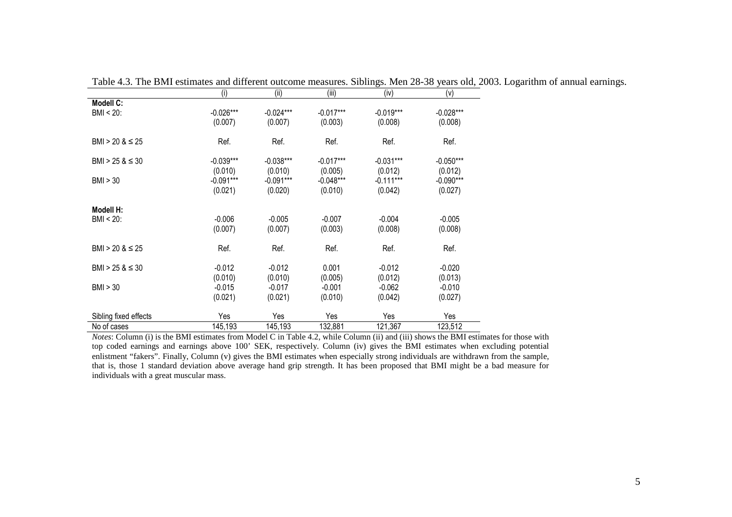Table 4.3. The BMI estimates and different outcome measures. Siblings. Men 28-38 years old, 2003. Logarithm of annual earnings.

| | (i) | (ii) | (iii) | (iv) | (v) |
|---|---|---|---|---|---|
| **Modell C:** | | | | | |
| BMI < 20: | -0.026*** | -0.024*** | -0.017*** | -0.019*** | -0.028*** |
| | (0.007) | (0.007) | (0.003) | (0.008) | (0.008) |
| BMI > 20 & ≤ 25 | Ref. | Ref. | Ref. | Ref. | Ref. |
| BMI > 25 & ≤ 30 | -0.039*** | -0.038*** | -0.017*** | -0.031*** | -0.050*** |
| | (0.010) | (0.010) | (0.005) | (0.012) | (0.012) |
| BMI > 30 | -0.091*** | -0.091*** | -0.048*** | -0.111*** | -0.090*** |
| | (0.021) | (0.020) | (0.010) | (0.042) | (0.027) |
| **Modell H:** | | | | | |
| BMI < 20: | -0.006 | -0.005 | -0.007 | -0.004 | -0.005 |
| | (0.007) | (0.007) | (0.003) | (0.008) | (0.008) |
| BMI > 20 & ≤ 25 | Ref. | Ref. | Ref. | Ref. | Ref. |
| BMI > 25 & ≤ 30 | -0.012 | -0.012 | 0.001 | -0.012 | -0.020 |
| | (0.010) | (0.010) | (0.005) | (0.012) | (0.013) |
| BMI > 30 | -0.015 | -0.017 | -0.001 | -0.062 | -0.010 |
| | (0.021) | (0.021) | (0.010) | (0.042) | (0.027) |
| Sibling fixed effects | Yes | Yes | Yes | Yes | Yes |
| No of cases | 145,193 | 145,193 | 132,881 | 121,367 | 123,512 |

*Notes*: Column (i) is the BMI estimates from Model C in Table 4.2, while Column (ii) and (iii) shows the BMI estimates for those with top coded earnings and earnings above 100' SEK, respectively. Column (iv) gives the BMI estimates when excluding potential enlistment "fakers". Finally, Column (v) gives the BMI estimates when especially strong individuals are withdrawn from the sample, that is, those 1 standard deviation above average hand grip strength. It has been proposed that BMI might be a bad measure for individuals with a great muscular mass.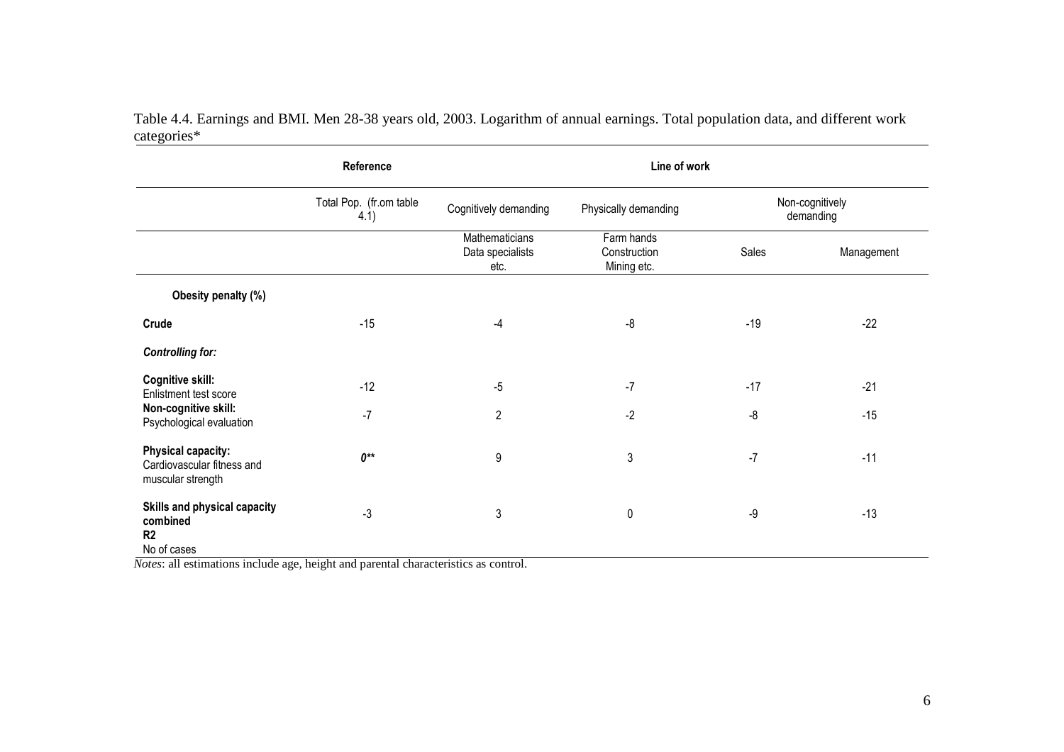Table 4.4. Earnings and BMI. Men 28-38 years old, 2003. Logarithm of annual earnings. Total population data, and different work categories*

| | Reference | Line of work | | | |
|---|---|---|---|---|---|
| | Total Pop. (fr.om table 4.1) | Cognitively demanding | Physically demanding | Non-cognitively demanding | |
| | | Mathematicians Data specialists etc. | Farm hands Construction Mining etc. | Sales | Management |
| **Obesity penalty (%)** | | | | | |
| **Crude** | -15 | -4 | -8 | -19 | -22 |
| ***Controlling for:*** | | | | | |
| **Cognitive skill:** Enlistment test score | -12 | -5 | -7 | -17 | -21 |
| **Non-cognitive skill:** Psychological evaluation | -7 | 2 | -2 | -8 | -15 |
| **Physical capacity:** Cardiovascular fitness and muscular strength | ***0\*\**** | 9 | 3 | -7 | -11 |
| **Skills and physical capacity combined** | -3 | 3 | 0 | -9 | -13 |
| **R2** | | | | | |
| No of cases | | | | | |

*Notes*: all estimations include age, height and parental characteristics as control.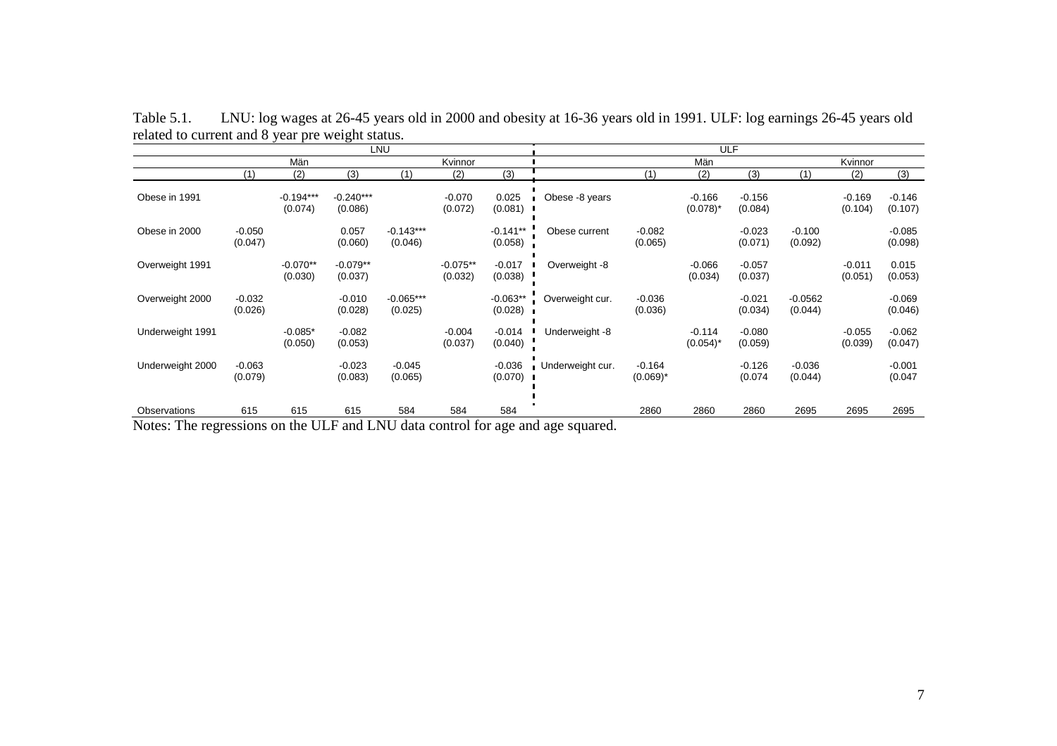Table 5.1. LNU: log wages at 26-45 years old in 2000 and obesity at 16-36 years old in 1991. ULF: log earnings 26-45 years old related to current and 8 year pre weight status.

| | LNU | | | | | | ULF | | | | | | |
|---|---|---|---|---|---|---|---|---|---|---|---|---|---|
| | Män | | | Kvinnor | | | | Män | | | Kvinnor | | |
| | (1) | (2) | (3) | (1) | (2) | (3) | | (1) | (2) | (3) | (1) | (2) | (3) |
| Obese in 1991 | | -0.194*** (0.074) | -0.240*** (0.086) | | -0.070 (0.072) | 0.025 (0.081) | Obese -8 years | | -0.166 (0.078)* | -0.156 (0.084) | | -0.169 (0.104) | -0.146 (0.107) |
| Obese in 2000 | -0.050 (0.047) | | 0.057 (0.060) | -0.143*** (0.046) | | -0.141** (0.058) | Obese current | -0.082 (0.065) | | -0.023 (0.071) | -0.100 (0.092) | | -0.085 (0.098) |
| Overweight 1991 | | -0.070** (0.030) | -0.079** (0.037) | | -0.075** (0.032) | -0.017 (0.038) | Overweight -8 | | -0.066 (0.034) | -0.057 (0.037) | | -0.011 (0.051) | 0.015 (0.053) |
| Overweight 2000 | -0.032 (0.026) | | -0.010 (0.028) | -0.065*** (0.025) | | -0.063** (0.028) | Overweight cur. | -0.036 (0.036) | | -0.021 (0.034) | -0.0562 (0.044) | | -0.069 (0.046) |
| Underweight 1991 | | -0.085* (0.050) | -0.082 (0.053) | | -0.004 (0.037) | -0.014 (0.040) | Underweight -8 | | -0.114 (0.054)* | -0.080 (0.059) | | -0.055 (0.039) | -0.062 (0.047) |
| Underweight 2000 | -0.063 (0.079) | | -0.023 (0.083) | -0.045 (0.065) | | -0.036 (0.070) | Underweight cur. | -0.164 (0.069)* | | -0.126 (0.074 | -0.036 (0.044) | | -0.001 (0.047 |
| Observations | 615 | 615 | 615 | 584 | 584 | 584 | | 2860 | 2860 | 2860 | 2695 | 2695 | 2695 |

Notes: The regressions on the ULF and LNU data control for age and age squared.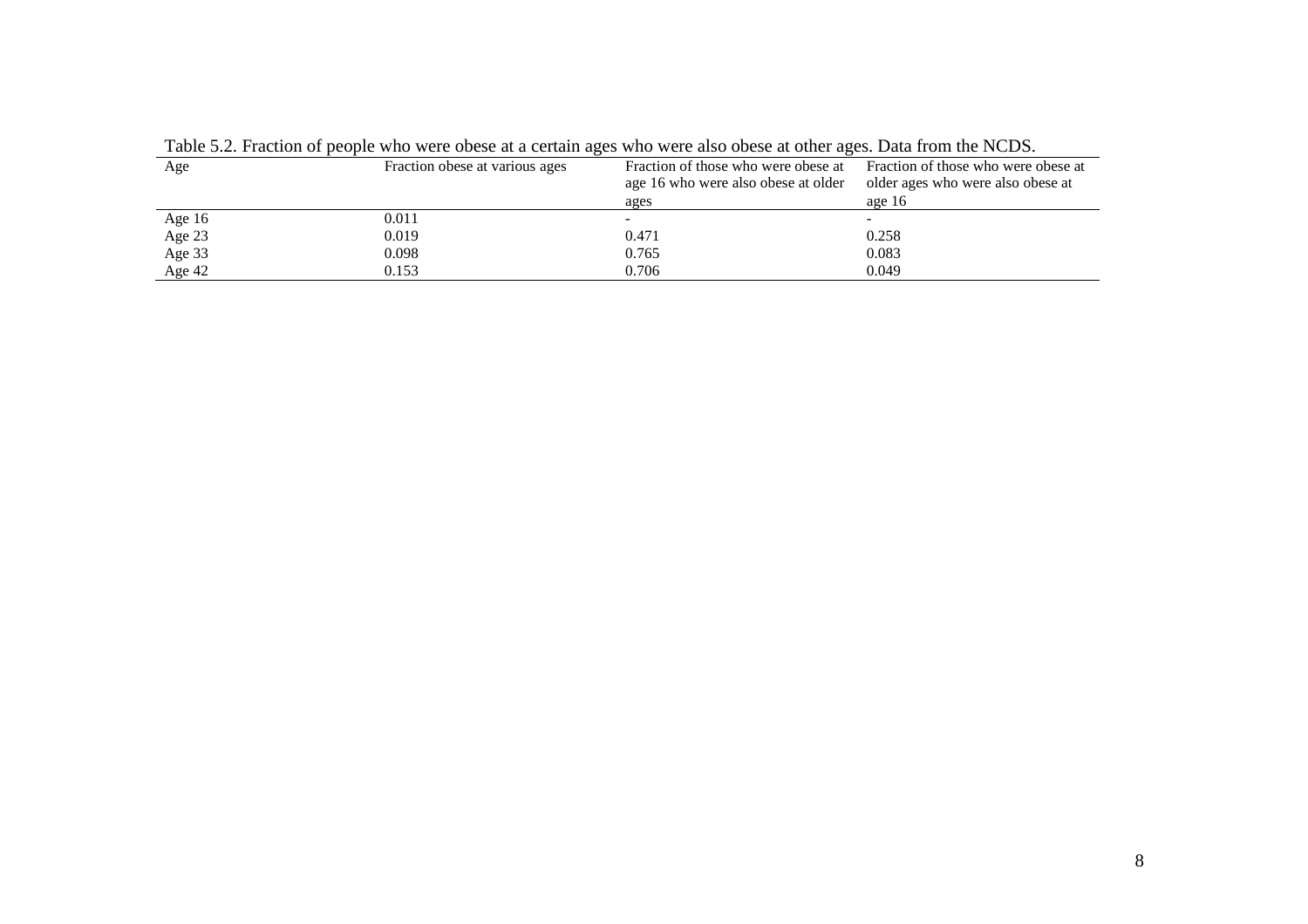Table 5.2. Fraction of people who were obese at a certain ages who were also obese at other ages. Data from the NCDS.

| Age | Fraction obese at various ages | Fraction of those who were obese at age 16 who were also obese at older ages | Fraction of those who were obese at older ages who were also obese at age 16 |
|---|---|---|---|
| Age 16 | 0.011 | - | - |
| Age 23 | 0.019 | 0.471 | 0.258 |
| Age 33 | 0.098 | 0.765 | 0.083 |
| Age 42 | 0.153 | 0.706 | 0.049 |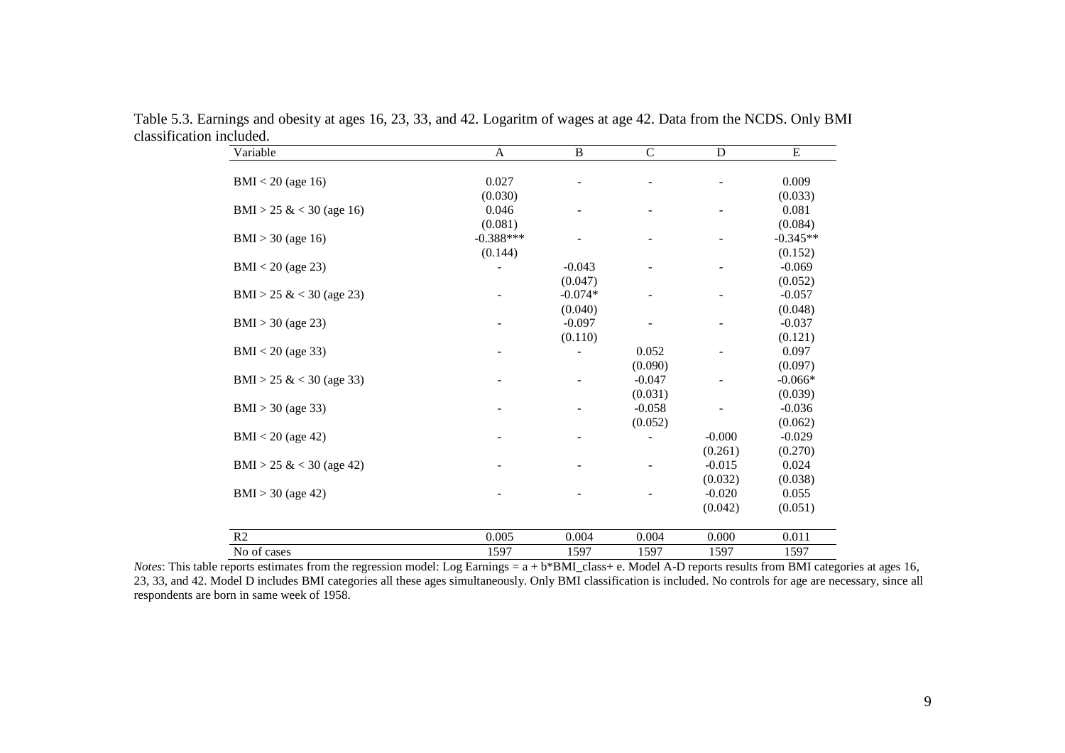Table 5.3. Earnings and obesity at ages 16, 23, 33, and 42. Logaritm of wages at age 42. Data from the NCDS. Only BMI classification included.

| Variable | A | B | C | D | E |
|---|---|---|---|---|---|
| BMI < 20 (age 16) | 0.027 | - | - | - | 0.009 |
| | (0.030) | | | | (0.033) |
| BMI > 25 & < 30 (age 16) | 0.046 | - | - | - | 0.081 |
| | (0.081) | | | | (0.084) |
| BMI > 30 (age 16) | -0.388*** | - | - | - | -0.345** |
| | (0.144) | | | | (0.152) |
| BMI < 20 (age 23) | - | -0.043 | - | - | -0.069 |
| | | (0.047) | | | (0.052) |
| BMI > 25 & < 30 (age 23) | - | -0.074* | - | - | -0.057 |
| | | (0.040) | | | (0.048) |
| BMI > 30 (age 23) | - | -0.097 | - | - | -0.037 |
| | | (0.110) | | | (0.121) |
| BMI < 20 (age 33) | - | - | 0.052 | - | 0.097 |
| | | | (0.090) | | (0.097) |
| BMI > 25 & < 30 (age 33) | - | - | -0.047 | - | -0.066* |
| | | | (0.031) | | (0.039) |
| BMI > 30 (age 33) | - | - | -0.058 | - | -0.036 |
| | | | (0.052) | | (0.062) |
| BMI < 20 (age 42) | - | - | - | -0.000 | -0.029 |
| | | | | (0.261) | (0.270) |
| BMI > 25 & < 30 (age 42) | - | - | - | -0.015 | 0.024 |
| | | | | (0.032) | (0.038) |
| BMI > 30 (age 42) | - | - | - | -0.020 | 0.055 |
| | | | | (0.042) | (0.051) |
| R2 | 0.005 | 0.004 | 0.004 | 0.000 | 0.011 |
| No of cases | 1597 | 1597 | 1597 | 1597 | 1597 |

*Notes*: This table reports estimates from the regression model: Log Earnings = a + b*BMI_class+ e. Model A-D reports results from BMI categories at ages 16, 23, 33, and 42. Model D includes BMI categories all these ages simultaneously. Only BMI classification is included. No controls for age are necessary, since all respondents are born in same week of 1958.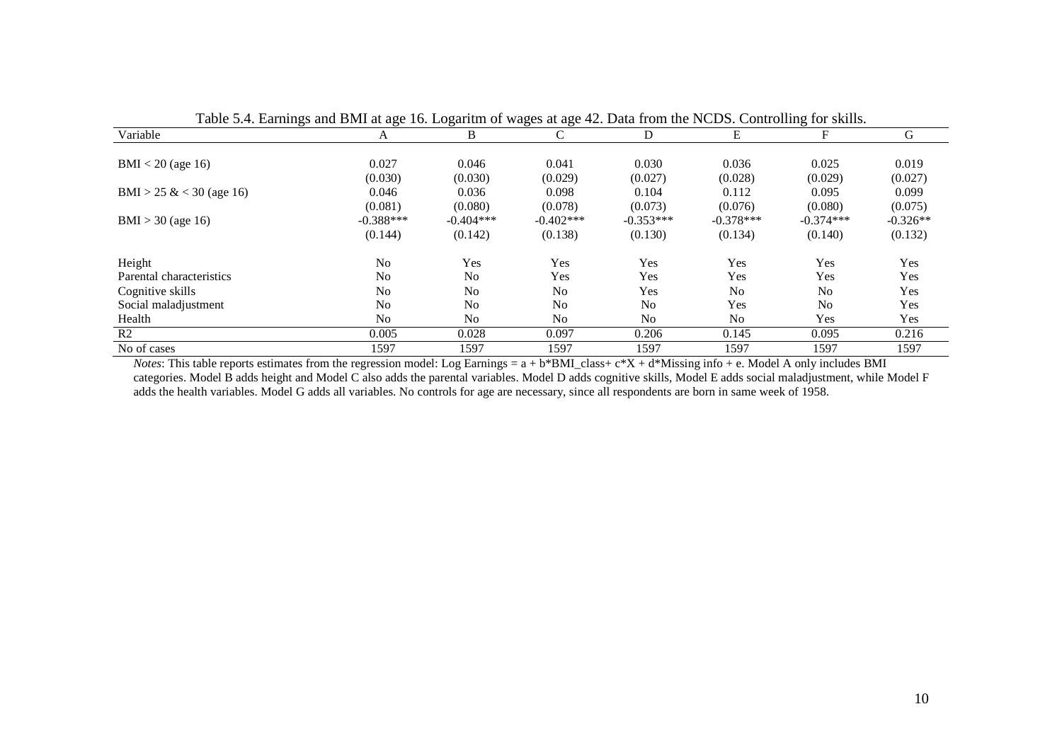Table 5.4. Earnings and BMI at age 16. Logaritm of wages at age 42. Data from the NCDS. Controlling for skills.

| Variable | A | B | C | D | E | F | G |
|---|---|---|---|---|---|---|---|
| BMI < 20 (age 16) | 0.027 | 0.046 | 0.041 | 0.030 | 0.036 | 0.025 | 0.019 |
| | (0.030) | (0.030) | (0.029) | (0.027) | (0.028) | (0.029) | (0.027) |
| BMI > 25 & < 30 (age 16) | 0.046 | 0.036 | 0.098 | 0.104 | 0.112 | 0.095 | 0.099 |
| | (0.081) | (0.080) | (0.078) | (0.073) | (0.076) | (0.080) | (0.075) |
| BMI > 30 (age 16) | -0.388*** | -0.404*** | -0.402*** | -0.353*** | -0.378*** | -0.374*** | -0.326** |
| | (0.144) | (0.142) | (0.138) | (0.130) | (0.134) | (0.140) | (0.132) |
| Height | No | Yes | Yes | Yes | Yes | Yes | Yes |
| Parental characteristics | No | No | Yes | Yes | Yes | Yes | Yes |
| Cognitive skills | No | No | No | Yes | No | No | Yes |
| Social maladjustment | No | No | No | No | Yes | No | Yes |
| Health | No | No | No | No | No | Yes | Yes |
| R2 | 0.005 | 0.028 | 0.097 | 0.206 | 0.145 | 0.095 | 0.216 |
| No of cases | 1597 | 1597 | 1597 | 1597 | 1597 | 1597 | 1597 |

*Notes*: This table reports estimates from the regression model: Log Earnings = a + b*BMI_class+ c*X + d*Missing info + e. Model A only includes BMI categories. Model B adds height and Model C also adds the parental variables. Model D adds cognitive skills, Model E adds social maladjustment, while Model F adds the health variables. Model G adds all variables. No controls for age are necessary, since all respondents are born in same week of 1958.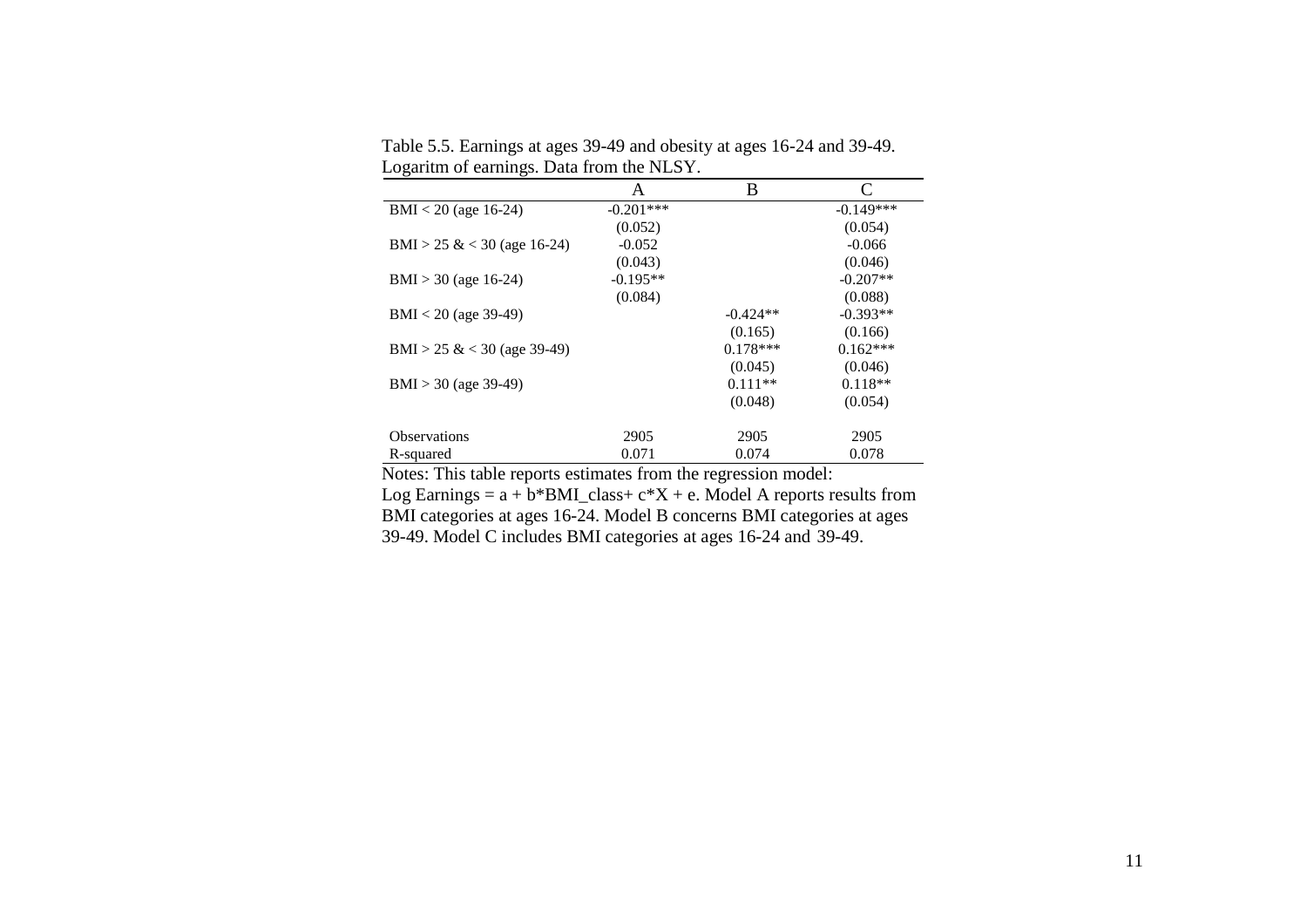Table 5.5. Earnings at ages 39-49 and obesity at ages 16-24 and 39-49. Logaritm of earnings. Data from the NLSY.

| | A | B | C |
|---|---|---|---|
| BMI < 20 (age 16-24) | -0.201*** | | -0.149*** |
| | (0.052) | | (0.054) |
| BMI > 25 & < 30 (age 16-24) | -0.052 | | -0.066 |
| | (0.043) | | (0.046) |
| BMI > 30 (age 16-24) | -0.195** | | -0.207** |
| | (0.084) | | (0.088) |
| BMI < 20 (age 39-49) | | -0.424** | -0.393** |
| | | (0.165) | (0.166) |
| BMI > 25 & < 30 (age 39-49) | | 0.178*** | 0.162*** |
| | | (0.045) | (0.046) |
| BMI > 30 (age 39-49) | | 0.111** | 0.118** |
| | | (0.048) | (0.054) |
| Observations | 2905 | 2905 | 2905 |
| R-squared | 0.071 | 0.074 | 0.078 |

Notes: This table reports estimates from the regression model: Log Earnings = a + b*BMI_class+ c*X + e. Model A reports results from BMI categories at ages 16-24. Model B concerns BMI categories at ages 39-49. Model C includes BMI categories at ages 16-24 and 39-49.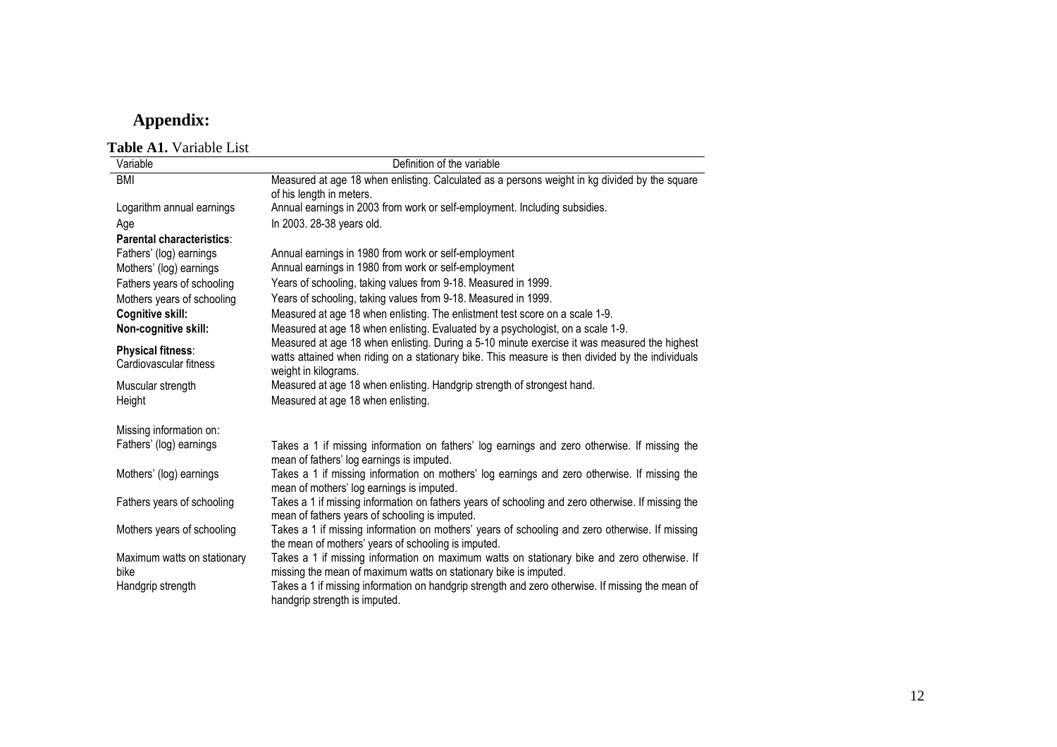# Appendix:

**Table A1.** Variable List

| Variable | Definition of the variable |
|---|---|
| BMI | Measured at age 18 when enlisting. Calculated as a persons weight in kg divided by the square of his length in meters. |
| Logarithm annual earnings | Annual earnings in 2003 from work or self-employment. Including subsidies. |
| Age | In 2003. 28-38 years old. |
| **Parental characteristics**: | |
| Fathers' (log) earnings | Annual earnings in 1980 from work or self-employment |
| Mothers' (log) earnings | Annual earnings in 1980 from work or self-employment |
| Fathers years of schooling | Years of schooling, taking values from 9-18. Measured in 1999. |
| Mothers years of schooling | Years of schooling, taking values from 9-18. Measured in 1999. |
| **Cognitive skill:** | Measured at age 18 when enlisting. The enlistment test score on a scale 1-9. |
| **Non-cognitive skill:** | Measured at age 18 when enlisting. Evaluated by a psychologist, on a scale 1-9. |
| **Physical fitness**: Cardiovascular fitness | Measured at age 18 when enlisting. During a 5-10 minute exercise it was measured the highest watts attained when riding on a stationary bike. This measure is then divided by the individuals weight in kilograms. |
| Muscular strength | Measured at age 18 when enlisting. Handgrip strength of strongest hand. |
| Height | Measured at age 18 when enlisting. |
| Missing information on: | |
| Fathers' (log) earnings | Takes a 1 if missing information on fathers' log earnings and zero otherwise. If missing the mean of fathers' log earnings is imputed. |
| Mothers' (log) earnings | Takes a 1 if missing information on mothers' log earnings and zero otherwise. If missing the mean of mothers' log earnings is imputed. |
| Fathers years of schooling | Takes a 1 if missing information on fathers years of schooling and zero otherwise. If missing the mean of fathers years of schooling is imputed. |
| Mothers years of schooling | Takes a 1 if missing information on mothers' years of schooling and zero otherwise. If missing the mean of mothers' years of schooling is imputed. |
| Maximum watts on stationary bike | Takes a 1 if missing information on maximum watts on stationary bike and zero otherwise. If missing the mean of maximum watts on stationary bike is imputed. |
| Handgrip strength | Takes a 1 if missing information on handgrip strength and zero otherwise. If missing the mean of handgrip strength is imputed. |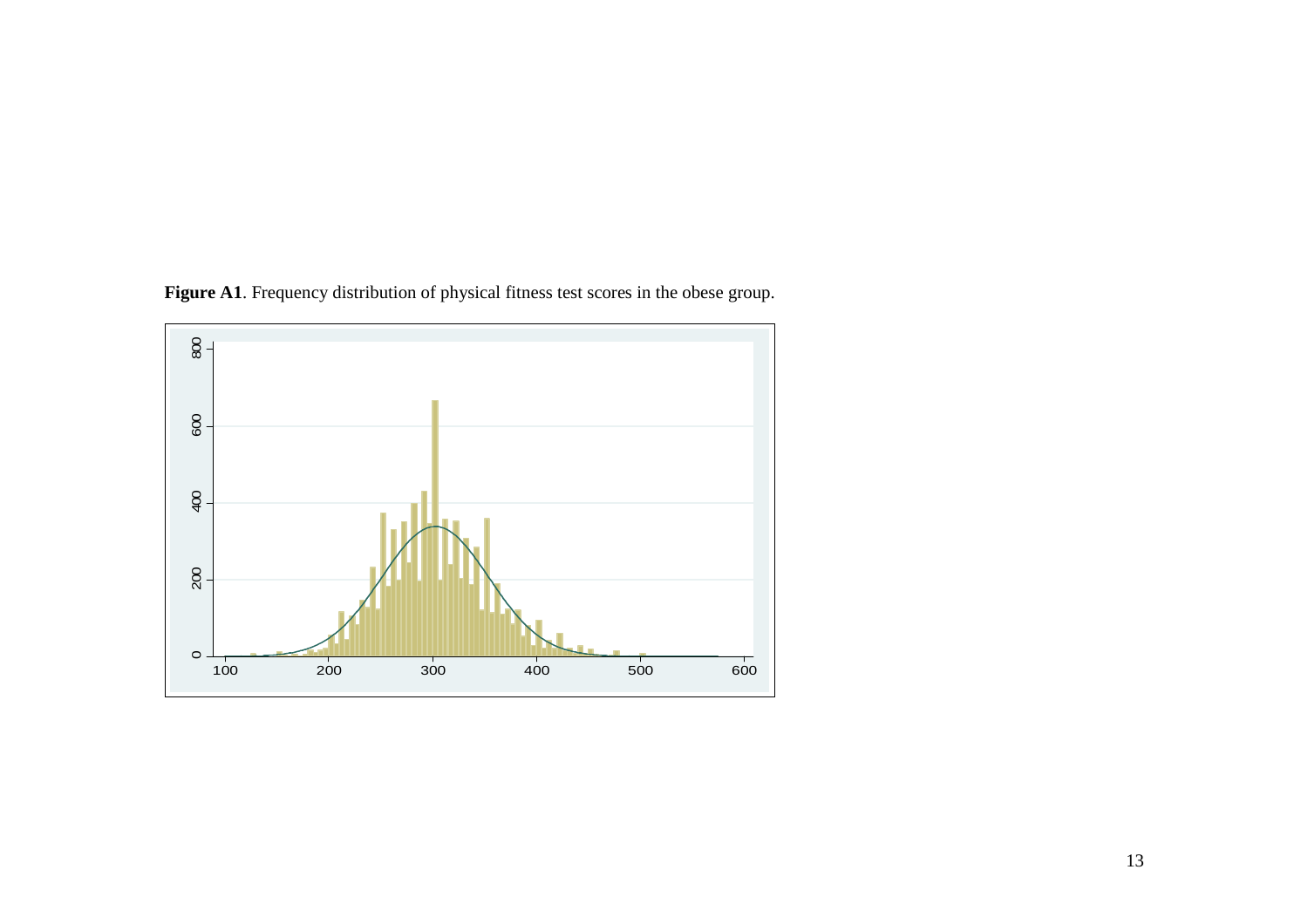**Figure A1**. Frequency distribution of physical fitness test scores in the obese group.

800

600

400

200

0

100 200 300 400 500 600